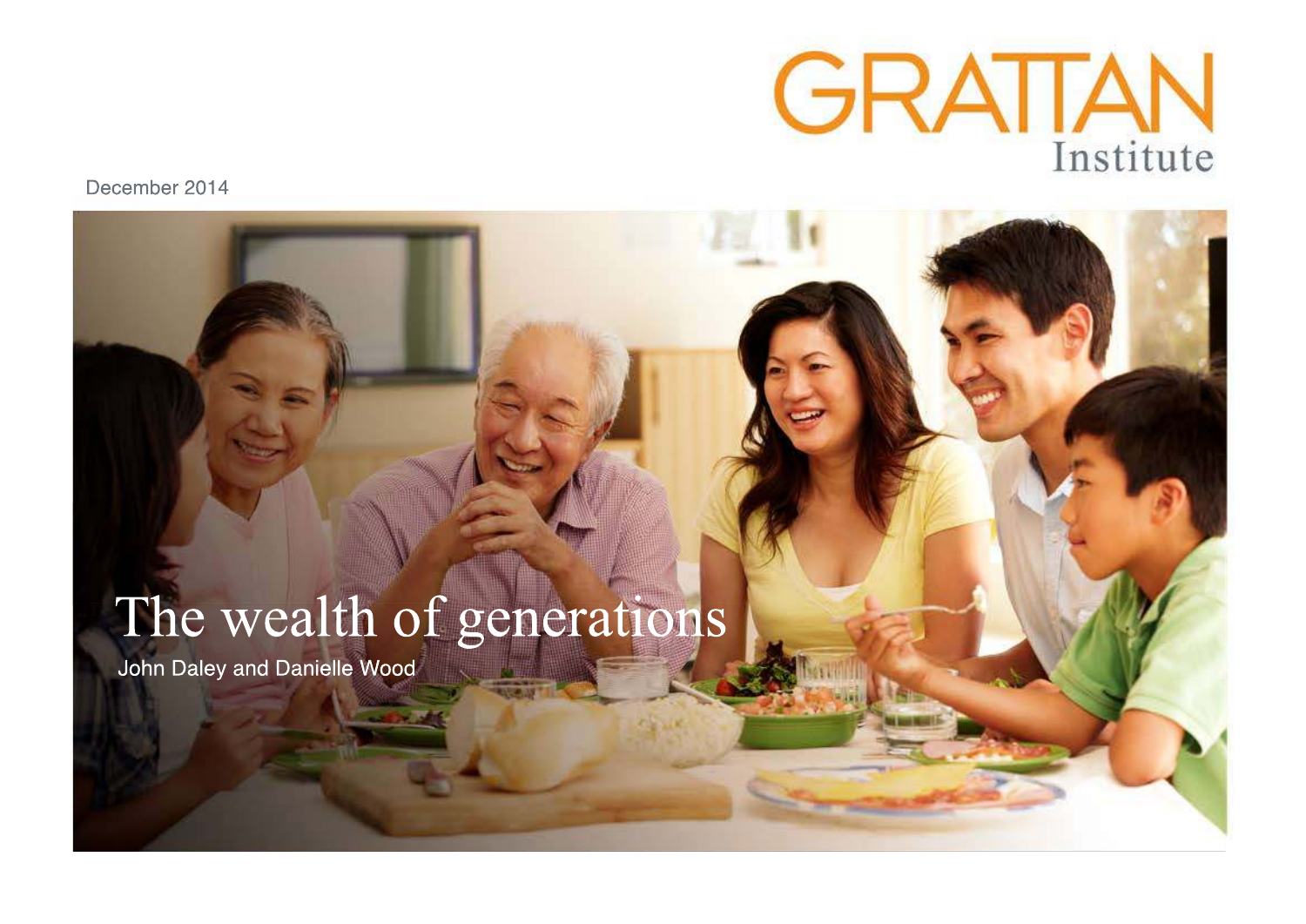GRATTAN Institute

December 2014

# The wealth of generations

John Daley and Danielle Wood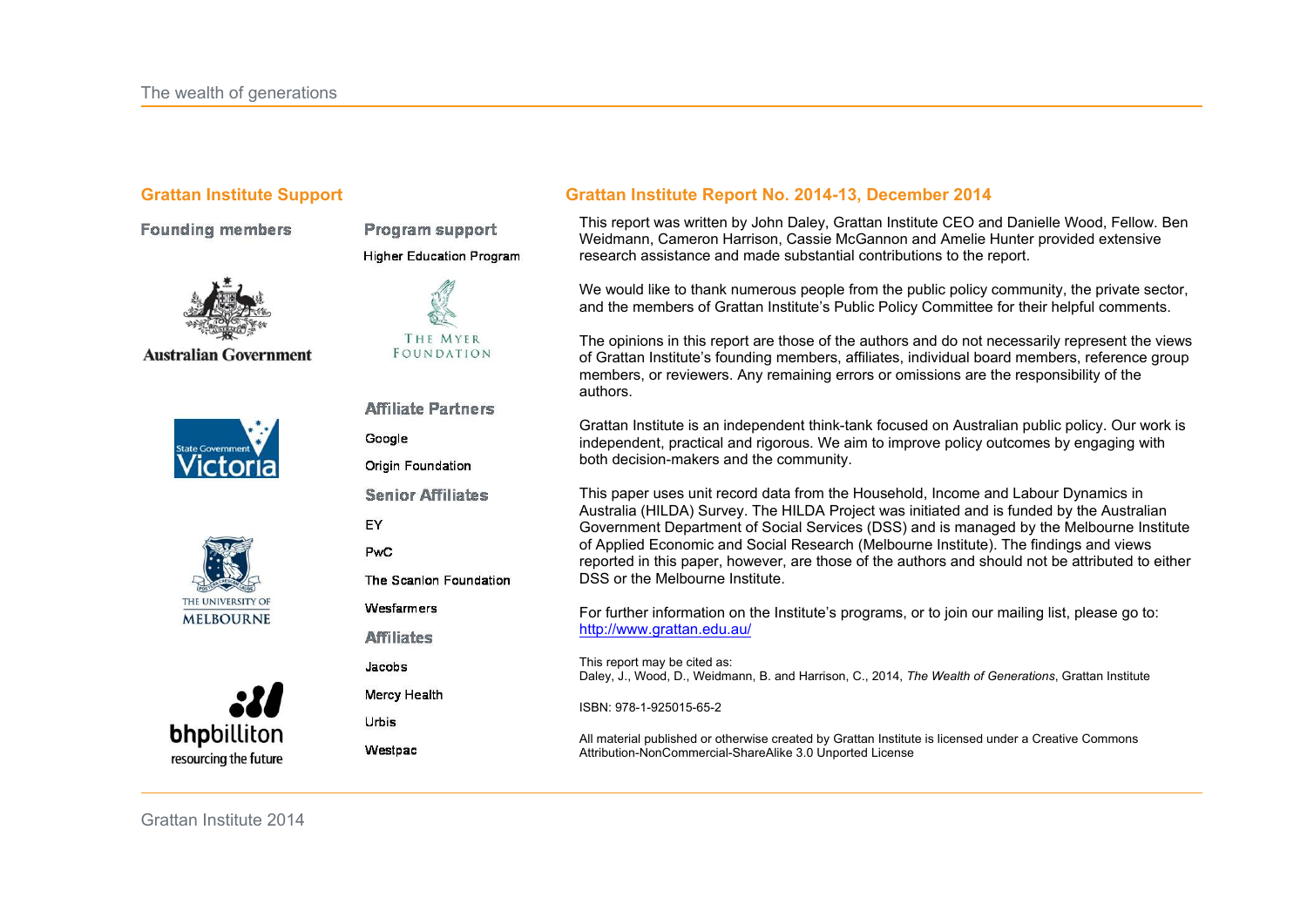## Grattan Institute Support

### Founding members

Australian Government

State Government Victoria

The University of Melbourne

bhpbilliton resourcing the future

### Program support

Higher Education Program

The Myer Foundation

### Affiliate Partners

Google

Origin Foundation

### Senior Affiliates

EY

PwC

The Scanlon Foundation

Wesfarmers

### Affiliates

Jacobs

Mercy Health

Urbis

Westpac

## Grattan Institute Report No. 2014-13, December 2014

This report was written by John Daley, Grattan Institute CEO and Danielle Wood, Fellow. Ben Weidmann, Cameron Harrison, Cassie McGannon and Amelie Hunter provided extensive research assistance and made substantial contributions to the report.

We would like to thank numerous people from the public policy community, the private sector, and the members of Grattan Institute's Public Policy Committee for their helpful comments.

The opinions in this report are those of the authors and do not necessarily represent the views of Grattan Institute's founding members, affiliates, individual board members, reference group members, or reviewers. Any remaining errors or omissions are the responsibility of the authors.

Grattan Institute is an independent think-tank focused on Australian public policy. Our work is independent, practical and rigorous. We aim to improve policy outcomes by engaging with both decision-makers and the community.

This paper uses unit record data from the Household, Income and Labour Dynamics in Australia (HILDA) Survey. The HILDA Project was initiated and is funded by the Australian Government Department of Social Services (DSS) and is managed by the Melbourne Institute of Applied Economic and Social Research (Melbourne Institute). The findings and views reported in this paper, however, are those of the authors and should not be attributed to either DSS or the Melbourne Institute.

For further information on the Institute's programs, or to join our mailing list, please go to: http://www.grattan.edu.au/

This report may be cited as:
Daley, J., Wood, D., Weidmann, B. and Harrison, C., 2014, *The Wealth of Generations*, Grattan Institute

ISBN: 978-1-925015-65-2

All material published or otherwise created by Grattan Institute is licensed under a Creative Commons Attribution-NonCommercial-ShareAlike 3.0 Unported License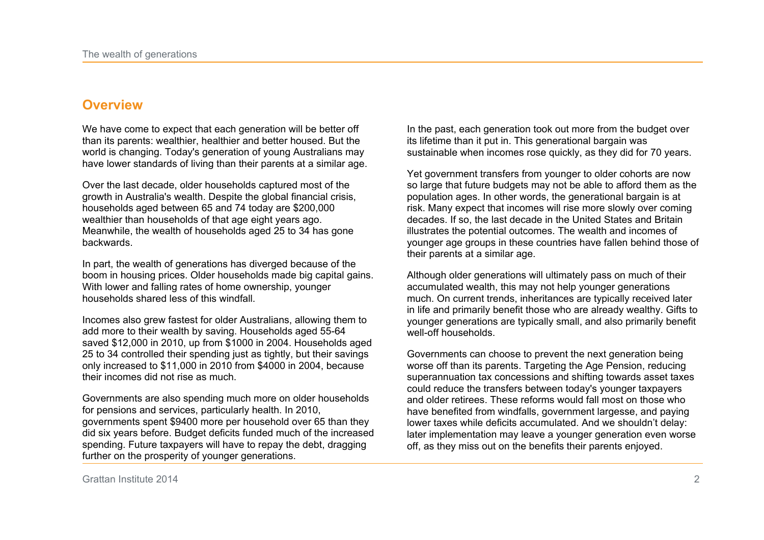## Overview

We have come to expect that each generation will be better off than its parents: wealthier, healthier and better housed. But the world is changing. Today's generation of young Australians may have lower standards of living than their parents at a similar age.

Over the last decade, older households captured most of the growth in Australia's wealth. Despite the global financial crisis, households aged between 65 and 74 today are $200,000 wealthier than households of that age eight years ago. Meanwhile, the wealth of households aged 25 to 34 has gone backwards.

In part, the wealth of generations has diverged because of the boom in housing prices. Older households made big capital gains. With lower and falling rates of home ownership, younger households shared less of this windfall.

Incomes also grew fastest for older Australians, allowing them to add more to their wealth by saving. Households aged 55-64 saved $12,000 in 2010, up from $1000 in 2004. Households aged 25 to 34 controlled their spending just as tightly, but their savings only increased to $11,000 in 2010 from $4000 in 2004, because their incomes did not rise as much.

Governments are also spending much more on older households for pensions and services, particularly health. In 2010, governments spent $9400 more per household over 65 than they did six years before. Budget deficits funded much of the increased spending. Future taxpayers will have to repay the debt, dragging further on the prosperity of younger generations.

In the past, each generation took out more from the budget over its lifetime than it put in. This generational bargain was sustainable when incomes rose quickly, as they did for 70 years.

Yet government transfers from younger to older cohorts are now so large that future budgets may not be able to afford them as the population ages. In other words, the generational bargain is at risk. Many expect that incomes will rise more slowly over coming decades. If so, the last decade in the United States and Britain illustrates the potential outcomes. The wealth and incomes of younger age groups in these countries have fallen behind those of their parents at a similar age.

Although older generations will ultimately pass on much of their accumulated wealth, this may not help younger generations much. On current trends, inheritances are typically received later in life and primarily benefit those who are already wealthy. Gifts to younger generations are typically small, and also primarily benefit well-off households.

Governments can choose to prevent the next generation being worse off than its parents. Targeting the Age Pension, reducing superannuation tax concessions and shifting towards asset taxes could reduce the transfers between today's younger taxpayers and older retirees. These reforms would fall most on those who have benefited from windfalls, government largesse, and paying lower taxes while deficits accumulated. And we shouldn't delay: later implementation may leave a younger generation even worse off, as they miss out on the benefits their parents enjoyed.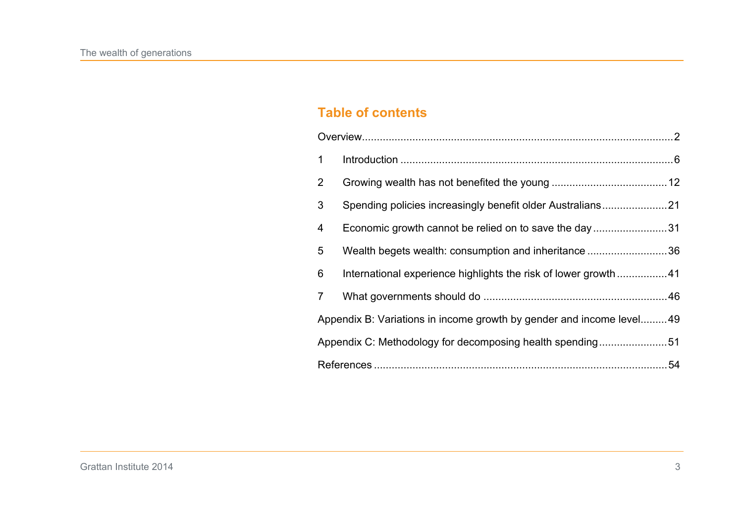## Table of contents

Overview......................................................................................................2

1 Introduction ..........................................................................................6

2 Growing wealth has not benefited the young ......................................12

3 Spending policies increasingly benefit older Australians.....................21

4 Economic growth cannot be relied on to save the day........................31

5 Wealth begets wealth: consumption and inheritance ..........................36

6 International experience highlights the risk of lower growth................41

7 What governments should do ............................................................46

Appendix B: Variations in income growth by gender and income level.........49

Appendix C: Methodology for decomposing health spending......................51

References ..................................................................................................54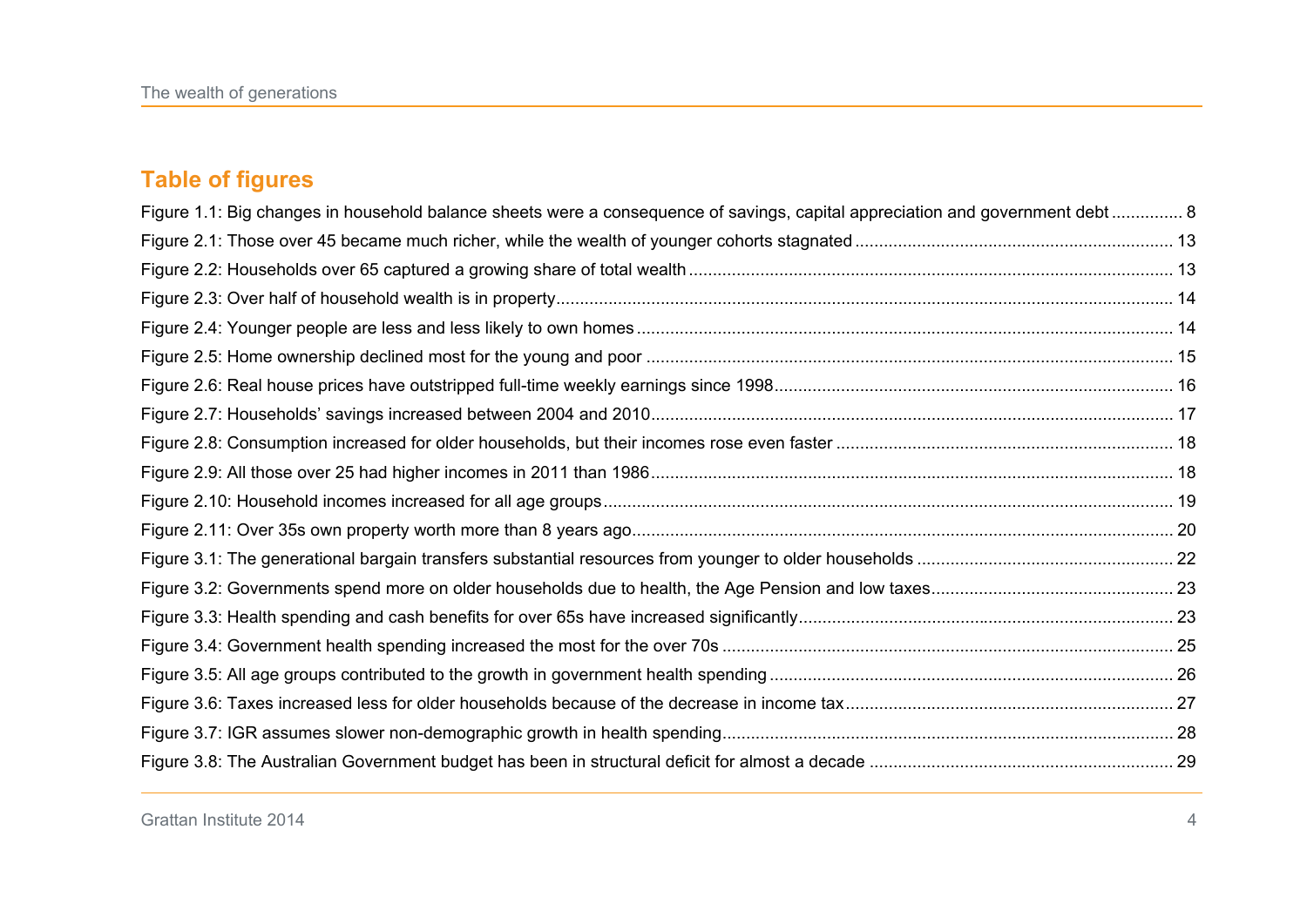## Table of figures

Figure 1.1: Big changes in household balance sheets were a consequence of savings, capital appreciation and government debt ............... 8

Figure 2.1: Those over 45 became much richer, while the wealth of younger cohorts stagnated ............... 13

Figure 2.2: Households over 65 captured a growing share of total wealth ............... 13

Figure 2.3: Over half of household wealth is in property ............... 14

Figure 2.4: Younger people are less and less likely to own homes ............... 14

Figure 2.5: Home ownership declined most for the young and poor ............... 15

Figure 2.6: Real house prices have outstripped full-time weekly earnings since 1998 ............... 16

Figure 2.7: Households' savings increased between 2004 and 2010 ............... 17

Figure 2.8: Consumption increased for older households, but their incomes rose even faster ............... 18

Figure 2.9: All those over 25 had higher incomes in 2011 than 1986 ............... 18

Figure 2.10: Household incomes increased for all age groups ............... 19

Figure 2.11: Over 35s own property worth more than 8 years ago ............... 20

Figure 3.1: The generational bargain transfers substantial resources from younger to older households ............... 22

Figure 3.2: Governments spend more on older households due to health, the Age Pension and low taxes ............... 23

Figure 3.3: Health spending and cash benefits for over 65s have increased significantly ............... 23

Figure 3.4: Government health spending increased the most for the over 70s ............... 25

Figure 3.5: All age groups contributed to the growth in government health spending ............... 26

Figure 3.6: Taxes increased less for older households because of the decrease in income tax ............... 27

Figure 3.7: IGR assumes slower non-demographic growth in health spending ............... 28

Figure 3.8: The Australian Government budget has been in structural deficit for almost a decade ............... 29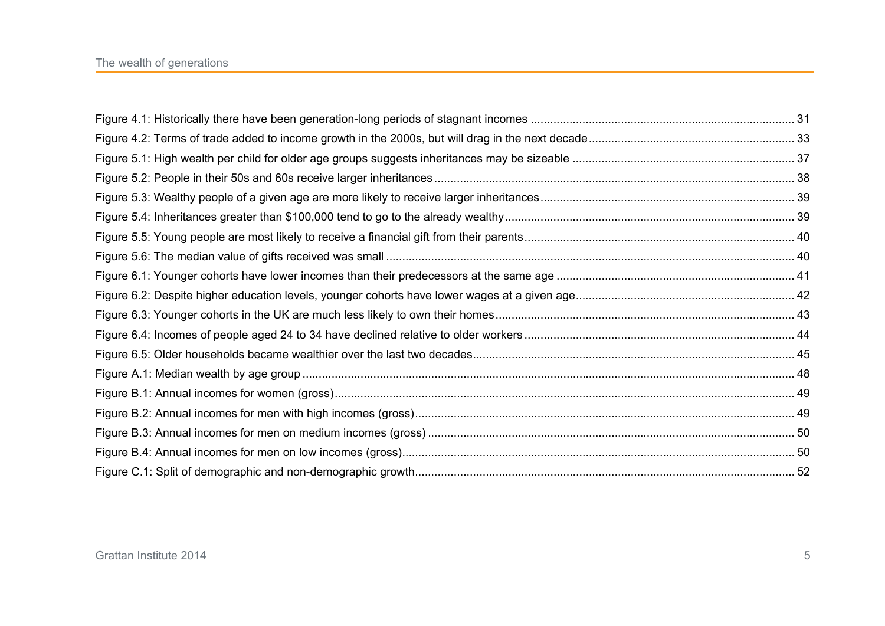Figure 4.1: Historically there have been generation-long periods of stagnant incomes ..... 31
Figure 4.2: Terms of trade added to income growth in the 2000s, but will drag in the next decade ..... 33
Figure 5.1: High wealth per child for older age groups suggests inheritances may be sizeable ..... 37
Figure 5.2: People in their 50s and 60s receive larger inheritances ..... 38
Figure 5.3: Wealthy people of a given age are more likely to receive larger inheritances ..... 39
Figure 5.4: Inheritances greater than $100,000 tend to go to the already wealthy ..... 39
Figure 5.5: Young people are most likely to receive a financial gift from their parents ..... 40
Figure 5.6: The median value of gifts received was small ..... 40
Figure 6.1: Younger cohorts have lower incomes than their predecessors at the same age ..... 41
Figure 6.2: Despite higher education levels, younger cohorts have lower wages at a given age ..... 42
Figure 6.3: Younger cohorts in the UK are much less likely to own their homes ..... 43
Figure 6.4: Incomes of people aged 24 to 34 have declined relative to older workers ..... 44
Figure 6.5: Older households became wealthier over the last two decades ..... 45
Figure A.1: Median wealth by age group ..... 48
Figure B.1: Annual incomes for women (gross) ..... 49
Figure B.2: Annual incomes for men with high incomes (gross) ..... 49
Figure B.3: Annual incomes for men on medium incomes (gross) ..... 50
Figure B.4: Annual incomes for men on low incomes (gross) ..... 50
Figure C.1: Split of demographic and non-demographic growth ..... 52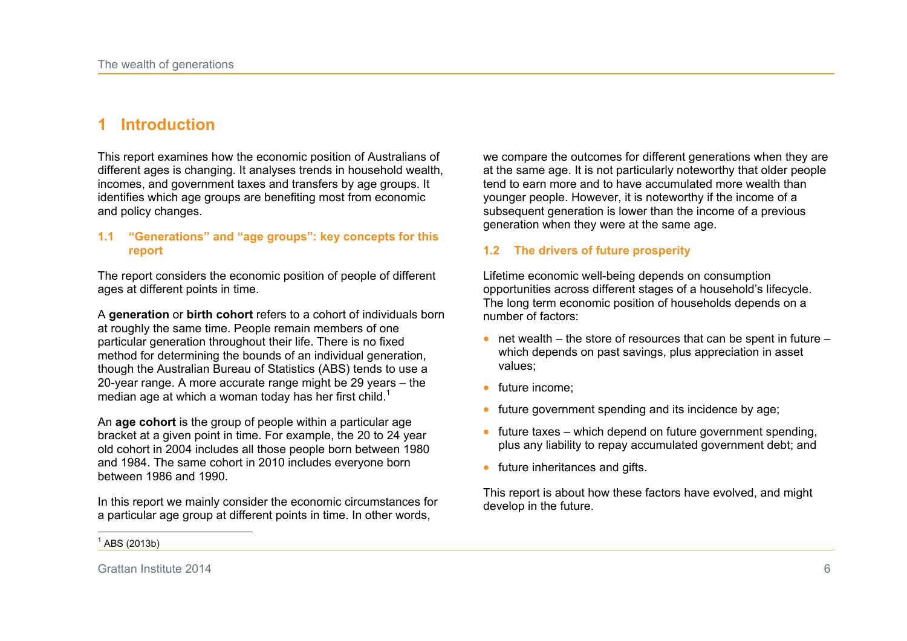# 1 Introduction

This report examines how the economic position of Australians of different ages is changing. It analyses trends in household wealth, incomes, and government taxes and transfers by age groups. It identifies which age groups are benefiting most from economic and policy changes.

## 1.1 "Generations" and "age groups": key concepts for this report

The report considers the economic position of people of different ages at different points in time.

A **generation** or **birth cohort** refers to a cohort of individuals born at roughly the same time. People remain members of one particular generation throughout their life. There is no fixed method for determining the bounds of an individual generation, though the Australian Bureau of Statistics (ABS) tends to use a 20-year range. A more accurate range might be 29 years – the median age at which a woman today has her first child.[1]

An **age cohort** is the group of people within a particular age bracket at a given point in time. For example, the 20 to 24 year old cohort in 2004 includes all those people born between 1980 and 1984. The same cohort in 2010 includes everyone born between 1986 and 1990.

In this report we mainly consider the economic circumstances for a particular age group at different points in time. In other words, we compare the outcomes for different generations when they are at the same age. It is not particularly noteworthy that older people tend to earn more and to have accumulated more wealth than younger people. However, it is noteworthy if the income of a subsequent generation is lower than the income of a previous generation when they were at the same age.

## 1.2 The drivers of future prosperity

Lifetime economic well-being depends on consumption opportunities across different stages of a household's lifecycle. The long term economic position of households depends on a number of factors:

- net wealth – the store of resources that can be spent in future – which depends on past savings, plus appreciation in asset values;
- future income;
- future government spending and its incidence by age;
- future taxes – which depend on future government spending, plus any liability to repay accumulated government debt; and
- future inheritances and gifts.

This report is about how these factors have evolved, and might develop in the future.

[1] ABS (2013b)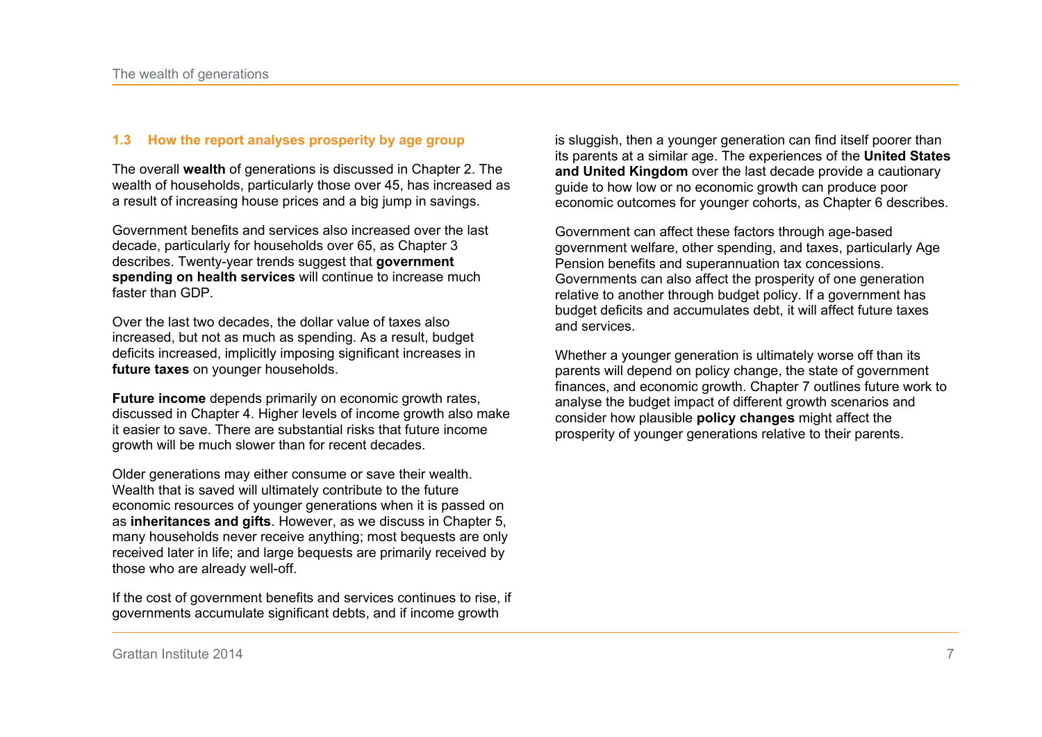### 1.3 How the report analyses prosperity by age group

The overall **wealth** of generations is discussed in Chapter 2. The wealth of households, particularly those over 45, has increased as a result of increasing house prices and a big jump in savings.

Government benefits and services also increased over the last decade, particularly for households over 65, as Chapter 3 describes. Twenty-year trends suggest that **government spending on health services** will continue to increase much faster than GDP.

Over the last two decades, the dollar value of taxes also increased, but not as much as spending. As a result, budget deficits increased, implicitly imposing significant increases in **future taxes** on younger households.

**Future income** depends primarily on economic growth rates, discussed in Chapter 4. Higher levels of income growth also make it easier to save. There are substantial risks that future income growth will be much slower than for recent decades.

Older generations may either consume or save their wealth. Wealth that is saved will ultimately contribute to the future economic resources of younger generations when it is passed on as **inheritances and gifts**. However, as we discuss in Chapter 5, many households never receive anything; most bequests are only received later in life; and large bequests are primarily received by those who are already well-off.

If the cost of government benefits and services continues to rise, if governments accumulate significant debts, and if income growth is sluggish, then a younger generation can find itself poorer than its parents at a similar age. The experiences of the **United States and United Kingdom** over the last decade provide a cautionary guide to how low or no economic growth can produce poor economic outcomes for younger cohorts, as Chapter 6 describes.

Government can affect these factors through age-based government welfare, other spending, and taxes, particularly Age Pension benefits and superannuation tax concessions. Governments can also affect the prosperity of one generation relative to another through budget policy. If a government has budget deficits and accumulates debt, it will affect future taxes and services.

Whether a younger generation is ultimately worse off than its parents will depend on policy change, the state of government finances, and economic growth. Chapter 7 outlines future work to analyse the budget impact of different growth scenarios and consider how plausible **policy changes** might affect the prosperity of younger generations relative to their parents.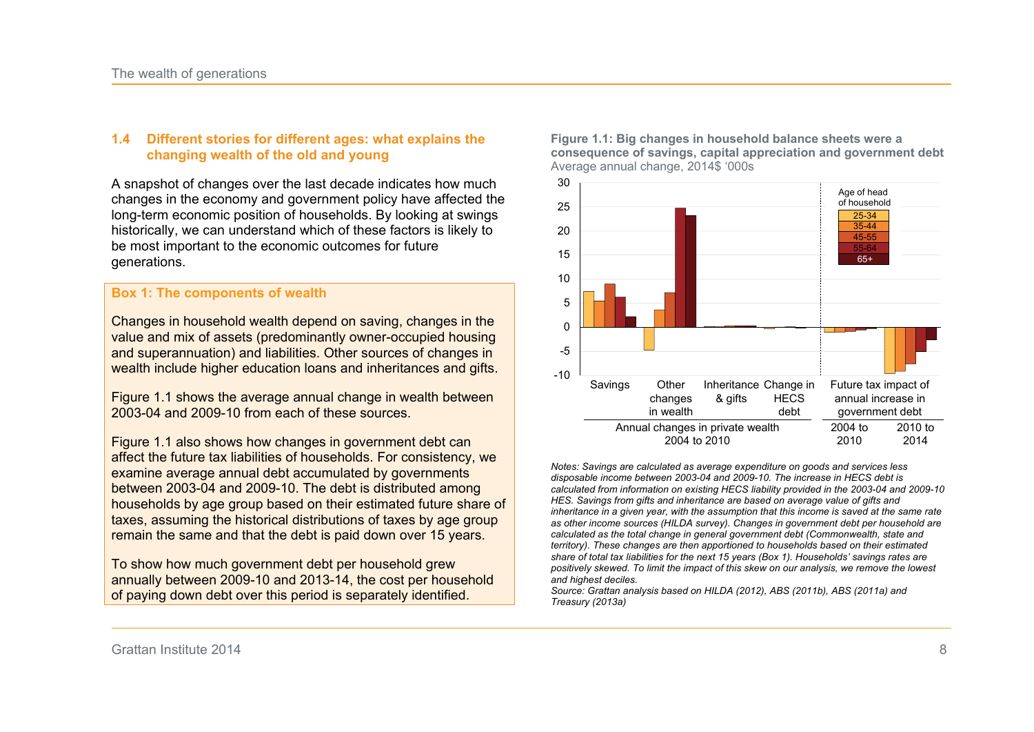### 1.4 Different stories for different ages: what explains the changing wealth of the old and young

A snapshot of changes over the last decade indicates how much changes in the economy and government policy have affected the long-term economic position of households. By looking at swings historically, we can understand which of these factors is likely to be most important to the economic outcomes for future generations.

> **Box 1: The components of wealth**
>
> Changes in household wealth depend on saving, changes in the value and mix of assets (predominantly owner-occupied housing and superannuation) and liabilities. Other sources of changes in wealth include higher education loans and inheritances and gifts.
>
> Figure 1.1 shows the average annual change in wealth between 2003-04 and 2009-10 from each of these sources.
>
> Figure 1.1 also shows how changes in government debt can affect the future tax liabilities of households. For consistency, we examine average annual debt accumulated by governments between 2003-04 and 2009-10. The debt is distributed among households by age group based on their estimated future share of taxes, assuming the historical distributions of taxes by age group remain the same and that the debt is paid down over 15 years.
>
> To show how much government debt per household grew annually between 2009-10 and 2013-14, the cost per household of paying down debt over this period is separately identified.

**Figure 1.1: Big changes in household balance sheets were a consequence of savings, capital appreciation and government debt**

Average annual change, 2014$ '000s

*Notes: Savings are calculated as average expenditure on goods and services less disposable income between 2003-04 and 2009-10. The increase in HECS debt is calculated from information on existing HECS liability provided in the 2003-04 and 2009-10 HES. Savings from gifts and inheritance are based on average value of gifts and inheritance in a given year, with the assumption that this income is saved at the same rate as other income sources (HILDA survey). Changes in government debt per household are calculated as the total change in general government debt (Commonwealth, state and territory). These changes are then apportioned to households based on their estimated share of total tax liabilities for the next 15 years (Box 1). Households' savings rates are positively skewed. To limit the impact of this skew on our analysis, we remove the lowest and highest deciles.*

*Source: Grattan analysis based on HILDA (2012), ABS (2011b), ABS (2011a) and Treasury (2013a)*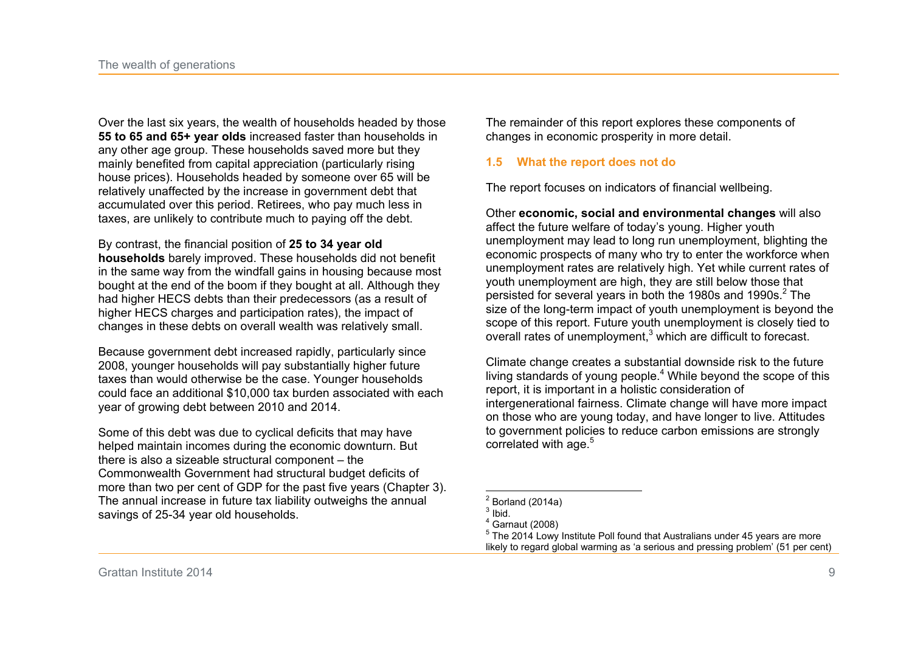Over the last six years, the wealth of households headed by those **55 to 65 and 65+ year olds** increased faster than households in any other age group. These households saved more but they mainly benefited from capital appreciation (particularly rising house prices). Households headed by someone over 65 will be relatively unaffected by the increase in government debt that accumulated over this period. Retirees, who pay much less in taxes, are unlikely to contribute much to paying off the debt.

By contrast, the financial position of **25 to 34 year old households** barely improved. These households did not benefit in the same way from the windfall gains in housing because most bought at the end of the boom if they bought at all. Although they had higher HECS debts than their predecessors (as a result of higher HECS charges and participation rates), the impact of changes in these debts on overall wealth was relatively small.

Because government debt increased rapidly, particularly since 2008, younger households will pay substantially higher future taxes than would otherwise be the case. Younger households could face an additional $10,000 tax burden associated with each year of growing debt between 2010 and 2014.

Some of this debt was due to cyclical deficits that may have helped maintain incomes during the economic downturn. But there is also a sizeable structural component – the Commonwealth Government had structural budget deficits of more than two per cent of GDP for the past five years (Chapter 3). The annual increase in future tax liability outweighs the annual savings of 25-34 year old households.

The remainder of this report explores these components of changes in economic prosperity in more detail.

### 1.5 What the report does not do

The report focuses on indicators of financial wellbeing.

Other **economic, social and environmental changes** will also affect the future welfare of today's young. Higher youth unemployment may lead to long run unemployment, blighting the economic prospects of many who try to enter the workforce when unemployment rates are relatively high. Yet while current rates of youth unemployment are high, they are still below those that persisted for several years in both the 1980s and 1990s.[2] The size of the long-term impact of youth unemployment is beyond the scope of this report. Future youth unemployment is closely tied to overall rates of unemployment,[3] which are difficult to forecast.

Climate change creates a substantial downside risk to the future living standards of young people.[4] While beyond the scope of this report, it is important in a holistic consideration of intergenerational fairness. Climate change will have more impact on those who are young today, and have longer to live. Attitudes to government policies to reduce carbon emissions are strongly correlated with age.[5]

---

[2] Borland (2014a)

[3] Ibid.

[4] Garnaut (2008)

[5] The 2014 Lowy Institute Poll found that Australians under 45 years are more likely to regard global warming as 'a serious and pressing problem' (51 per cent)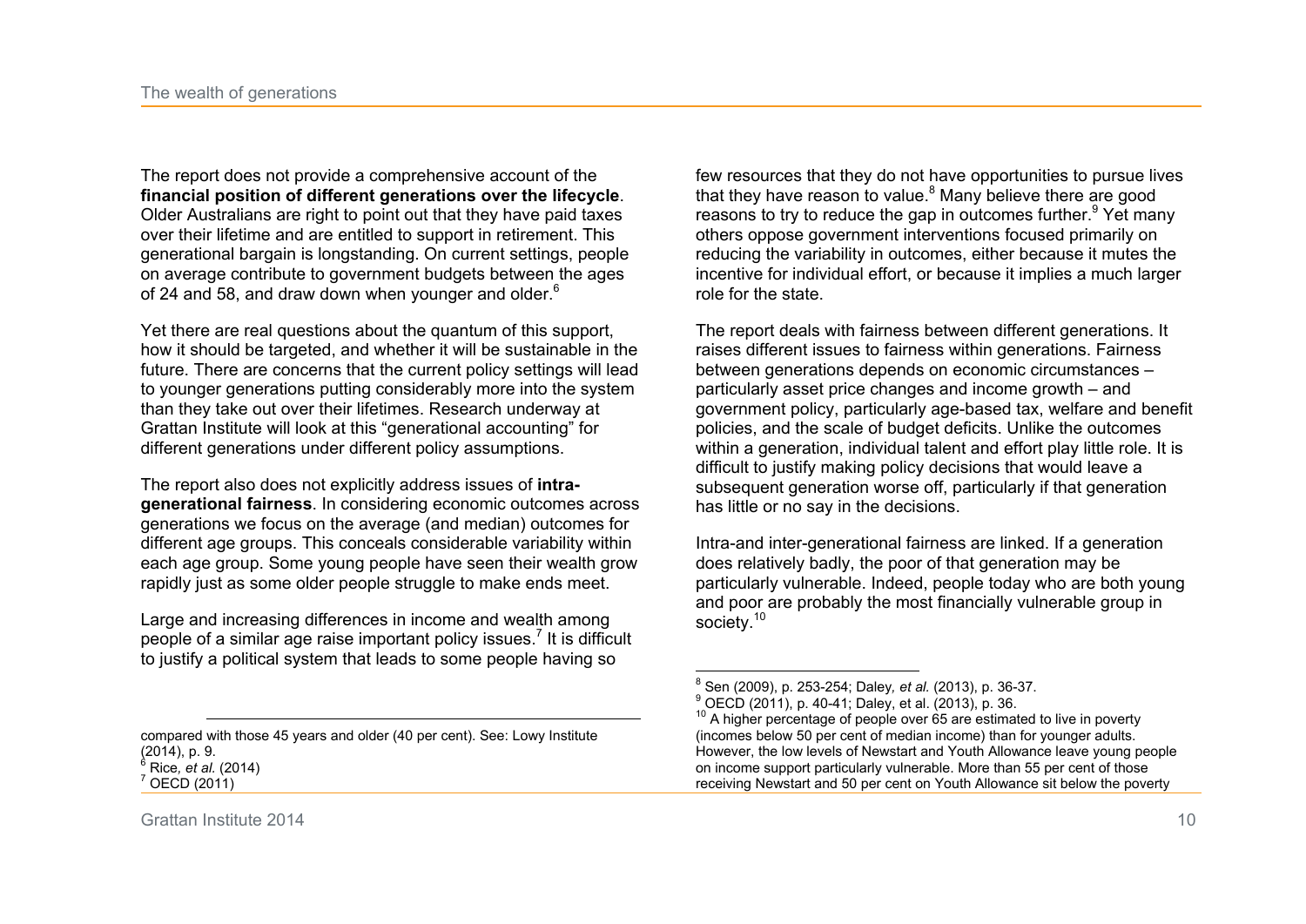The report does not provide a comprehensive account of the **financial position of different generations over the lifecycle**. Older Australians are right to point out that they have paid taxes over their lifetime and are entitled to support in retirement. This generational bargain is longstanding. On current settings, people on average contribute to government budgets between the ages of 24 and 58, and draw down when younger and older.[6]

Yet there are real questions about the quantum of this support, how it should be targeted, and whether it will be sustainable in the future. There are concerns that the current policy settings will lead to younger generations putting considerably more into the system than they take out over their lifetimes. Research underway at Grattan Institute will look at this "generational accounting" for different generations under different policy assumptions.

The report also does not explicitly address issues of **intra-generational fairness**. In considering economic outcomes across generations we focus on the average (and median) outcomes for different age groups. This conceals considerable variability within each age group. Some young people have seen their wealth grow rapidly just as some older people struggle to make ends meet.

Large and increasing differences in income and wealth among people of a similar age raise important policy issues.[7] It is difficult to justify a political system that leads to some people having so few resources that they do not have opportunities to pursue lives that they have reason to value.[8] Many believe there are good reasons to try to reduce the gap in outcomes further.[9] Yet many others oppose government interventions focused primarily on reducing the variability in outcomes, either because it mutes the incentive for individual effort, or because it implies a much larger role for the state.

The report deals with fairness between different generations. It raises different issues to fairness within generations. Fairness between generations depends on economic circumstances – particularly asset price changes and income growth – and government policy, particularly age-based tax, welfare and benefit policies, and the scale of budget deficits. Unlike the outcomes within a generation, individual talent and effort play little role. It is difficult to justify making policy decisions that would leave a subsequent generation worse off, particularly if that generation has little or no say in the decisions.

Intra-and inter-generational fairness are linked. If a generation does relatively badly, the poor of that generation may be particularly vulnerable. Indeed, people today who are both young and poor are probably the most financially vulnerable group in society.[10]

---

compared with those 45 years and older (40 per cent). See: Lowy Institute (2014), p. 9.

[6] Rice, *et al.* (2014)

[7] OECD (2011)

[8] Sen (2009), p. 253-254; Daley, *et al.* (2013), p. 36-37.

[9] OECD (2011), p. 40-41; Daley, et al. (2013), p. 36.

[10] A higher percentage of people over 65 are estimated to live in poverty (incomes below 50 per cent of median income) than for younger adults. However, the low levels of Newstart and Youth Allowance leave young people on income support particularly vulnerable. More than 55 per cent of those receiving Newstart and 50 per cent on Youth Allowance sit below the poverty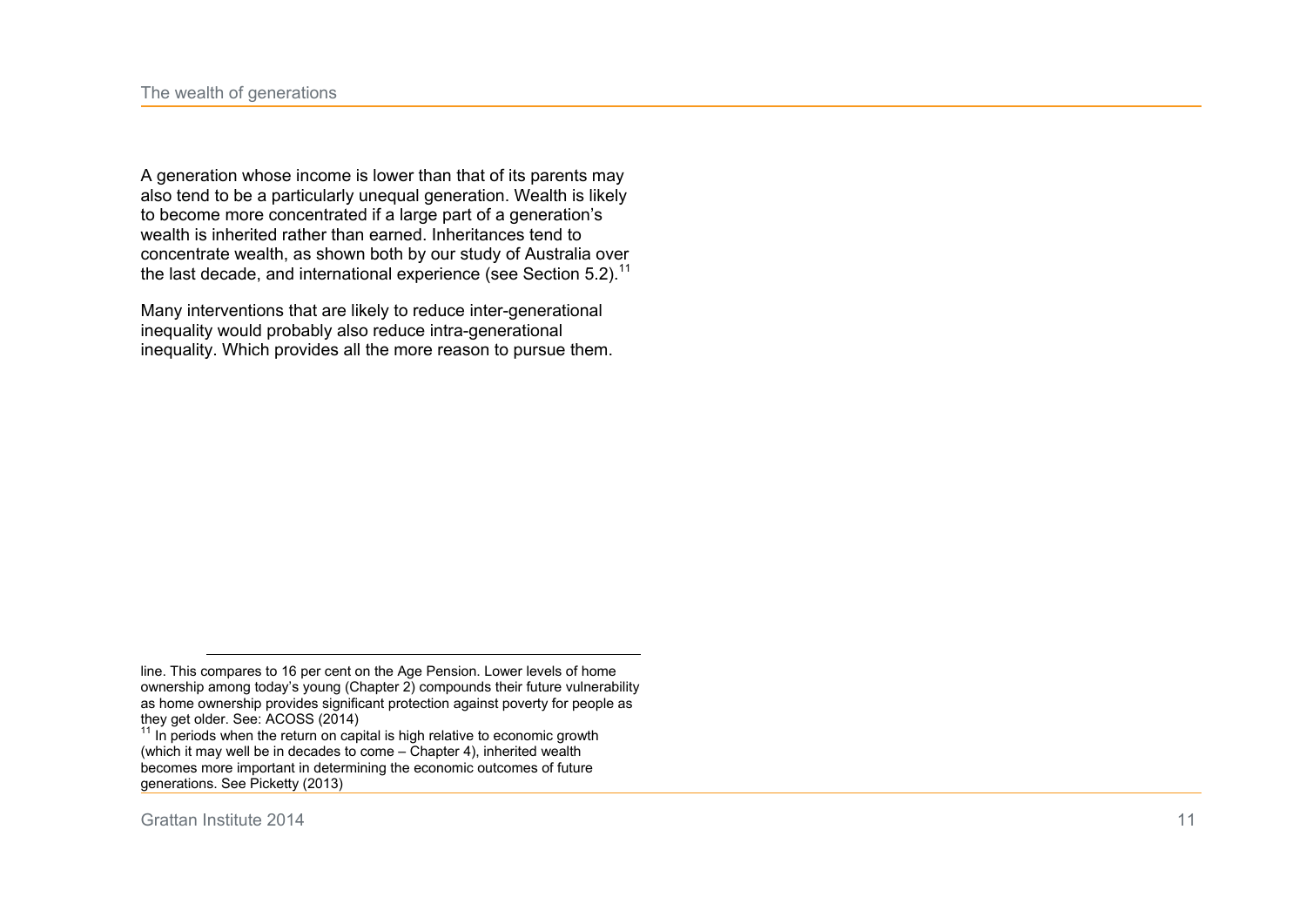A generation whose income is lower than that of its parents may also tend to be a particularly unequal generation. Wealth is likely to become more concentrated if a large part of a generation's wealth is inherited rather than earned. Inheritances tend to concentrate wealth, as shown both by our study of Australia over the last decade, and international experience (see Section 5.2).[11]

Many interventions that are likely to reduce inter-generational inequality would probably also reduce intra-generational inequality. Which provides all the more reason to pursue them.

---

line. This compares to 16 per cent on the Age Pension. Lower levels of home ownership among today's young (Chapter 2) compounds their future vulnerability as home ownership provides significant protection against poverty for people as they get older. See: ACOSS (2014)

[11] In periods when the return on capital is high relative to economic growth (which it may well be in decades to come – Chapter 4), inherited wealth becomes more important in determining the economic outcomes of future generations. See Picketty (2013)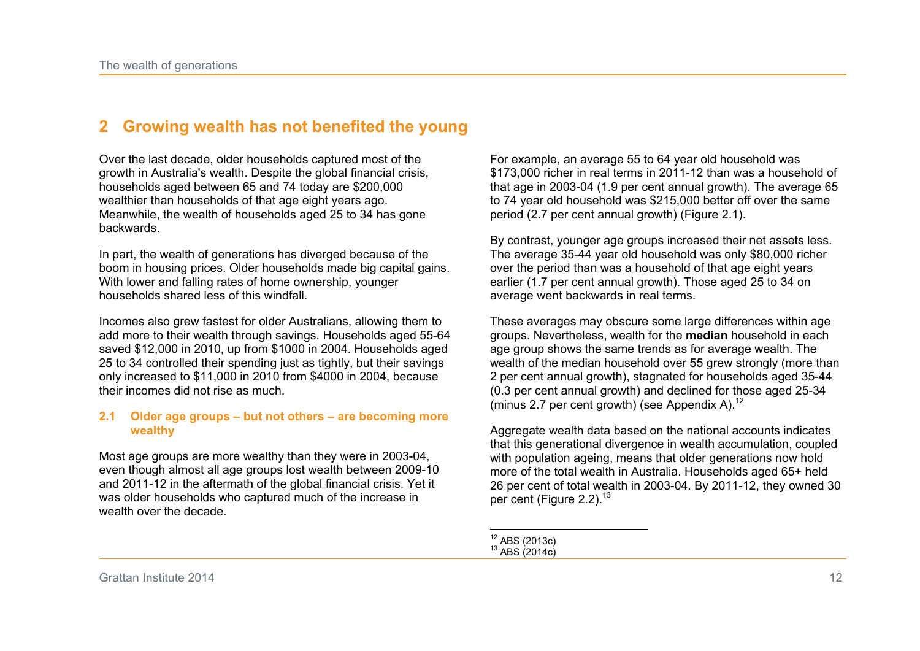# 2 Growing wealth has not benefited the young

Over the last decade, older households captured most of the growth in Australia's wealth. Despite the global financial crisis, households aged between 65 and 74 today are $200,000 wealthier than households of that age eight years ago. Meanwhile, the wealth of households aged 25 to 34 has gone backwards.

In part, the wealth of generations has diverged because of the boom in housing prices. Older households made big capital gains. With lower and falling rates of home ownership, younger households shared less of this windfall.

Incomes also grew fastest for older Australians, allowing them to add more to their wealth through savings. Households aged 55-64 saved $12,000 in 2010, up from $1000 in 2004. Households aged 25 to 34 controlled their spending just as tightly, but their savings only increased to $11,000 in 2010 from $4000 in 2004, because their incomes did not rise as much.

## 2.1 Older age groups – but not others – are becoming more wealthy

Most age groups are more wealthy than they were in 2003-04, even though almost all age groups lost wealth between 2009-10 and 2011-12 in the aftermath of the global financial crisis. Yet it was older households who captured much of the increase in wealth over the decade.

For example, an average 55 to 64 year old household was $173,000 richer in real terms in 2011-12 than was a household of that age in 2003-04 (1.9 per cent annual growth). The average 65 to 74 year old household was $215,000 better off over the same period (2.7 per cent annual growth) (Figure 2.1).

By contrast, younger age groups increased their net assets less. The average 35-44 year old household was only $80,000 richer over the period than was a household of that age eight years earlier (1.7 per cent annual growth). Those aged 25 to 34 on average went backwards in real terms.

These averages may obscure some large differences within age groups. Nevertheless, wealth for the **median** household in each age group shows the same trends as for average wealth. The wealth of the median household over 55 grew strongly (more than 2 per cent annual growth), stagnated for households aged 35-44 (0.3 per cent annual growth) and declined for those aged 25-34 (minus 2.7 per cent growth) (see Appendix A).[12]

Aggregate wealth data based on the national accounts indicates that this generational divergence in wealth accumulation, coupled with population ageing, means that older generations now hold more of the total wealth in Australia. Households aged 65+ held 26 per cent of total wealth in 2003-04. By 2011-12, they owned 30 per cent (Figure 2.2).[13]

---

[12] ABS (2013c)
[13] ABS (2014c)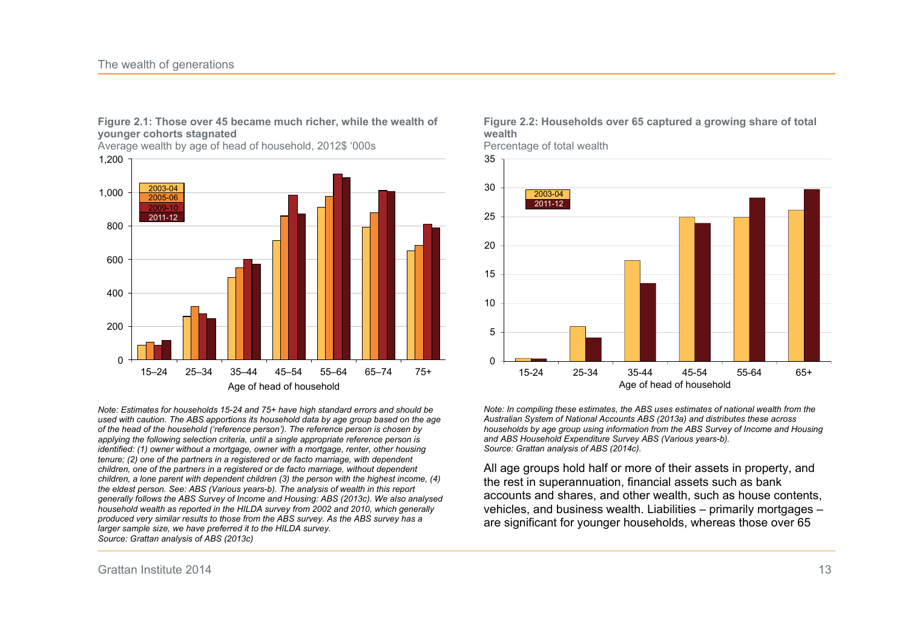**Figure 2.1: Those over 45 became much richer, while the wealth of younger cohorts stagnated**

Average wealth by age of head of household, 2012$ '000s

*Note: Estimates for households 15-24 and 75+ have high standard errors and should be used with caution. The ABS apportions its household data by age group based on the age of the head of the household ('reference person'). The reference person is chosen by applying the following selection criteria, until a single appropriate reference person is identified: (1) owner without a mortgage, owner with a mortgage, renter, other housing tenure; (2) one of the partners in a registered or de facto marriage, with dependent children, one of the partners in a registered or de facto marriage, without dependent children, a lone parent with dependent children (3) the person with the highest income, (4) the eldest person. See: ABS (Various years-b). The analysis of wealth in this report generally follows the ABS Survey of Income and Housing: ABS (2013c). We also analysed household wealth as reported in the HILDA survey from 2002 and 2010, which generally produced very similar results to those from the ABS survey. As the ABS survey has a larger sample size, we have preferred it to the HILDA survey.*
*Source: Grattan analysis of ABS (2013c)*

**Figure 2.2: Households over 65 captured a growing share of total wealth**

Percentage of total wealth

*Note: In compiling these estimates, the ABS uses estimates of national wealth from the Australian System of National Accounts ABS (2013a) and distributes these across households by age group using information from the ABS Survey of Income and Housing and ABS Household Expenditure Survey ABS (Various years-b).*
*Source: Grattan analysis of ABS (2014c).*

All age groups hold half or more of their assets in property, and the rest in superannuation, financial assets such as bank accounts and shares, and other wealth, such as house contents, vehicles, and business wealth. Liabilities – primarily mortgages – are significant for younger households, whereas those over 65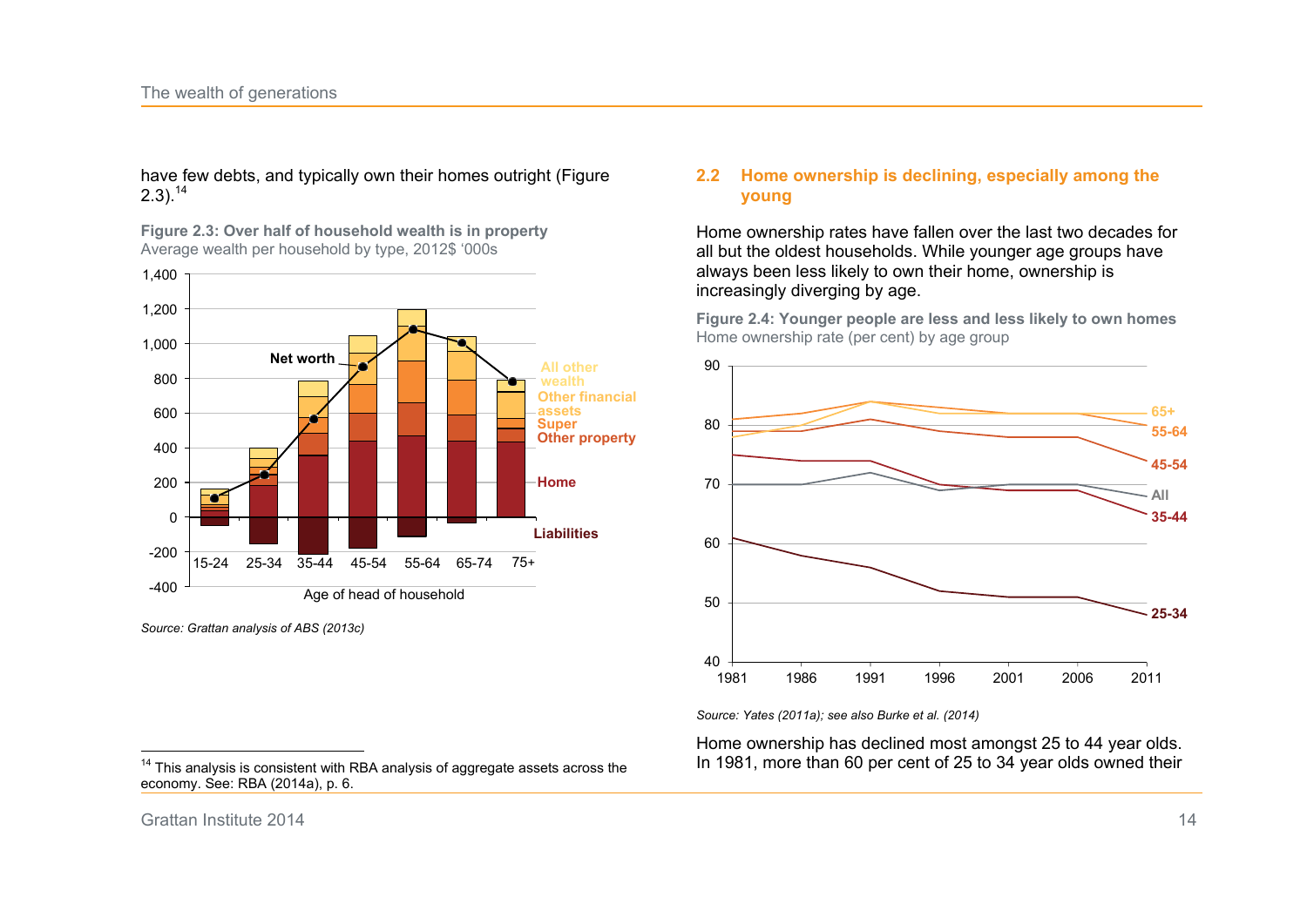have few debts, and typically own their homes outright (Figure 2.3).[14]

**Figure 2.3: Over half of household wealth is in property**
Average wealth per household by type, 2012$ '000s

*Source: Grattan analysis of ABS (2013c)*

## 2.2 Home ownership is declining, especially among the young

Home ownership rates have fallen over the last two decades for all but the oldest households. While younger age groups have always been less likely to own their home, ownership is increasingly diverging by age.

**Figure 2.4: Younger people are less and less likely to own homes**
Home ownership rate (per cent) by age group

*Source: Yates (2011a); see also Burke et al. (2014)*

Home ownership has declined most amongst 25 to 44 year olds. In 1981, more than 60 per cent of 25 to 34 year olds owned their

[14] This analysis is consistent with RBA analysis of aggregate assets across the economy. See: RBA (2014a), p. 6.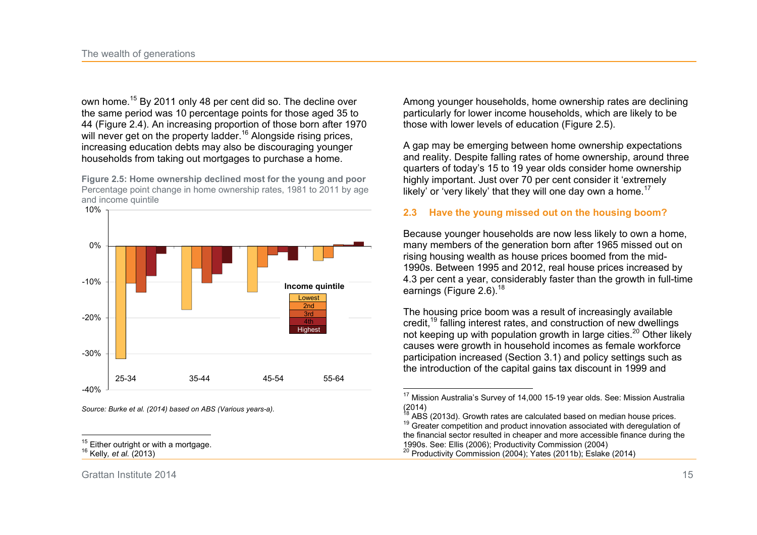own home.[15] By 2011 only 48 per cent did so. The decline over the same period was 10 percentage points for those aged 35 to 44 (Figure 2.4). An increasing proportion of those born after 1970 will never get on the property ladder.[16] Alongside rising prices, increasing education debts may also be discouraging younger households from taking out mortgages to purchase a home.

**Figure 2.5: Home ownership declined most for the young and poor**
Percentage point change in home ownership rates, 1981 to 2011 by age and income quintile

*Source: Burke et al. (2014) based on ABS (Various years-a).*

Among younger households, home ownership rates are declining particularly for lower income households, which are likely to be those with lower levels of education (Figure 2.5).

A gap may be emerging between home ownership expectations and reality. Despite falling rates of home ownership, around three quarters of today's 15 to 19 year olds consider home ownership highly important. Just over 70 per cent consider it 'extremely likely' or 'very likely' that they will one day own a home.[17]

## 2.3 Have the young missed out on the housing boom?

Because younger households are now less likely to own a home, many members of the generation born after 1965 missed out on rising housing wealth as house prices boomed from the mid-1990s. Between 1995 and 2012, real house prices increased by 4.3 per cent a year, considerably faster than the growth in full-time earnings (Figure 2.6).[18]

The housing price boom was a result of increasingly available credit,[19] falling interest rates, and construction of new dwellings not keeping up with population growth in large cities.[20] Other likely causes were growth in household incomes as female workforce participation increased (Section 3.1) and policy settings such as the introduction of the capital gains tax discount in 1999 and

---

[15] Either outright or with a mortgage.
[16] Kelly, *et al.* (2013)
[17] Mission Australia's Survey of 14,000 15-19 year olds. See: Mission Australia (2014)
[18] ABS (2013d). Growth rates are calculated based on median house prices.
[19] Greater competition and product innovation associated with deregulation of the financial sector resulted in cheaper and more accessible finance during the 1990s. See: Ellis (2006); Productivity Commission (2004)
[20] Productivity Commission (2004); Yates (2011b); Eslake (2014)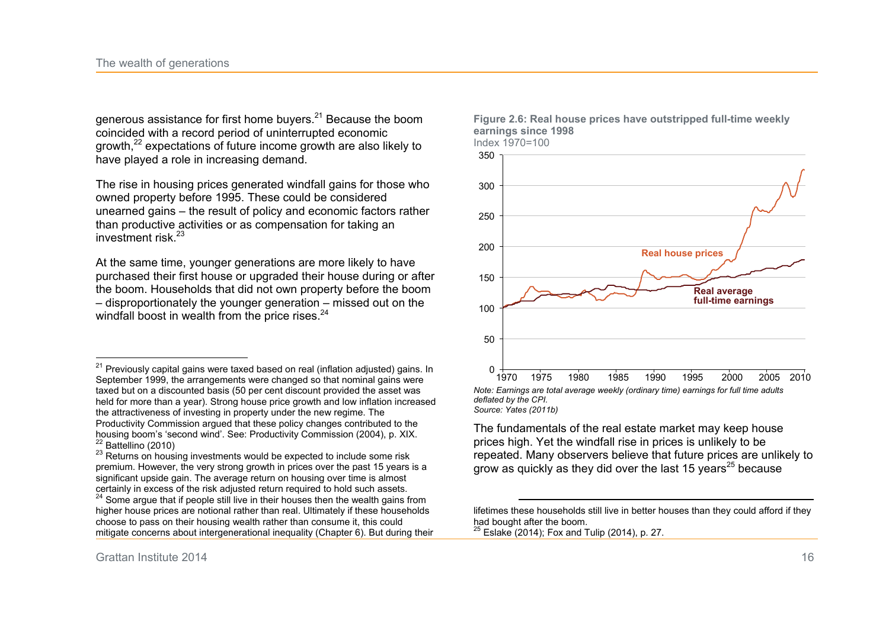generous assistance for first home buyers.[21] Because the boom coincided with a record period of uninterrupted economic growth,[22] expectations of future income growth are also likely to have played a role in increasing demand.

The rise in housing prices generated windfall gains for those who owned property before 1995. These could be considered unearned gains – the result of policy and economic factors rather than productive activities or as compensation for taking an investment risk.[23]

At the same time, younger generations are more likely to have purchased their first house or upgraded their house during or after the boom. Households that did not own property before the boom – disproportionately the younger generation – missed out on the windfall boost in wealth from the price rises.[24]

**Figure 2.6: Real house prices have outstripped full-time weekly earnings since 1998**
Index 1970=100

*Note: Earnings are total average weekly (ordinary time) earnings for full time adults deflated by the CPI.*
*Source: Yates (2011b)*

The fundamentals of the real estate market may keep house prices high. Yet the windfall rise in prices is unlikely to be repeated. Many observers believe that future prices are unlikely to grow as quickly as they did over the last 15 years[25] because

---

[21] Previously capital gains were taxed based on real (inflation adjusted) gains. In September 1999, the arrangements were changed so that nominal gains were taxed but on a discounted basis (50 per cent discount provided the asset was held for more than a year). Strong house price growth and low inflation increased the attractiveness of investing in property under the new regime. The Productivity Commission argued that these policy changes contributed to the housing boom's 'second wind'. See: Productivity Commission (2004), p. XIX.

[22] Battellino (2010)

[23] Returns on housing investments would be expected to include some risk premium. However, the very strong growth in prices over the past 15 years is a significant upside gain. The average return on housing over time is almost certainly in excess of the risk adjusted return required to hold such assets.

[24] Some argue that if people still live in their houses then the wealth gains from higher house prices are notional rather than real. Ultimately if these households choose to pass on their housing wealth rather than consume it, this could mitigate concerns about intergenerational inequality (Chapter 6). But during their lifetimes these households still live in better houses than they could afford if they had bought after the boom.

[25] Eslake (2014); Fox and Tulip (2014), p. 27.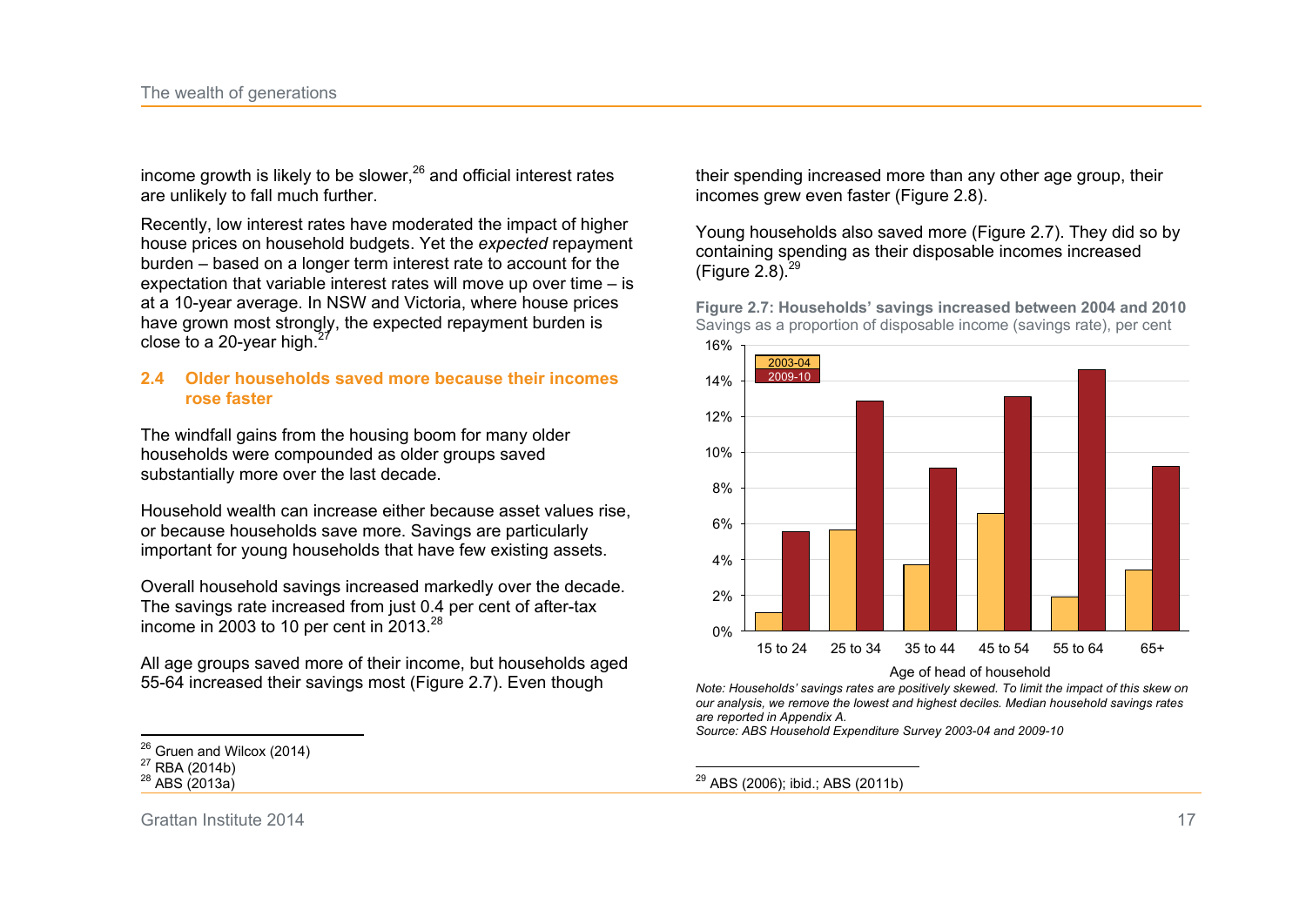income growth is likely to be slower,[26] and official interest rates are unlikely to fall much further.

Recently, low interest rates have moderated the impact of higher house prices on household budgets. Yet the *expected* repayment burden – based on a longer term interest rate to account for the expectation that variable interest rates will move up over time – is at a 10-year average. In NSW and Victoria, where house prices have grown most strongly, the expected repayment burden is close to a 20-year high.[27]

### 2.4 Older households saved more because their incomes rose faster

The windfall gains from the housing boom for many older households were compounded as older groups saved substantially more over the last decade.

Household wealth can increase either because asset values rise, or because households save more. Savings are particularly important for young households that have few existing assets.

Overall household savings increased markedly over the decade. The savings rate increased from just 0.4 per cent of after-tax income in 2003 to 10 per cent in 2013.[28]

All age groups saved more of their income, but households aged 55-64 increased their savings most (Figure 2.7). Even though their spending increased more than any other age group, their incomes grew even faster (Figure 2.8).

Young households also saved more (Figure 2.7). They did so by containing spending as their disposable incomes increased (Figure 2.8).[29]

**Figure 2.7: Households' savings increased between 2004 and 2010**
Savings as a proportion of disposable income (savings rate), per cent

| Age of head of household | 2003-04 | 2009-10 |
|---|---|---|
| 15 to 24 | 1.0% | 5.5% |
| 25 to 34 | 5.6% | 12.8% |
| 35 to 44 | 3.7% | 9.1% |
| 45 to 54 | 6.6% | 13.1% |
| 55 to 64 | 1.9% | 14.6% |
| 65+ | 3.4% | 9.2% |

*Note: Households' savings rates are positively skewed. To limit the impact of this skew on our analysis, we remove the lowest and highest deciles. Median household savings rates are reported in Appendix A.*
*Source: ABS Household Expenditure Survey 2003-04 and 2009-10*

[26] Gruen and Wilcox (2014)
[27] RBA (2014b)
[28] ABS (2013a)
[29] ABS (2006); ibid.; ABS (2011b)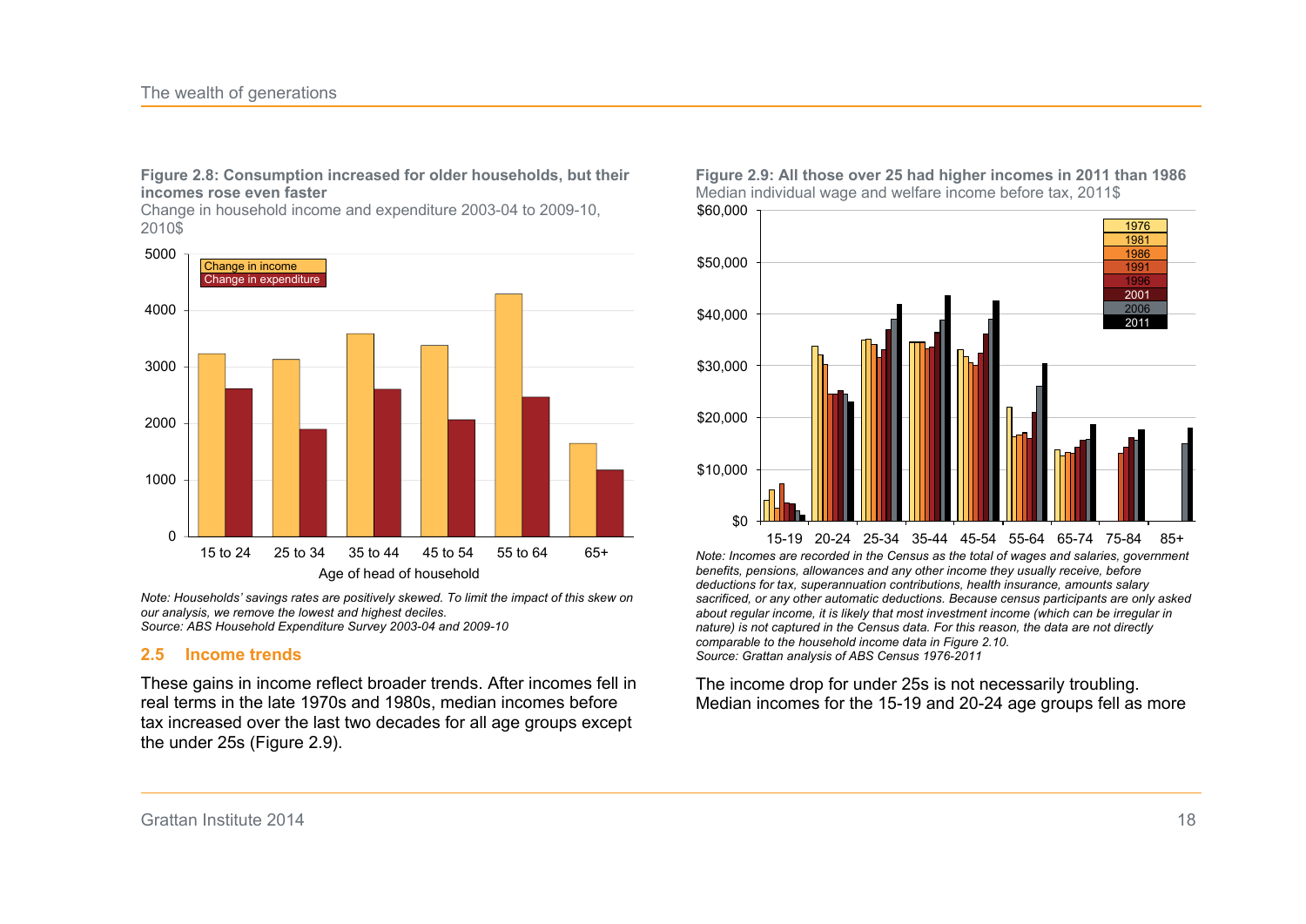**Figure 2.8: Consumption increased for older households, but their incomes rose even faster**

Change in household income and expenditure 2003-04 to 2009-10, 2010$

*Note: Households' savings rates are positively skewed. To limit the impact of this skew on our analysis, we remove the lowest and highest deciles.*
*Source: ABS Household Expenditure Survey 2003-04 and 2009-10*

## 2.5 Income trends

These gains in income reflect broader trends. After incomes fell in real terms in the late 1970s and 1980s, median incomes before tax increased over the last two decades for all age groups except the under 25s (Figure 2.9).

**Figure 2.9: All those over 25 had higher incomes in 2011 than 1986**

Median individual wage and welfare income before tax, 2011$

*Note: Incomes are recorded in the Census as the total of wages and salaries, government benefits, pensions, allowances and any other income they usually receive, before deductions for tax, superannuation contributions, health insurance, amounts salary sacrificed, or any other automatic deductions. Because census participants are only asked about regular income, it is likely that most investment income (which can be irregular in nature) is not captured in the Census data. For this reason, the data are not directly comparable to the household income data in Figure 2.10.*
*Source: Grattan analysis of ABS Census 1976-2011*

The income drop for under 25s is not necessarily troubling. Median incomes for the 15-19 and 20-24 age groups fell as more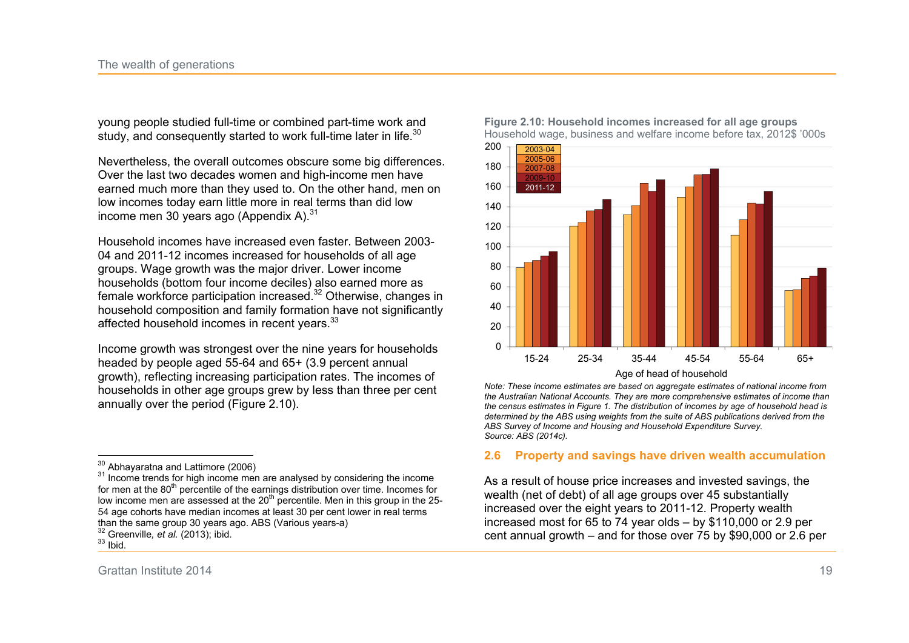young people studied full-time or combined part-time work and study, and consequently started to work full-time later in life.[30]

Nevertheless, the overall outcomes obscure some big differences. Over the last two decades women and high-income men have earned much more than they used to. On the other hand, men on low incomes today earn little more in real terms than did low income men 30 years ago (Appendix A).[31]

Household incomes have increased even faster. Between 2003-04 and 2011-12 incomes increased for households of all age groups. Wage growth was the major driver. Lower income households (bottom four income deciles) also earned more as female workforce participation increased.[32] Otherwise, changes in household composition and family formation have not significantly affected household incomes in recent years.[33]

Income growth was strongest over the nine years for households headed by people aged 55-64 and 65+ (3.9 percent annual growth), reflecting increasing participation rates. The incomes of households in other age groups grew by less than three per cent annually over the period (Figure 2.10).

**Figure 2.10: Household incomes increased for all age groups**
Household wage, business and welfare income before tax, 2012$ '000s

*Note: These income estimates are based on aggregate estimates of national income from the Australian National Accounts. They are more comprehensive estimates of income than the census estimates in Figure 1. The distribution of incomes by age of household head is determined by the ABS using weights from the suite of ABS publications derived from the ABS Survey of Income and Housing and Household Expenditure Survey.*
*Source: ABS (2014c).*

## 2.6 Property and savings have driven wealth accumulation

As a result of house price increases and invested savings, the wealth (net of debt) of all age groups over 45 substantially increased over the eight years to 2011-12. Property wealth increased most for 65 to 74 year olds – by $110,000 or 2.9 per cent annual growth – and for those over 75 by $90,000 or 2.6 per

---

[30] Abhayaratna and Lattimore (2006)
[31] Income trends for high income men are analysed by considering the income for men at the 80th percentile of the earnings distribution over time. Incomes for low income men are assessed at the 20th percentile. Men in this group in the 25-54 age cohorts have median incomes at least 30 per cent lower in real terms than the same group 30 years ago. ABS (Various years-a)
[32] Greenville, *et al.* (2013); ibid.
[33] Ibid.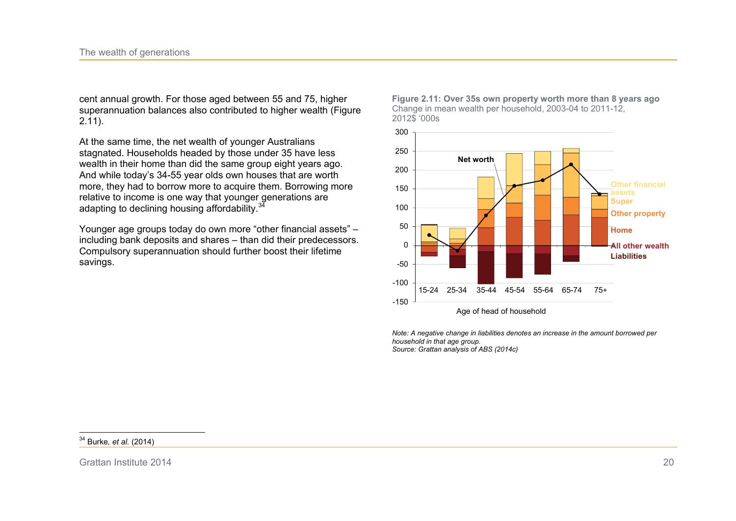cent annual growth. For those aged between 55 and 75, higher superannuation balances also contributed to higher wealth (Figure 2.11).

At the same time, the net wealth of younger Australians stagnated. Households headed by those under 35 have less wealth in their home than did the same group eight years ago. And while today's 34-55 year olds own houses that are worth more, they had to borrow more to acquire them. Borrowing more relative to income is one way that younger generations are adapting to declining housing affordability.[34]

Younger age groups today do own more "other financial assets" – including bank deposits and shares – than did their predecessors. Compulsory superannuation should further boost their lifetime savings.

**Figure 2.11: Over 35s own property worth more than 8 years ago**
Change in mean wealth per household, 2003-04 to 2011-12, 2012$ '000s

*Note: A negative change in liabilities denotes an increase in the amount borrowed per household in that age group.*
*Source: Grattan analysis of ABS (2014c)*

---

[34] Burke, *et al.* (2014)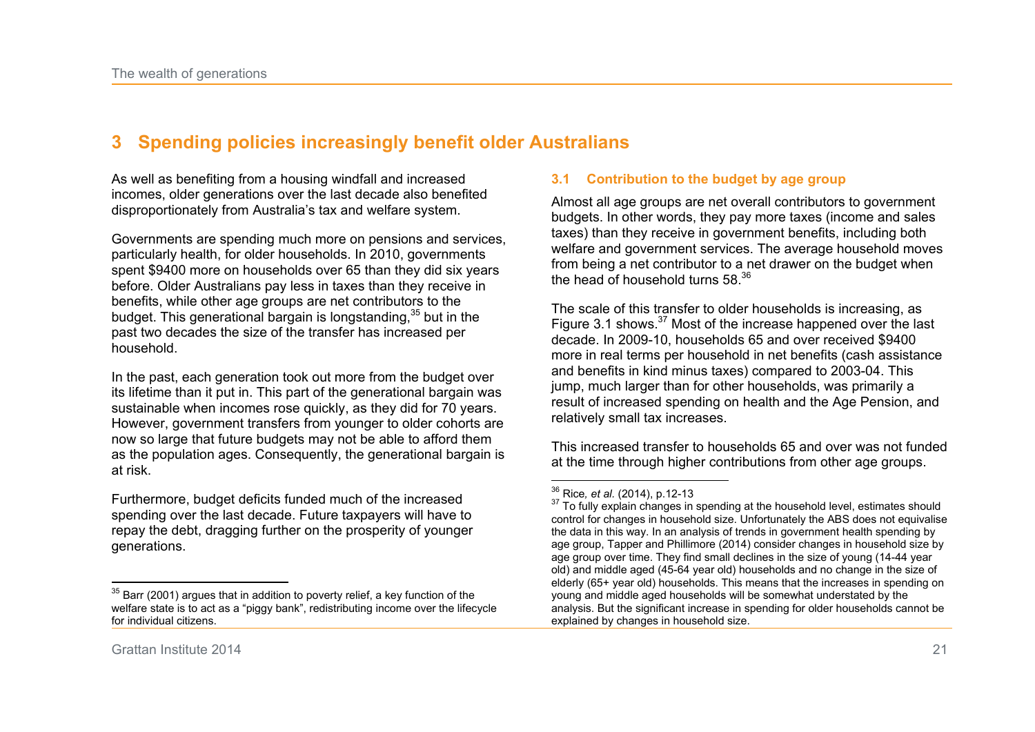# 3 Spending policies increasingly benefit older Australians

As well as benefiting from a housing windfall and increased incomes, older generations over the last decade also benefited disproportionately from Australia's tax and welfare system.

Governments are spending much more on pensions and services, particularly health, for older households. In 2010, governments spent $9400 more on households over 65 than they did six years before. Older Australians pay less in taxes than they receive in benefits, while other age groups are net contributors to the budget. This generational bargain is longstanding,[35] but in the past two decades the size of the transfer has increased per household.

In the past, each generation took out more from the budget over its lifetime than it put in. This part of the generational bargain was sustainable when incomes rose quickly, as they did for 70 years. However, government transfers from younger to older cohorts are now so large that future budgets may not be able to afford them as the population ages. Consequently, the generational bargain is at risk.

Furthermore, budget deficits funded much of the increased spending over the last decade. Future taxpayers will have to repay the debt, dragging further on the prosperity of younger generations.

[35] Barr (2001) argues that in addition to poverty relief, a key function of the welfare state is to act as a "piggy bank", redistributing income over the lifecycle for individual citizens.

## 3.1 Contribution to the budget by age group

Almost all age groups are net overall contributors to government budgets. In other words, they pay more taxes (income and sales taxes) than they receive in government benefits, including both welfare and government services. The average household moves from being a net contributor to a net drawer on the budget when the head of household turns 58.[36]

The scale of this transfer to older households is increasing, as Figure 3.1 shows.[37] Most of the increase happened over the last decade. In 2009-10, households 65 and over received $9400 more in real terms per household in net benefits (cash assistance and benefits in kind minus taxes) compared to 2003-04. This jump, much larger than for other households, was primarily a result of increased spending on health and the Age Pension, and relatively small tax increases.

This increased transfer to households 65 and over was not funded at the time through higher contributions from other age groups.

[36] Rice, *et al.* (2014), p.12-13

[37] To fully explain changes in spending at the household level, estimates should control for changes in household size. Unfortunately the ABS does not equivalise the data in this way. In an analysis of trends in government health spending by age group, Tapper and Phillimore (2014) consider changes in household size by age group over time. They find small declines in the size of young (14-44 year old) and middle aged (45-64 year old) households and no change in the size of elderly (65+ year old) households. This means that the increases in spending on young and middle aged households will be somewhat understated by the analysis. But the significant increase in spending for older households cannot be explained by changes in household size.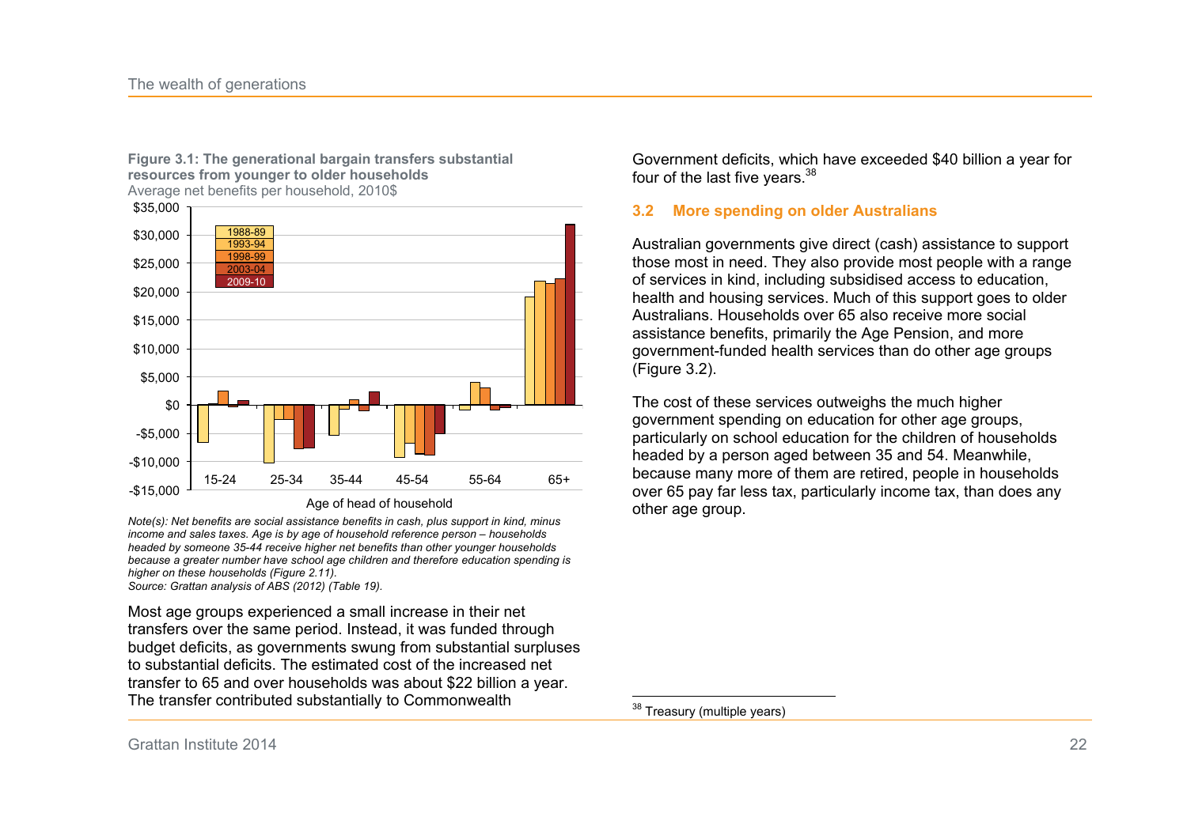**Figure 3.1: The generational bargain transfers substantial resources from younger to older households**

Average net benefits per household, 2010$

*Note(s): Net benefits are social assistance benefits in cash, plus support in kind, minus income and sales taxes. Age is by age of household reference person – households headed by someone 35-44 receive higher net benefits than other younger households because a greater number have school age children and therefore education spending is higher on these households (Figure 2.11).*

*Source: Grattan analysis of ABS (2012) (Table 19).*

Most age groups experienced a small increase in their net transfers over the same period. Instead, it was funded through budget deficits, as governments swung from substantial surpluses to substantial deficits. The estimated cost of the increased net transfer to 65 and over households was about $22 billion a year. The transfer contributed substantially to Commonwealth Government deficits, which have exceeded $40 billion a year for four of the last five years.[38]

## 3.2 More spending on older Australians

Australian governments give direct (cash) assistance to support those most in need. They also provide most people with a range of services in kind, including subsidised access to education, health and housing services. Much of this support goes to older Australians. Households over 65 also receive more social assistance benefits, primarily the Age Pension, and more government-funded health services than do other age groups (Figure 3.2).

The cost of these services outweighs the much higher government spending on education for other age groups, particularly on school education for the children of households headed by a person aged between 35 and 54. Meanwhile, because many more of them are retired, people in households over 65 pay far less tax, particularly income tax, than does any other age group.

[38] Treasury (multiple years)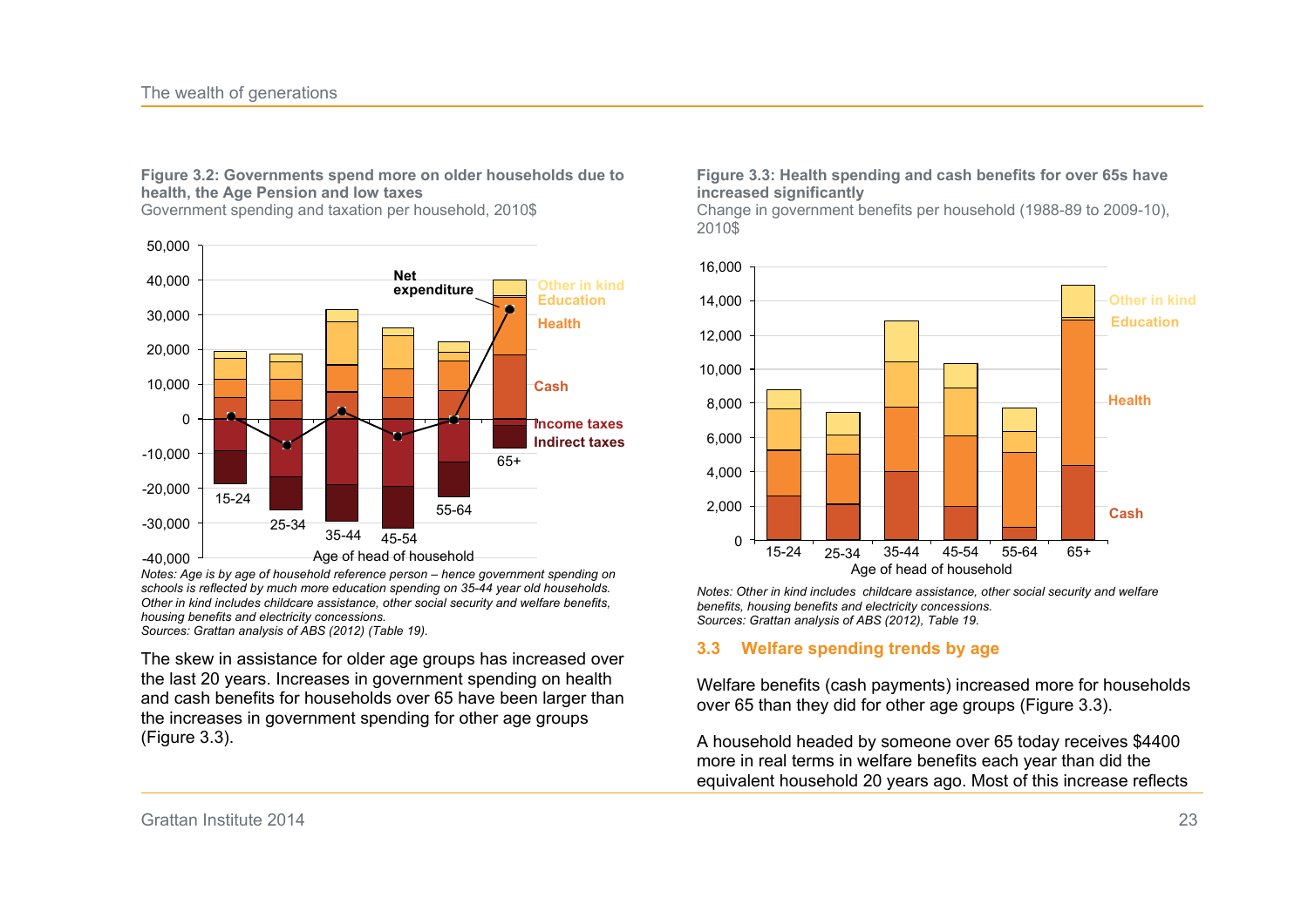**Figure 3.2: Governments spend more on older households due to health, the Age Pension and low taxes**
Government spending and taxation per household, 2010$

*Notes: Age is by age of household reference person – hence government spending on schools is reflected by much more education spending on 35-44 year old households. Other in kind includes childcare assistance, other social security and welfare benefits, housing benefits and electricity concessions.*
*Sources: Grattan analysis of ABS (2012) (Table 19).*

The skew in assistance for older age groups has increased over the last 20 years. Increases in government spending on health and cash benefits for households over 65 have been larger than the increases in government spending for other age groups (Figure 3.3).

**Figure 3.3: Health spending and cash benefits for over 65s have increased significantly**
Change in government benefits per household (1988-89 to 2009-10), 2010$

*Notes: Other in kind includes childcare assistance, other social security and welfare benefits, housing benefits and electricity concessions.*
*Sources: Grattan analysis of ABS (2012), Table 19.*

## 3.3 Welfare spending trends by age

Welfare benefits (cash payments) increased more for households over 65 than they did for other age groups (Figure 3.3).

A household headed by someone over 65 today receives $4400 more in real terms in welfare benefits each year than did the equivalent household 20 years ago. Most of this increase reflects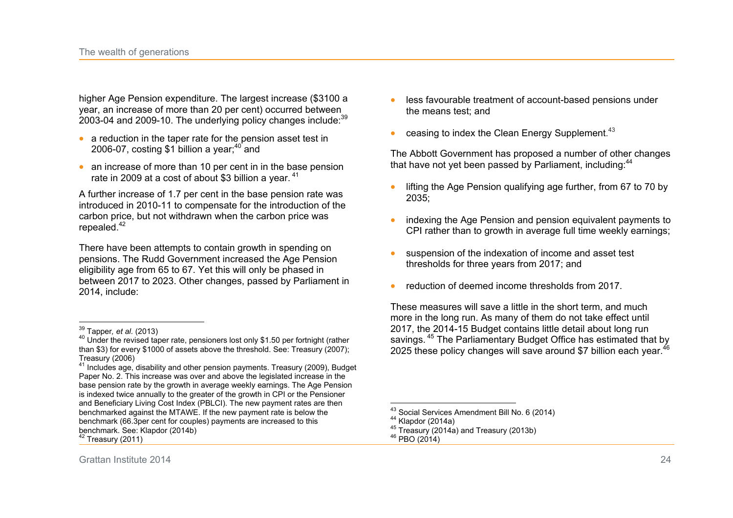higher Age Pension expenditure. The largest increase ($3100 a year, an increase of more than 20 per cent) occurred between 2003-04 and 2009-10. The underlying policy changes include:[39]

- a reduction in the taper rate for the pension asset test in 2006-07, costing $1 billion a year;[40] and
- an increase of more than 10 per cent in in the base pension rate in 2009 at a cost of about $3 billion a year. [41]

A further increase of 1.7 per cent in the base pension rate was introduced in 2010-11 to compensate for the introduction of the carbon price, but not withdrawn when the carbon price was repealed.[42]

There have been attempts to contain growth in spending on pensions. The Rudd Government increased the Age Pension eligibility age from 65 to 67. Yet this will only be phased in between 2017 to 2023. Other changes, passed by Parliament in 2014, include:

- less favourable treatment of account-based pensions under the means test; and
- ceasing to index the Clean Energy Supplement.[43]

The Abbott Government has proposed a number of other changes that have not yet been passed by Parliament, including:[44]

- lifting the Age Pension qualifying age further, from 67 to 70 by 2035;
- indexing the Age Pension and pension equivalent payments to CPI rather than to growth in average full time weekly earnings;
- suspension of the indexation of income and asset test thresholds for three years from 2017; and
- reduction of deemed income thresholds from 2017.

These measures will save a little in the short term, and much more in the long run. As many of them do not take effect until 2017, the 2014-15 Budget contains little detail about long run savings. [45] The Parliamentary Budget Office has estimated that by 2025 these policy changes will save around $7 billion each year.[46]

---

[39] Tapper, *et al.* (2013)

[40] Under the revised taper rate, pensioners lost only $1.50 per fortnight (rather than $3) for every $1000 of assets above the threshold. See: Treasury (2007); Treasury (2006)

[41] Includes age, disability and other pension payments. Treasury (2009), Budget Paper No. 2. This increase was over and above the legislated increase in the base pension rate by the growth in average weekly earnings. The Age Pension is indexed twice annually to the greater of the growth in CPI or the Pensioner and Beneficiary Living Cost Index (PBLCI). The new payment rates are then benchmarked against the MTAWE. If the new payment rate is below the benchmark (66.3per cent for couples) payments are increased to this benchmark. See: Klapdor (2014b)

[42] Treasury (2011)

[43] Social Services Amendment Bill No. 6 (2014)

[44] Klapdor (2014a)

[45] Treasury (2014a) and Treasury (2013b)

[46] PBO (2014)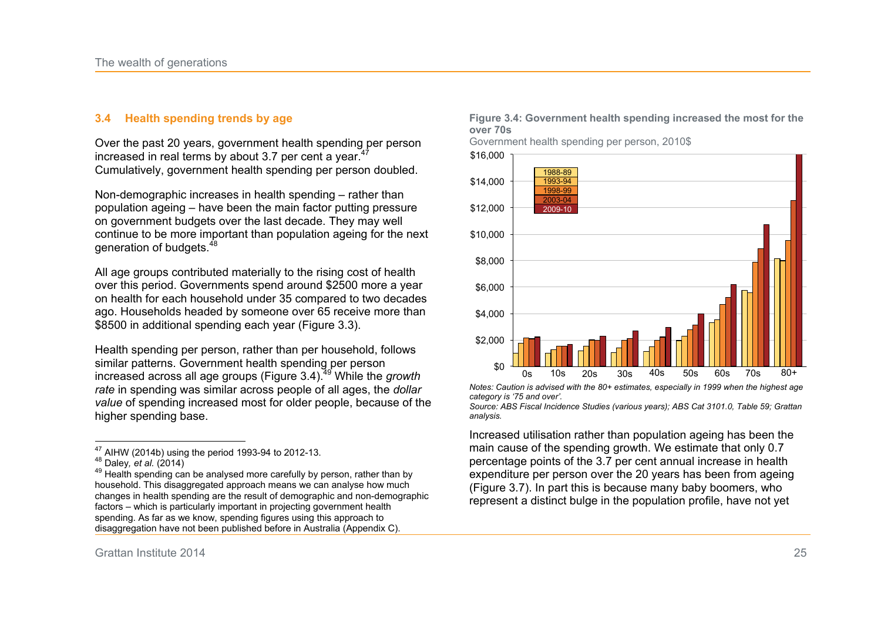## 3.4 Health spending trends by age

Over the past 20 years, government health spending per person increased in real terms by about 3.7 per cent a year.[47] Cumulatively, government health spending per person doubled.

Non-demographic increases in health spending – rather than population ageing – have been the main factor putting pressure on government budgets over the last decade. They may well continue to be more important than population ageing for the next generation of budgets.[48]

All age groups contributed materially to the rising cost of health over this period. Governments spend around $2500 more a year on health for each household under 35 compared to two decades ago. Households headed by someone over 65 receive more than $8500 in additional spending each year (Figure 3.3).

Health spending per person, rather than per household, follows similar patterns. Government health spending per person increased across all age groups (Figure 3.4).[49] While the *growth rate* in spending was similar across people of all ages, the *dollar value* of spending increased most for older people, because of the higher spending base.

**Figure 3.4: Government health spending increased the most for the over 70s**

Government health spending per person, 2010$

*Notes: Caution is advised with the 80+ estimates, especially in 1999 when the highest age category is '75 and over'.*

*Source: ABS Fiscal Incidence Studies (various years); ABS Cat 3101.0, Table 59; Grattan analysis.*

Increased utilisation rather than population ageing has been the main cause of the spending growth. We estimate that only 0.7 percentage points of the 3.7 per cent annual increase in health expenditure per person over the 20 years has been from ageing (Figure 3.7). In part this is because many baby boomers, who represent a distinct bulge in the population profile, have not yet

---

[47] AIHW (2014b) using the period 1993-94 to 2012-13.

[48] Daley, *et al.* (2014)

[49] Health spending can be analysed more carefully by person, rather than by household. This disaggregated approach means we can analyse how much changes in health spending are the result of demographic and non-demographic factors – which is particularly important in projecting government health spending. As far as we know, spending figures using this approach to disaggregation have not been published before in Australia (Appendix C).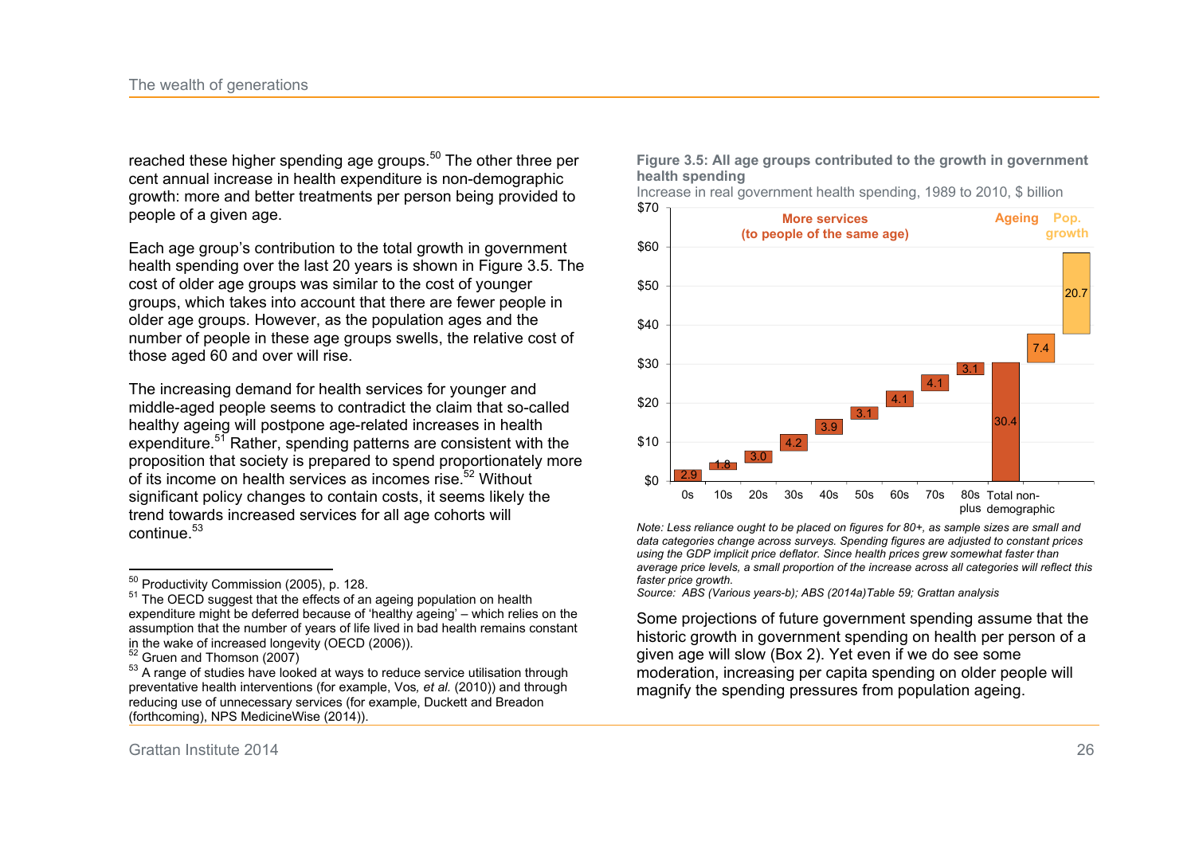reached these higher spending age groups.[50] The other three per cent annual increase in health expenditure is non-demographic growth: more and better treatments per person being provided to people of a given age.

Each age group's contribution to the total growth in government health spending over the last 20 years is shown in Figure 3.5. The cost of older age groups was similar to the cost of younger groups, which takes into account that there are fewer people in older age groups. However, as the population ages and the number of people in these age groups swells, the relative cost of those aged 60 and over will rise.

The increasing demand for health services for younger and middle-aged people seems to contradict the claim that so-called healthy ageing will postpone age-related increases in health expenditure.[51] Rather, spending patterns are consistent with the proposition that society is prepared to spend proportionately more of its income on health services as incomes rise.[52] Without significant policy changes to contain costs, it seems likely the trend towards increased services for all age cohorts will continue.[53]

**Figure 3.5: All age groups contributed to the growth in government health spending**

Increase in real government health spending, 1989 to 2010, $ billion

| Category | Group | Increase ($ billion) |
|---|---|---|
| 0s | More services (to people of the same age) | 2.9 |
| 10s | More services (to people of the same age) | 1.8 |
| 20s | More services (to people of the same age) | 3.0 |
| 30s | More services (to people of the same age) | 4.2 |
| 40s | More services (to people of the same age) | 3.9 |
| 50s | More services (to people of the same age) | 3.1 |
| 60s | More services (to people of the same age) | 4.1 |
| 70s | More services (to people of the same age) | 4.1 |
| 80s plus | More services (to people of the same age) | 3.1 |
| Total non-demographic | More services (to people of the same age) | 30.4 |
| | Ageing | 7.4 |
| | Pop. growth | 20.7 |

*Note: Less reliance ought to be placed on figures for 80+, as sample sizes are small and data categories change across surveys. Spending figures are adjusted to constant prices using the GDP implicit price deflator. Since health prices grew somewhat faster than average price levels, a small proportion of the increase across all categories will reflect this faster price growth.*

*Source: ABS (Various years-b); ABS (2014a)Table 59; Grattan analysis*

Some projections of future government spending assume that the historic growth in government spending on health per person of a given age will slow (Box 2). Yet even if we do see some moderation, increasing per capita spending on older people will magnify the spending pressures from population ageing.

---

[50] Productivity Commission (2005), p. 128.

[51] The OECD suggest that the effects of an ageing population on health expenditure might be deferred because of 'healthy ageing' – which relies on the assumption that the number of years of life lived in bad health remains constant in the wake of increased longevity (OECD (2006)).

[52] Gruen and Thomson (2007)

[53] A range of studies have looked at ways to reduce service utilisation through preventative health interventions (for example, Vos, *et al.* (2010)) and through reducing use of unnecessary services (for example, Duckett and Breadon (forthcoming), NPS MedicineWise (2014)).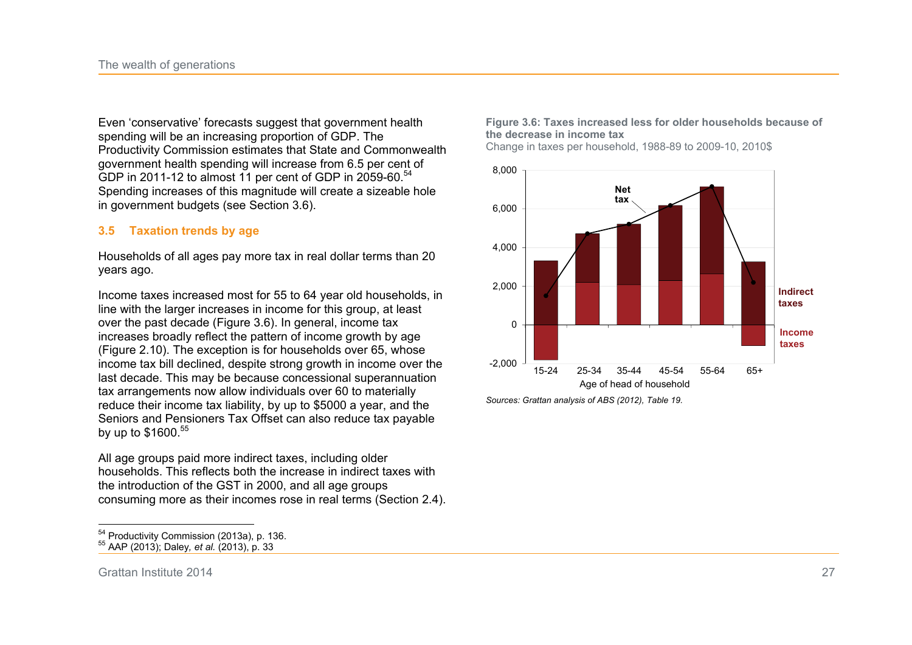Even 'conservative' forecasts suggest that government health spending will be an increasing proportion of GDP. The Productivity Commission estimates that State and Commonwealth government health spending will increase from 6.5 per cent of GDP in 2011-12 to almost 11 per cent of GDP in 2059-60.[54] Spending increases of this magnitude will create a sizeable hole in government budgets (see Section 3.6).

## 3.5 Taxation trends by age

Households of all ages pay more tax in real dollar terms than 20 years ago.

Income taxes increased most for 55 to 64 year old households, in line with the larger increases in income for this group, at least over the past decade (Figure 3.6). In general, income tax increases broadly reflect the pattern of income growth by age (Figure 2.10). The exception is for households over 65, whose income tax bill declined, despite strong growth in income over the last decade. This may be because concessional superannuation tax arrangements now allow individuals over 60 to materially reduce their income tax liability, by up to $5000 a year, and the Seniors and Pensioners Tax Offset can also reduce tax payable by up to $1600.[55]

All age groups paid more indirect taxes, including older households. This reflects both the increase in indirect taxes with the introduction of the GST in 2000, and all age groups consuming more as their incomes rose in real terms (Section 2.4).

**Figure 3.6: Taxes increased less for older households because of the decrease in income tax**

Change in taxes per household, 1988-89 to 2009-10, 2010$

*Sources: Grattan analysis of ABS (2012), Table 19.*

---

[54] Productivity Commission (2013a), p. 136.

[55] AAP (2013); Daley, *et al.* (2013), p. 33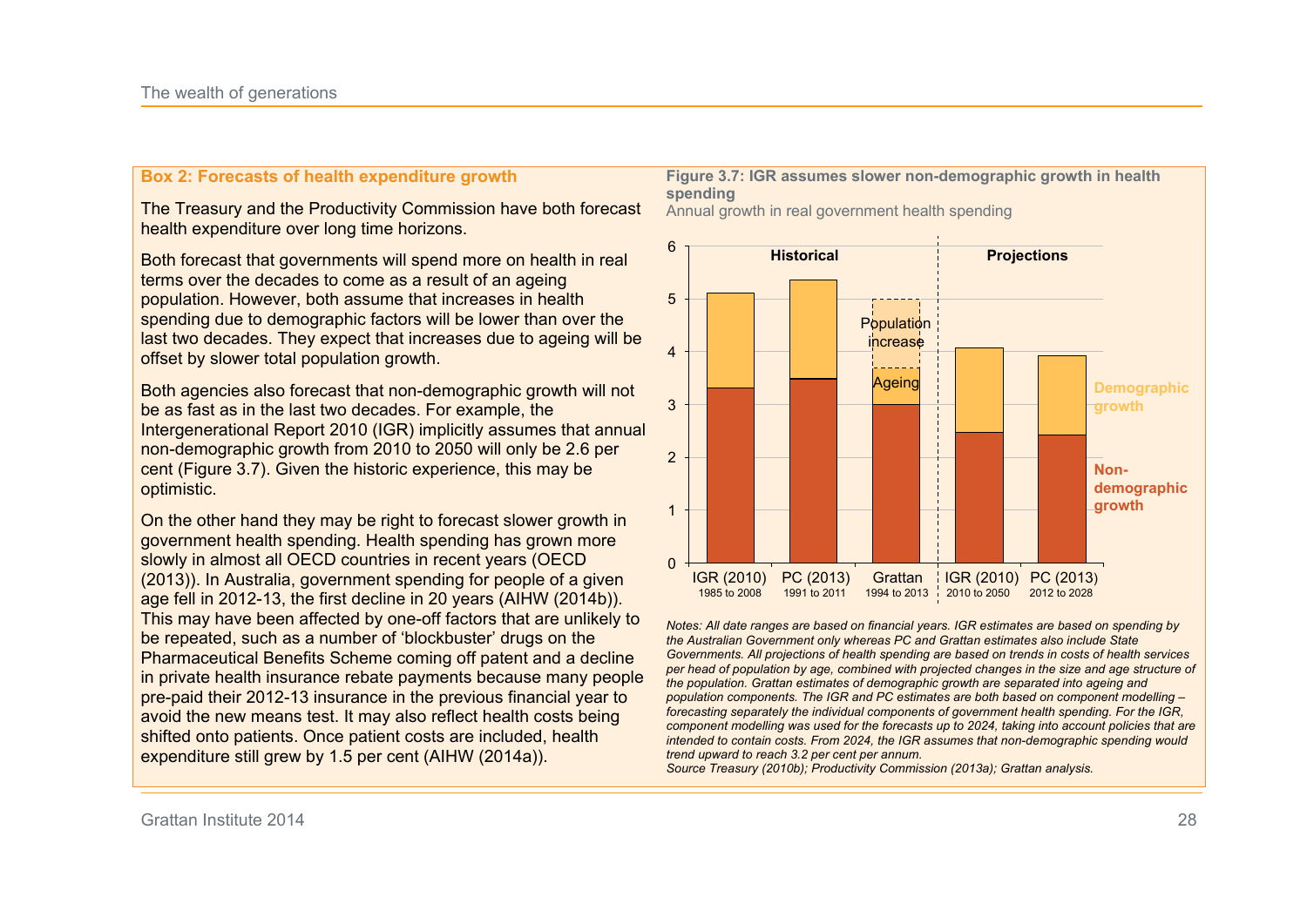## Box 2: Forecasts of health expenditure growth

The Treasury and the Productivity Commission have both forecast health expenditure over long time horizons.

Both forecast that governments will spend more on health in real terms over the decades to come as a result of an ageing population. However, both assume that increases in health spending due to demographic factors will be lower than over the last two decades. They expect that increases due to ageing will be offset by slower total population growth.

Both agencies also forecast that non-demographic growth will not be as fast as in the last two decades. For example, the Intergenerational Report 2010 (IGR) implicitly assumes that annual non-demographic growth from 2010 to 2050 will only be 2.6 per cent (Figure 3.7). Given the historic experience, this may be optimistic.

On the other hand they may be right to forecast slower growth in government health spending. Health spending has grown more slowly in almost all OECD countries in recent years (OECD (2013)). In Australia, government spending for people of a given age fell in 2012-13, the first decline in 20 years (AIHW (2014b)). This may have been affected by one-off factors that are unlikely to be repeated, such as a number of 'blockbuster' drugs on the Pharmaceutical Benefits Scheme coming off patent and a decline in private health insurance rebate payments because many people pre-paid their 2012-13 insurance in the previous financial year to avoid the new means test. It may also reflect health costs being shifted onto patients. Once patient costs are included, health expenditure still grew by 1.5 per cent (AIHW (2014a)).

**Figure 3.7: IGR assumes slower non-demographic growth in health spending**

Annual growth in real government health spending

| | Period | Non-demographic growth | Demographic growth | Total |
|---|---|---|---|---|
| **Historical** | | | | |
| IGR (2010) | 1985 to 2008 | 3.3 | 1.8 | 5.1 |
| PC (2013) | 1991 to 2011 | 3.5 | 1.9 | 5.4 |
| Grattan | 1994 to 2013 | 3.0 | Ageing 0.7; Population increase 1.3 | 5.0 |
| **Projections** | | | | |
| IGR (2010) | 2010 to 2050 | 2.5 | 1.6 | 4.1 |
| PC (2013) | 2012 to 2028 | 2.4 | 1.5 | 3.9 |

*Notes: All date ranges are based on financial years. IGR estimates are based on spending by the Australian Government only whereas PC and Grattan estimates also include State Governments. All projections of health spending are based on trends in costs of health services per head of population by age, combined with projected changes in the size and age structure of the population. Grattan estimates of demographic growth are separated into ageing and population components. The IGR and PC estimates are both based on component modelling – forecasting separately the individual components of government health spending. For the IGR, component modelling was used for the forecasts up to 2024, taking into account policies that are intended to contain costs. From 2024, the IGR assumes that non-demographic spending would trend upward to reach 3.2 per cent per annum.*

*Source Treasury (2010b); Productivity Commission (2013a); Grattan analysis.*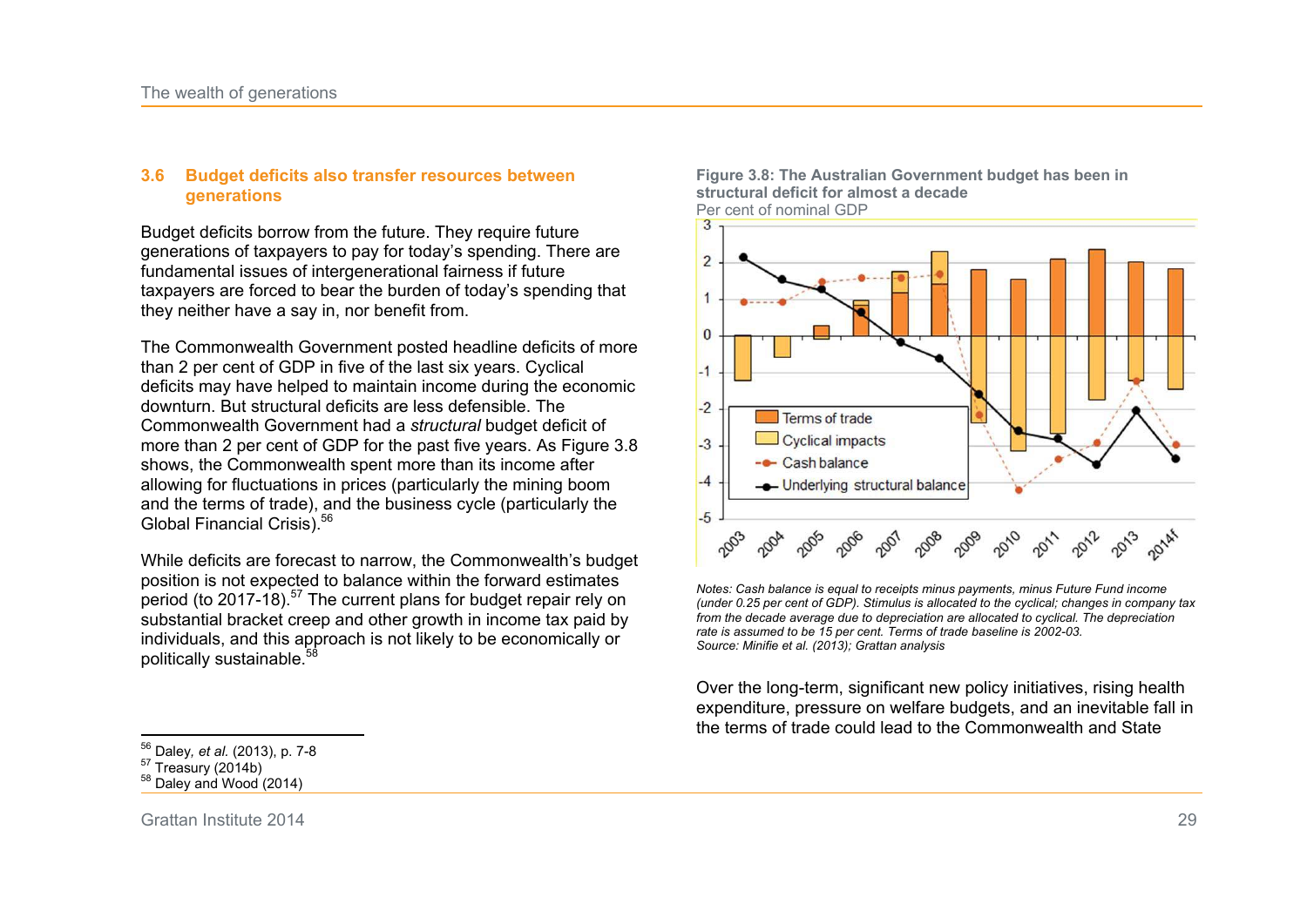### 3.6 Budget deficits also transfer resources between generations

Budget deficits borrow from the future. They require future generations of taxpayers to pay for today's spending. There are fundamental issues of intergenerational fairness if future taxpayers are forced to bear the burden of today's spending that they neither have a say in, nor benefit from.

The Commonwealth Government posted headline deficits of more than 2 per cent of GDP in five of the last six years. Cyclical deficits may have helped to maintain income during the economic downturn. But structural deficits are less defensible. The Commonwealth Government had a *structural* budget deficit of more than 2 per cent of GDP for the past five years. As Figure 3.8 shows, the Commonwealth spent more than its income after allowing for fluctuations in prices (particularly the mining boom and the terms of trade), and the business cycle (particularly the Global Financial Crisis).[56]

While deficits are forecast to narrow, the Commonwealth's budget position is not expected to balance within the forward estimates period (to 2017-18).[57] The current plans for budget repair rely on substantial bracket creep and other growth in income tax paid by individuals, and this approach is not likely to be economically or politically sustainable.[58]

**Figure 3.8: The Australian Government budget has been in structural deficit for almost a decade**

Per cent of nominal GDP

*Notes: Cash balance is equal to receipts minus payments, minus Future Fund income (under 0.25 per cent of GDP). Stimulus is allocated to the cyclical; changes in company tax from the decade average due to depreciation are allocated to cyclical. The depreciation rate is assumed to be 15 per cent. Terms of trade baseline is 2002-03.*
*Source: Minifie et al. (2013); Grattan analysis*

Over the long-term, significant new policy initiatives, rising health expenditure, pressure on welfare budgets, and an inevitable fall in the terms of trade could lead to the Commonwealth and State

---

[56] Daley, *et al.* (2013), p. 7-8
[57] Treasury (2014b)
[58] Daley and Wood (2014)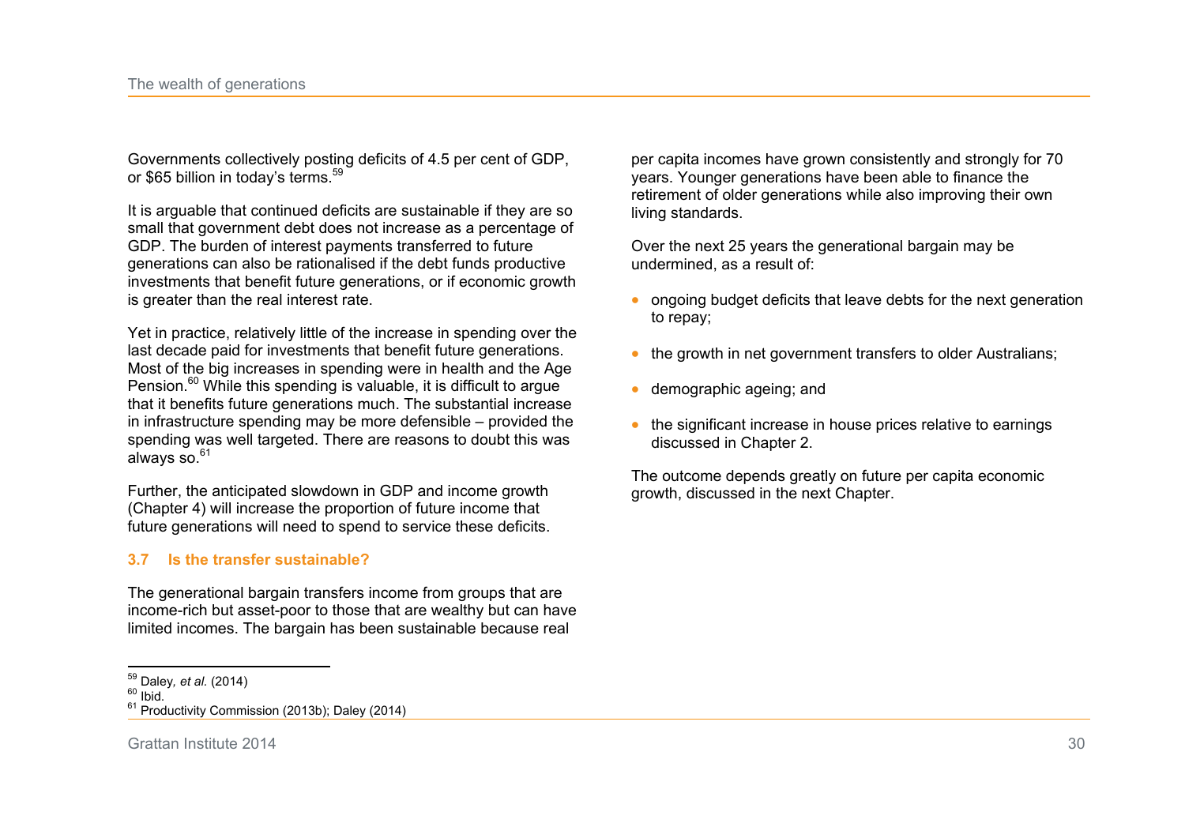Governments collectively posting deficits of 4.5 per cent of GDP, or $65 billion in today's terms.[59]

It is arguable that continued deficits are sustainable if they are so small that government debt does not increase as a percentage of GDP. The burden of interest payments transferred to future generations can also be rationalised if the debt funds productive investments that benefit future generations, or if economic growth is greater than the real interest rate.

Yet in practice, relatively little of the increase in spending over the last decade paid for investments that benefit future generations. Most of the big increases in spending were in health and the Age Pension.[60] While this spending is valuable, it is difficult to argue that it benefits future generations much. The substantial increase in infrastructure spending may be more defensible – provided the spending was well targeted. There are reasons to doubt this was always so.[61]

Further, the anticipated slowdown in GDP and income growth (Chapter 4) will increase the proportion of future income that future generations will need to spend to service these deficits.

### 3.7 Is the transfer sustainable?

The generational bargain transfers income from groups that are income-rich but asset-poor to those that are wealthy but can have limited incomes. The bargain has been sustainable because real per capita incomes have grown consistently and strongly for 70 years. Younger generations have been able to finance the retirement of older generations while also improving their own living standards.

Over the next 25 years the generational bargain may be undermined, as a result of:

- ongoing budget deficits that leave debts for the next generation to repay;
- the growth in net government transfers to older Australians;
- demographic ageing; and
- the significant increase in house prices relative to earnings discussed in Chapter 2.

The outcome depends greatly on future per capita economic growth, discussed in the next Chapter.

---

[59] Daley, *et al.* (2014)

[60] Ibid.

[61] Productivity Commission (2013b); Daley (2014)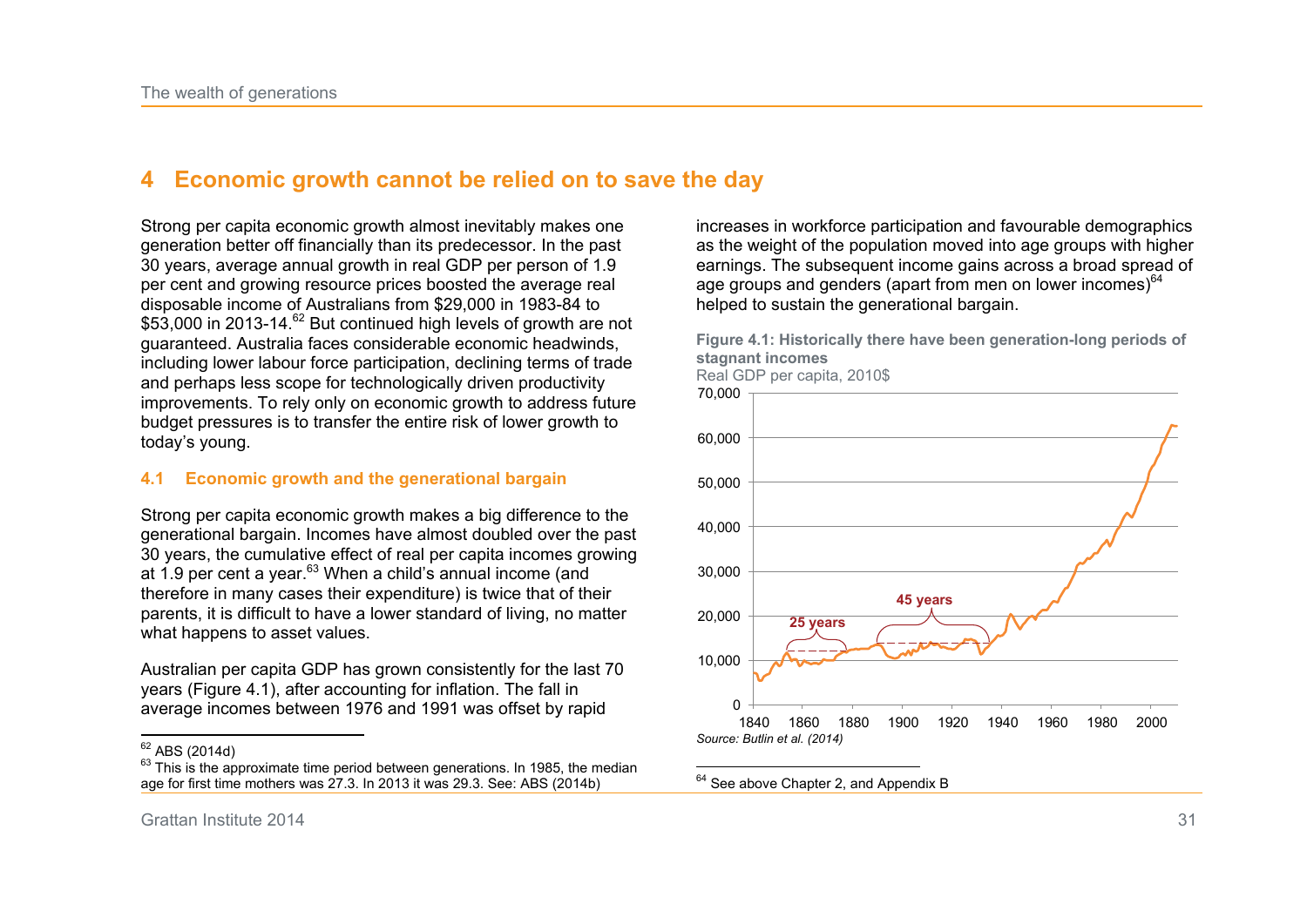# 4 Economic growth cannot be relied on to save the day

Strong per capita economic growth almost inevitably makes one generation better off financially than its predecessor. In the past 30 years, average annual growth in real GDP per person of 1.9 per cent and growing resource prices boosted the average real disposable income of Australians from $29,000 in 1983-84 to $53,000 in 2013-14.[62] But continued high levels of growth are not guaranteed. Australia faces considerable economic headwinds, including lower labour force participation, declining terms of trade and perhaps less scope for technologically driven productivity improvements. To rely only on economic growth to address future budget pressures is to transfer the entire risk of lower growth to today's young.

## 4.1 Economic growth and the generational bargain

Strong per capita economic growth makes a big difference to the generational bargain. Incomes have almost doubled over the past 30 years, the cumulative effect of real per capita incomes growing at 1.9 per cent a year.[63] When a child's annual income (and therefore in many cases their expenditure) is twice that of their parents, it is difficult to have a lower standard of living, no matter what happens to asset values.

Australian per capita GDP has grown consistently for the last 70 years (Figure 4.1), after accounting for inflation. The fall in average incomes between 1976 and 1991 was offset by rapid increases in workforce participation and favourable demographics as the weight of the population moved into age groups with higher earnings. The subsequent income gains across a broad spread of age groups and genders (apart from men on lower incomes)[64] helped to sustain the generational bargain.

**Figure 4.1: Historically there have been generation-long periods of stagnant incomes**

Real GDP per capita, 2010$

*Source: Butlin et al. (2014)*

---

[62] ABS (2014d)

[63] This is the approximate time period between generations. In 1985, the median age for first time mothers was 27.3. In 2013 it was 29.3. See: ABS (2014b)

[64] See above Chapter 2, and Appendix B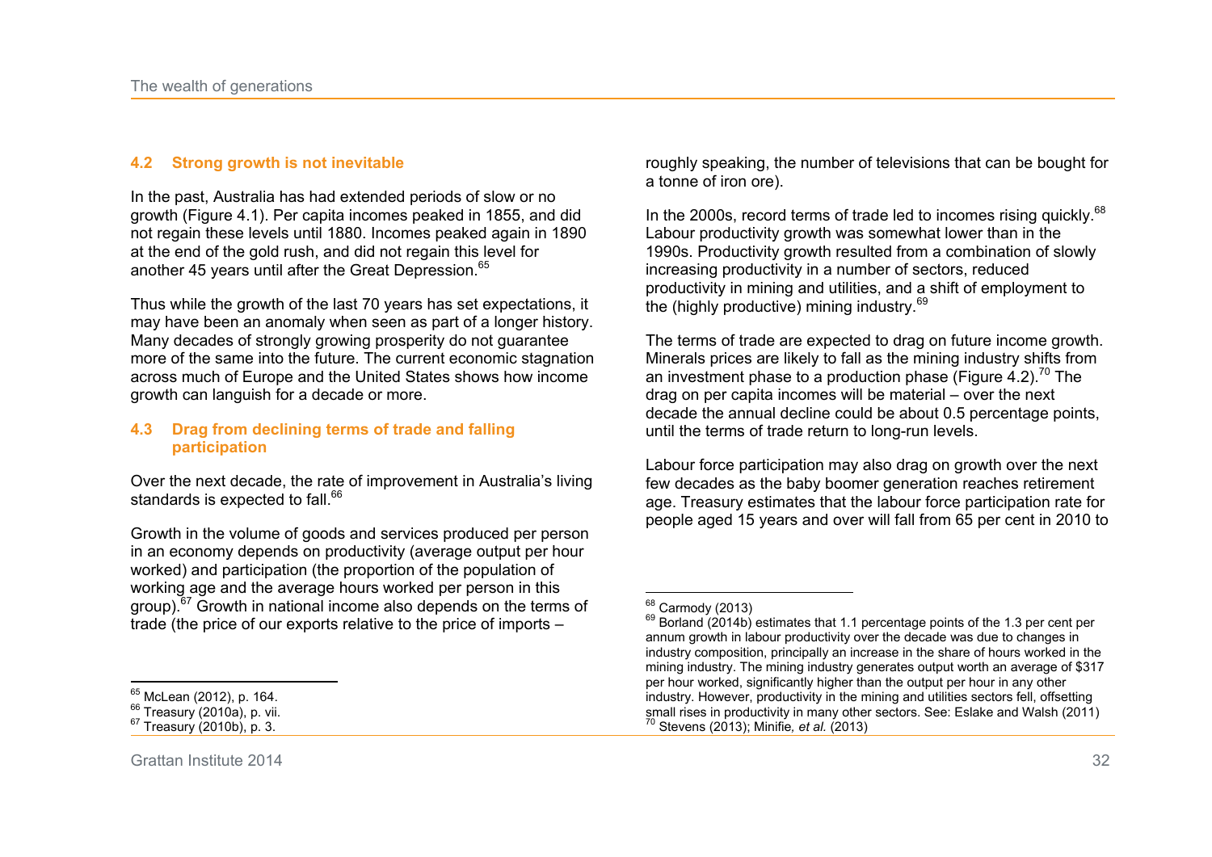## 4.2 Strong growth is not inevitable

In the past, Australia has had extended periods of slow or no growth (Figure 4.1). Per capita incomes peaked in 1855, and did not regain these levels until 1880. Incomes peaked again in 1890 at the end of the gold rush, and did not regain this level for another 45 years until after the Great Depression.[65]

Thus while the growth of the last 70 years has set expectations, it may have been an anomaly when seen as part of a longer history. Many decades of strongly growing prosperity do not guarantee more of the same into the future. The current economic stagnation across much of Europe and the United States shows how income growth can languish for a decade or more.

## 4.3 Drag from declining terms of trade and falling participation

Over the next decade, the rate of improvement in Australia's living standards is expected to fall.[66]

Growth in the volume of goods and services produced per person in an economy depends on productivity (average output per hour worked) and participation (the proportion of the population of working age and the average hours worked per person in this group).[67] Growth in national income also depends on the terms of trade (the price of our exports relative to the price of imports – roughly speaking, the number of televisions that can be bought for a tonne of iron ore).

In the 2000s, record terms of trade led to incomes rising quickly.[68] Labour productivity growth was somewhat lower than in the 1990s. Productivity growth resulted from a combination of slowly increasing productivity in a number of sectors, reduced productivity in mining and utilities, and a shift of employment to the (highly productive) mining industry.[69]

The terms of trade are expected to drag on future income growth. Minerals prices are likely to fall as the mining industry shifts from an investment phase to a production phase (Figure 4.2).[70] The drag on per capita incomes will be material – over the next decade the annual decline could be about 0.5 percentage points, until the terms of trade return to long-run levels.

Labour force participation may also drag on growth over the next few decades as the baby boomer generation reaches retirement age. Treasury estimates that the labour force participation rate for people aged 15 years and over will fall from 65 per cent in 2010 to

---

[65] McLean (2012), p. 164.

[66] Treasury (2010a), p. vii.

[67] Treasury (2010b), p. 3.

[68] Carmody (2013)

[69] Borland (2014b) estimates that 1.1 percentage points of the 1.3 per cent per annum growth in labour productivity over the decade was due to changes in industry composition, principally an increase in the share of hours worked in the mining industry. The mining industry generates output worth an average of $317 per hour worked, significantly higher than the output per hour in any other industry. However, productivity in the mining and utilities sectors fell, offsetting small rises in productivity in many other sectors. See: Eslake and Walsh (2011)

[70] Stevens (2013); Minifie, *et al.* (2013)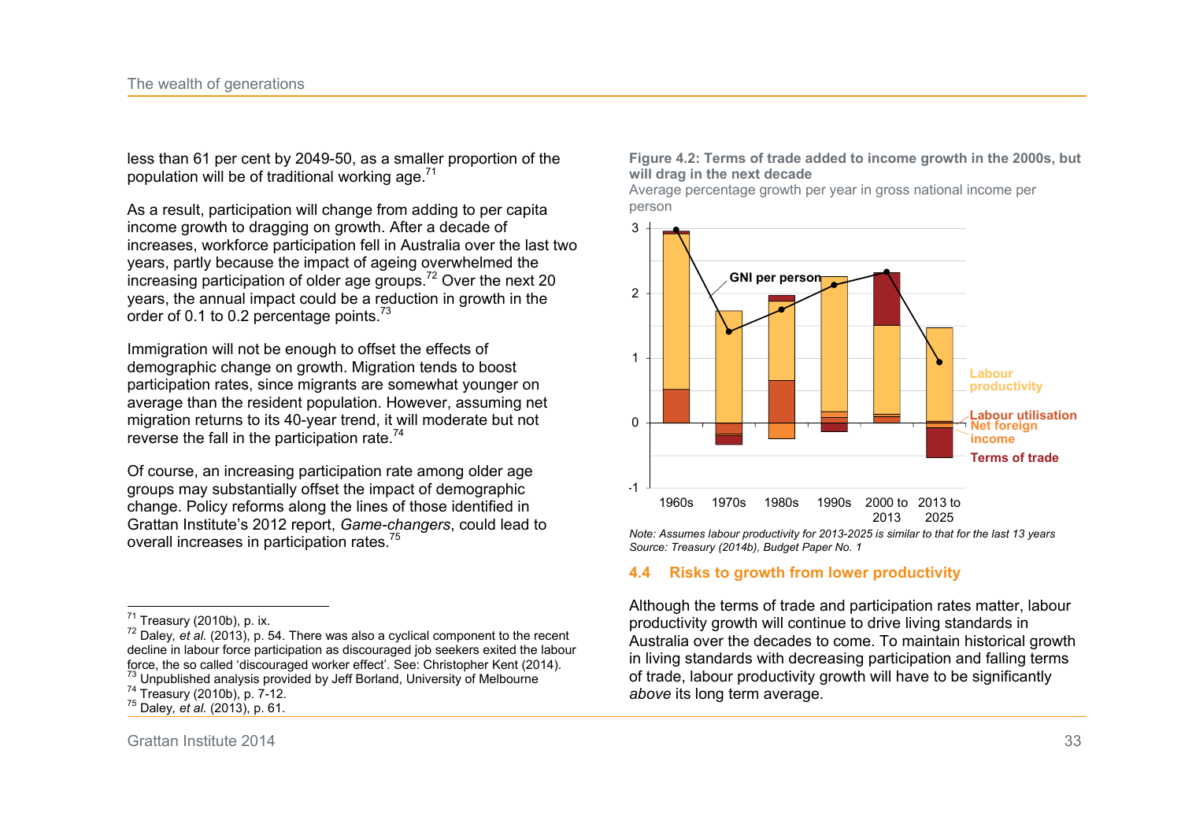less than 61 per cent by 2049-50, as a smaller proportion of the population will be of traditional working age.[71]

As a result, participation will change from adding to per capita income growth to dragging on growth. After a decade of increases, workforce participation fell in Australia over the last two years, partly because the impact of ageing overwhelmed the increasing participation of older age groups.[72] Over the next 20 years, the annual impact could be a reduction in growth in the order of 0.1 to 0.2 percentage points.[73]

Immigration will not be enough to offset the effects of demographic change on growth. Migration tends to boost participation rates, since migrants are somewhat younger on average than the resident population. However, assuming net migration returns to its 40-year trend, it will moderate but not reverse the fall in the participation rate.[74]

Of course, an increasing participation rate among older age groups may substantially offset the impact of demographic change. Policy reforms along the lines of those identified in Grattan Institute's 2012 report, *Game-changers*, could lead to overall increases in participation rates.[75]

**Figure 4.2: Terms of trade added to income growth in the 2000s, but will drag in the next decade**

Average percentage growth per year in gross national income per person

*Note: Assumes labour productivity for 2013-2025 is similar to that for the last 13 years*
*Source: Treasury (2014b), Budget Paper No. 1*

## 4.4 Risks to growth from lower productivity

Although the terms of trade and participation rates matter, labour productivity growth will continue to drive living standards in Australia over the decades to come. To maintain historical growth in living standards with decreasing participation and falling terms of trade, labour productivity growth will have to be significantly *above* its long term average.

---

[71] Treasury (2010b), p. ix.

[72] Daley, *et al.* (2013), p. 54. There was also a cyclical component to the recent decline in labour force participation as discouraged job seekers exited the labour force, the so called 'discouraged worker effect'. See: Christopher Kent (2014).

[73] Unpublished analysis provided by Jeff Borland, University of Melbourne

[74] Treasury (2010b), p. 7-12.

[75] Daley, *et al.* (2013), p. 61.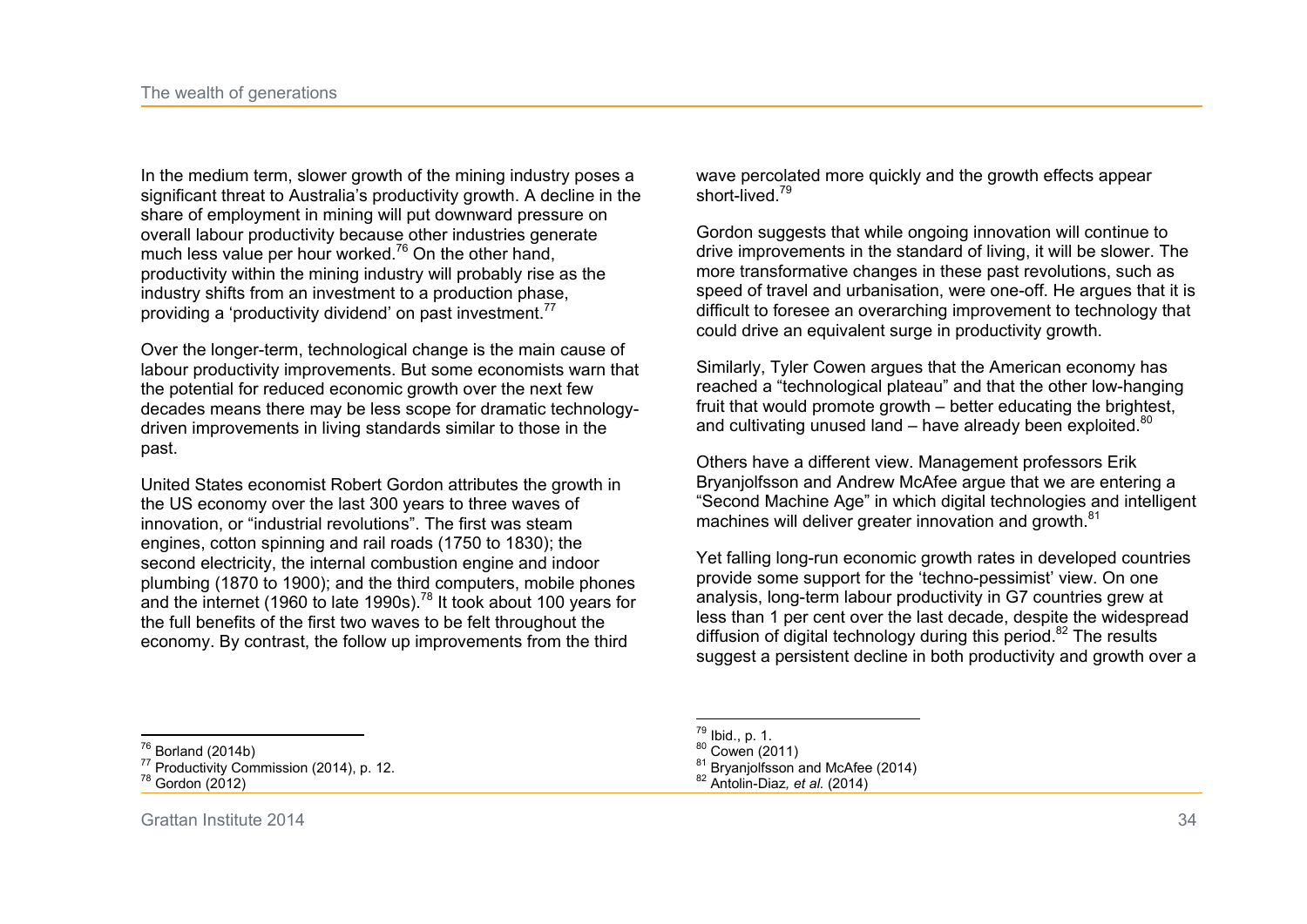In the medium term, slower growth of the mining industry poses a significant threat to Australia's productivity growth. A decline in the share of employment in mining will put downward pressure on overall labour productivity because other industries generate much less value per hour worked.[76] On the other hand, productivity within the mining industry will probably rise as the industry shifts from an investment to a production phase, providing a 'productivity dividend' on past investment.[77]

Over the longer-term, technological change is the main cause of labour productivity improvements. But some economists warn that the potential for reduced economic growth over the next few decades means there may be less scope for dramatic technology-driven improvements in living standards similar to those in the past.

United States economist Robert Gordon attributes the growth in the US economy over the last 300 years to three waves of innovation, or "industrial revolutions". The first was steam engines, cotton spinning and rail roads (1750 to 1830); the second electricity, the internal combustion engine and indoor plumbing (1870 to 1900); and the third computers, mobile phones and the internet (1960 to late 1990s).[78] It took about 100 years for the full benefits of the first two waves to be felt throughout the economy. By contrast, the follow up improvements from the third wave percolated more quickly and the growth effects appear short-lived.[79]

Gordon suggests that while ongoing innovation will continue to drive improvements in the standard of living, it will be slower. The more transformative changes in these past revolutions, such as speed of travel and urbanisation, were one-off. He argues that it is difficult to foresee an overarching improvement to technology that could drive an equivalent surge in productivity growth.

Similarly, Tyler Cowen argues that the American economy has reached a "technological plateau" and that the other low-hanging fruit that would promote growth – better educating the brightest, and cultivating unused land – have already been exploited.[80]

Others have a different view. Management professors Erik Bryanjolfsson and Andrew McAfee argue that we are entering a "Second Machine Age" in which digital technologies and intelligent machines will deliver greater innovation and growth.[81]

Yet falling long-run economic growth rates in developed countries provide some support for the 'techno-pessimist' view. On one analysis, long-term labour productivity in G7 countries grew at less than 1 per cent over the last decade, despite the widespread diffusion of digital technology during this period.[82] The results suggest a persistent decline in both productivity and growth over a

---

[76] Borland (2014b)

[77] Productivity Commission (2014), p. 12.

[78] Gordon (2012)

[79] Ibid., p. 1.

[80] Cowen (2011)

[81] Bryanjolfsson and McAfee (2014)

[82] Antolin-Diaz, *et al.* (2014)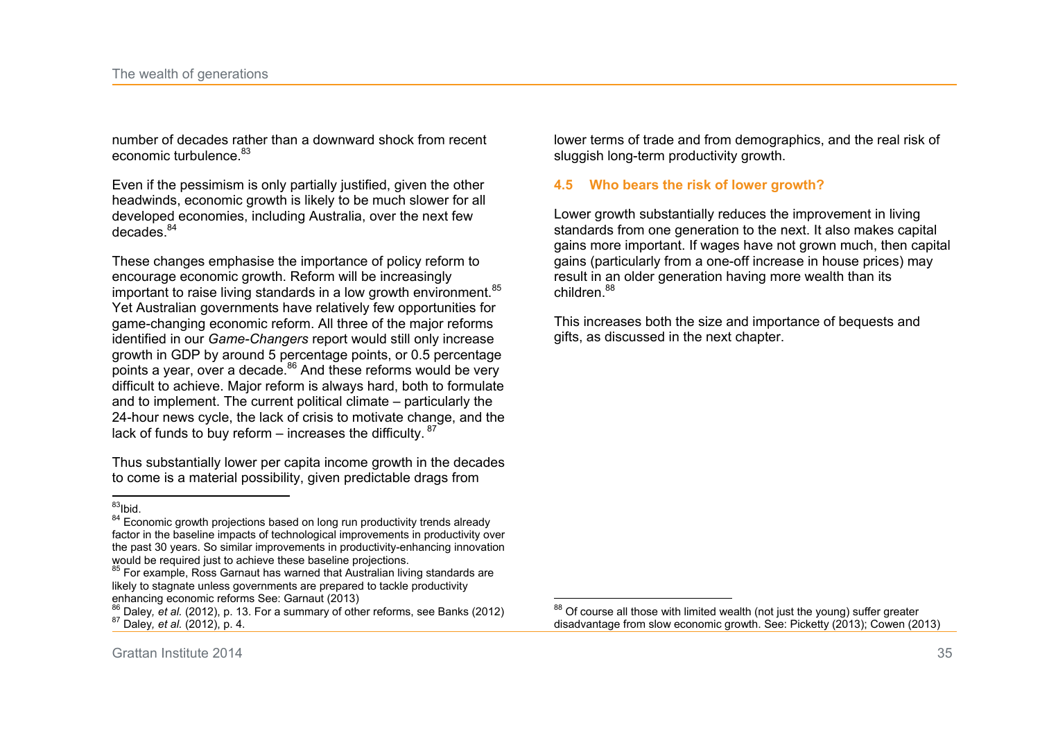number of decades rather than a downward shock from recent economic turbulence.[83]

Even if the pessimism is only partially justified, given the other headwinds, economic growth is likely to be much slower for all developed economies, including Australia, over the next few decades.[84]

These changes emphasise the importance of policy reform to encourage economic growth. Reform will be increasingly important to raise living standards in a low growth environment.[85] Yet Australian governments have relatively few opportunities for game-changing economic reform. All three of the major reforms identified in our *Game-Changers* report would still only increase growth in GDP by around 5 percentage points, or 0.5 percentage points a year, over a decade.[86] And these reforms would be very difficult to achieve. Major reform is always hard, both to formulate and to implement. The current political climate – particularly the 24-hour news cycle, the lack of crisis to motivate change, and the lack of funds to buy reform – increases the difficulty.[87]

Thus substantially lower per capita income growth in the decades to come is a material possibility, given predictable drags from lower terms of trade and from demographics, and the real risk of sluggish long-term productivity growth.

## 4.5 Who bears the risk of lower growth?

Lower growth substantially reduces the improvement in living standards from one generation to the next. It also makes capital gains more important. If wages have not grown much, then capital gains (particularly from a one-off increase in house prices) may result in an older generation having more wealth than its children.[88]

This increases both the size and importance of bequests and gifts, as discussed in the next chapter.

---

[83] Ibid.

[84] Economic growth projections based on long run productivity trends already factor in the baseline impacts of technological improvements in productivity over the past 30 years. So similar improvements in productivity-enhancing innovation would be required just to achieve these baseline projections.

[85] For example, Ross Garnaut has warned that Australian living standards are likely to stagnate unless governments are prepared to tackle productivity enhancing economic reforms See: Garnaut (2013)

[86] Daley*, et al.* (2012), p. 13. For a summary of other reforms, see Banks (2012)

[87] Daley*, et al.* (2012), p. 4.

[88] Of course all those with limited wealth (not just the young) suffer greater disadvantage from slow economic growth. See: Picketty (2013); Cowen (2013)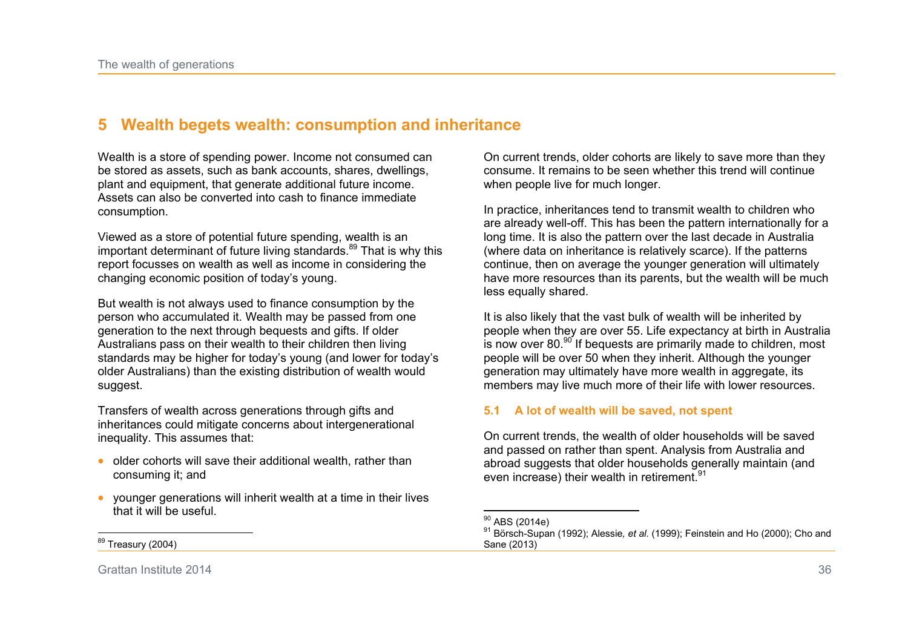## 5 Wealth begets wealth: consumption and inheritance

Wealth is a store of spending power. Income not consumed can be stored as assets, such as bank accounts, shares, dwellings, plant and equipment, that generate additional future income. Assets can also be converted into cash to finance immediate consumption.

Viewed as a store of potential future spending, wealth is an important determinant of future living standards.[89] That is why this report focusses on wealth as well as income in considering the changing economic position of today's young.

But wealth is not always used to finance consumption by the person who accumulated it. Wealth may be passed from one generation to the next through bequests and gifts. If older Australians pass on their wealth to their children then living standards may be higher for today's young (and lower for today's older Australians) than the existing distribution of wealth would suggest.

Transfers of wealth across generations through gifts and inheritances could mitigate concerns about intergenerational inequality. This assumes that:

- older cohorts will save their additional wealth, rather than consuming it; and
- younger generations will inherit wealth at a time in their lives that it will be useful.

On current trends, older cohorts are likely to save more than they consume. It remains to be seen whether this trend will continue when people live for much longer.

In practice, inheritances tend to transmit wealth to children who are already well-off. This has been the pattern internationally for a long time. It is also the pattern over the last decade in Australia (where data on inheritance is relatively scarce). If the patterns continue, then on average the younger generation will ultimately have more resources than its parents, but the wealth will be much less equally shared.

It is also likely that the vast bulk of wealth will be inherited by people when they are over 55. Life expectancy at birth in Australia is now over 80.[90] If bequests are primarily made to children, most people will be over 50 when they inherit. Although the younger generation may ultimately have more wealth in aggregate, its members may live much more of their life with lower resources.

### 5.1 A lot of wealth will be saved, not spent

On current trends, the wealth of older households will be saved and passed on rather than spent. Analysis from Australia and abroad suggests that older households generally maintain (and even increase) their wealth in retirement.[91]

[89] Treasury (2004)

[90] ABS (2014e)

[91] Börsch-Supan (1992); Alessie, *et al.* (1999); Feinstein and Ho (2000); Cho and Sane (2013)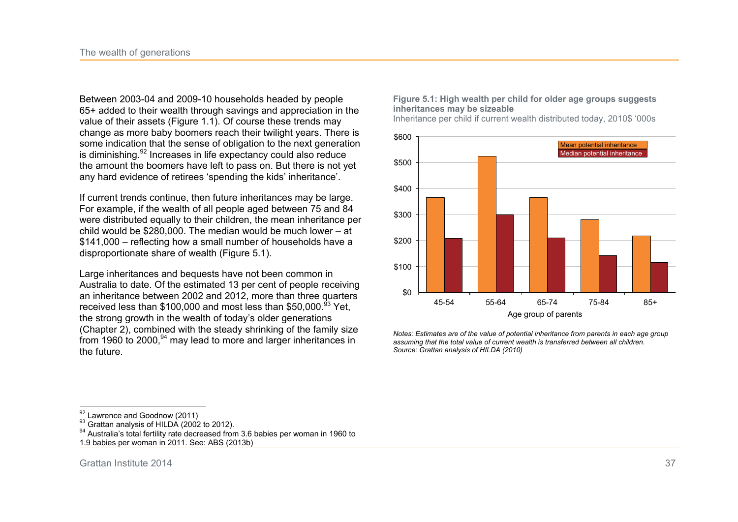Between 2003-04 and 2009-10 households headed by people 65+ added to their wealth through savings and appreciation in the value of their assets (Figure 1.1). Of course these trends may change as more baby boomers reach their twilight years. There is some indication that the sense of obligation to the next generation is diminishing.[92] Increases in life expectancy could also reduce the amount the boomers have left to pass on. But there is not yet any hard evidence of retirees 'spending the kids' inheritance'.

If current trends continue, then future inheritances may be large. For example, if the wealth of all people aged between 75 and 84 were distributed equally to their children, the mean inheritance per child would be $280,000. The median would be much lower – at $141,000 – reflecting how a small number of households have a disproportionate share of wealth (Figure 5.1).

Large inheritances and bequests have not been common in Australia to date. Of the estimated 13 per cent of people receiving an inheritance between 2002 and 2012, more than three quarters received less than $100,000 and most less than $50,000.[93] Yet, the strong growth in the wealth of today's older generations (Chapter 2), combined with the steady shrinking of the family size from 1960 to 2000,[94] may lead to more and larger inheritances in the future.

**Figure 5.1: High wealth per child for older age groups suggests inheritances may be sizeable**

Inheritance per child if current wealth distributed today, 2010$ '000s

| Age group of parents | Mean potential inheritance | Median potential inheritance |
|---|---|---|
| 45-54 | ~365 | ~208 |
| 55-64 | ~525 | ~300 |
| 65-74 | ~365 | ~210 |
| 75-84 | ~280 | ~141 |
| 85+ | ~218 | ~115 |

*Notes: Estimates are of the value of potential inheritance from parents in each age group assuming that the total value of current wealth is transferred between all children.*
*Source: Grattan analysis of HILDA (2010)*

---

[92] Lawrence and Goodnow (2011)
[93] Grattan analysis of HILDA (2002 to 2012).
[94] Australia's total fertility rate decreased from 3.6 babies per woman in 1960 to 1.9 babies per woman in 2011. See: ABS (2013b)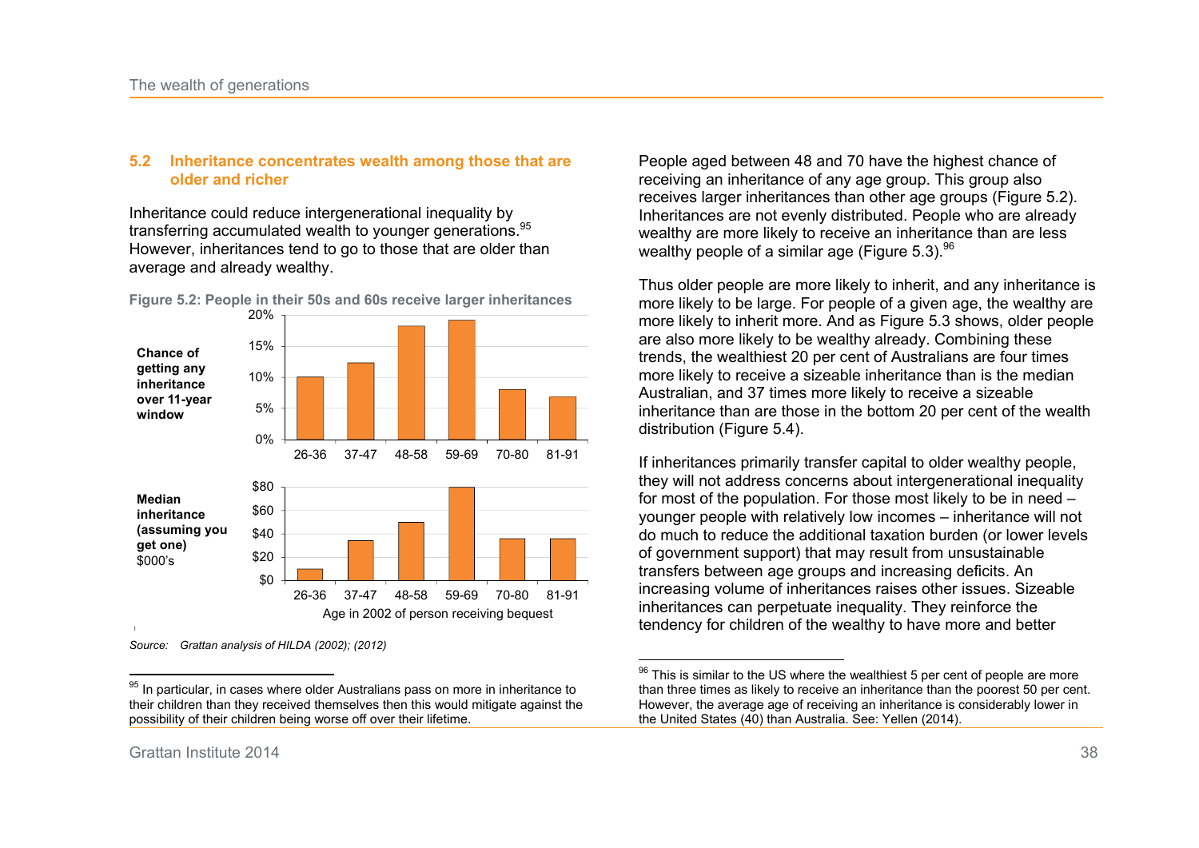## 5.2 Inheritance concentrates wealth among those that are older and richer

Inheritance could reduce intergenerational inequality by transferring accumulated wealth to younger generations.[95] However, inheritances tend to go to those that are older than average and already wealthy.

**Figure 5.2: People in their 50s and 60s receive larger inheritances**

*Source: Grattan analysis of HILDA (2002); (2012)*

People aged between 48 and 70 have the highest chance of receiving an inheritance of any age group. This group also receives larger inheritances than other age groups (Figure 5.2). Inheritances are not evenly distributed. People who are already wealthy are more likely to receive an inheritance than are less wealthy people of a similar age (Figure 5.3).[96]

Thus older people are more likely to inherit, and any inheritance is more likely to be large. For people of a given age, the wealthy are more likely to inherit more. And as Figure 5.3 shows, older people are also more likely to be wealthy already. Combining these trends, the wealthiest 20 per cent of Australians are four times more likely to receive a sizeable inheritance than is the median Australian, and 37 times more likely to receive a sizeable inheritance than are those in the bottom 20 per cent of the wealth distribution (Figure 5.4).

If inheritances primarily transfer capital to older wealthy people, they will not address concerns about intergenerational inequality for most of the population. For those most likely to be in need – younger people with relatively low incomes – inheritance will not do much to reduce the additional taxation burden (or lower levels of government support) that may result from unsustainable transfers between age groups and increasing deficits. An increasing volume of inheritances raises other issues. Sizeable inheritances can perpetuate inequality. They reinforce the tendency for children of the wealthy to have more and better

---

[95] In particular, in cases where older Australians pass on more in inheritance to their children than they received themselves then this would mitigate against the possibility of their children being worse off over their lifetime.

[96] This is similar to the US where the wealthiest 5 per cent of people are more than three times as likely to receive an inheritance than the poorest 50 per cent. However, the average age of receiving an inheritance is considerably lower in the United States (40) than Australia. See: Yellen (2014).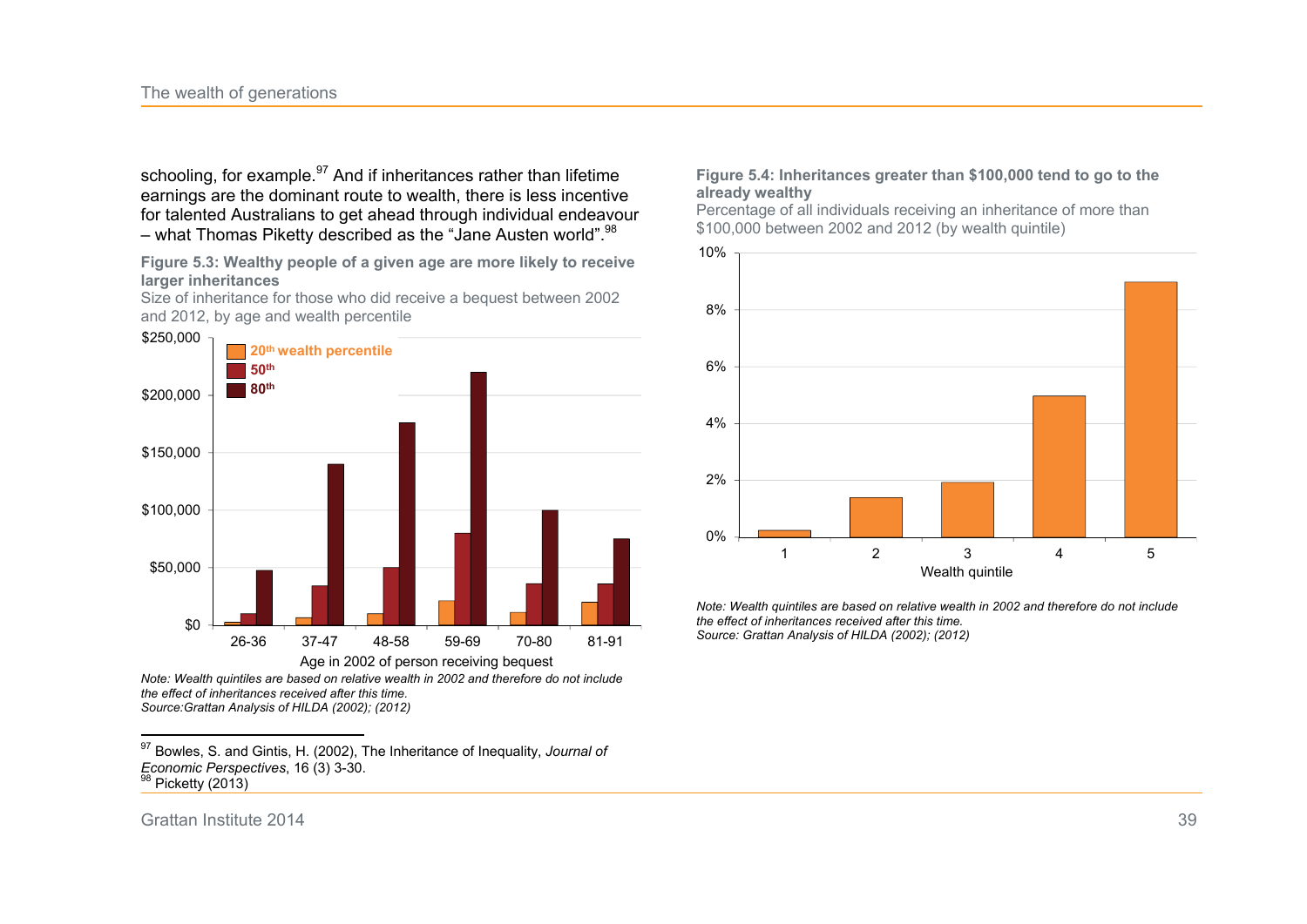schooling, for example.[97] And if inheritances rather than lifetime earnings are the dominant route to wealth, there is less incentive for talented Australians to get ahead through individual endeavour – what Thomas Piketty described as the "Jane Austen world".[98]

**Figure 5.3: Wealthy people of a given age are more likely to receive larger inheritances**

Size of inheritance for those who did receive a bequest between 2002 and 2012, by age and wealth percentile

*Note: Wealth quintiles are based on relative wealth in 2002 and therefore do not include the effect of inheritances received after this time.*
*Source: Grattan Analysis of HILDA (2002); (2012)*

**Figure 5.4: Inheritances greater than $100,000 tend to go to the already wealthy**

Percentage of all individuals receiving an inheritance of more than $100,000 between 2002 and 2012 (by wealth quintile)

*Note: Wealth quintiles are based on relative wealth in 2002 and therefore do not include the effect of inheritances received after this time.*
*Source: Grattan Analysis of HILDA (2002); (2012)*

---

[97] Bowles, S. and Gintis, H. (2002), The Inheritance of Inequality, *Journal of Economic Perspectives*, 16 (3) 3-30.
[98] Picketty (2013)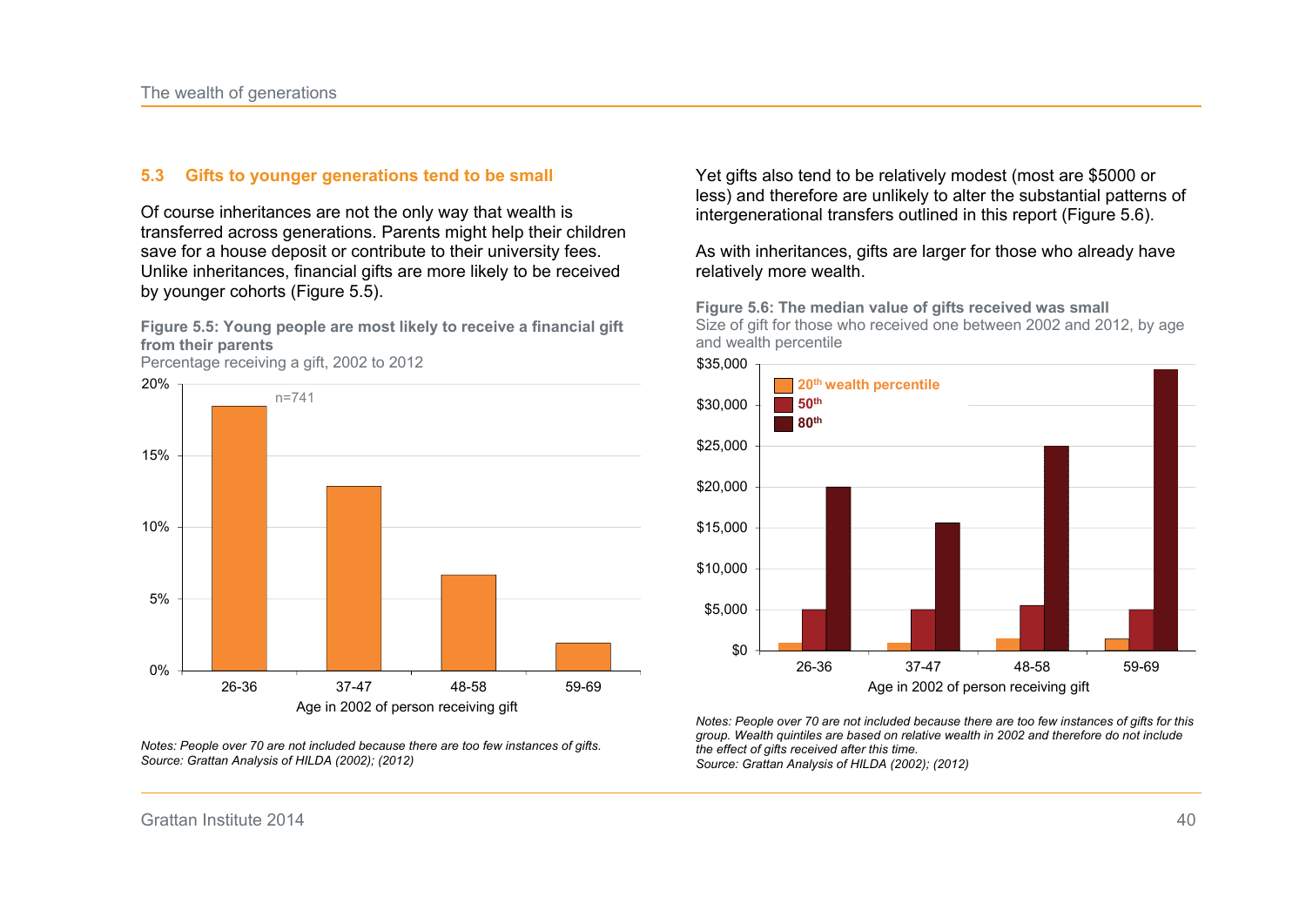## 5.3 Gifts to younger generations tend to be small

Of course inheritances are not the only way that wealth is transferred across generations. Parents might help their children save for a house deposit or contribute to their university fees. Unlike inheritances, financial gifts are more likely to be received by younger cohorts (Figure 5.5).

**Figure 5.5: Young people are most likely to receive a financial gift from their parents**

Percentage receiving a gift, 2002 to 2012

*Notes: People over 70 are not included because there are too few instances of gifts.*
*Source: Grattan Analysis of HILDA (2002); (2012)*

Yet gifts also tend to be relatively modest (most are $5000 or less) and therefore are unlikely to alter the substantial patterns of intergenerational transfers outlined in this report (Figure 5.6).

As with inheritances, gifts are larger for those who already have relatively more wealth.

**Figure 5.6: The median value of gifts received was small**

Size of gift for those who received one between 2002 and 2012, by age and wealth percentile

*Notes: People over 70 are not included because there are too few instances of gifts for this group. Wealth quintiles are based on relative wealth in 2002 and therefore do not include the effect of gifts received after this time.*
*Source: Grattan Analysis of HILDA (2002); (2012)*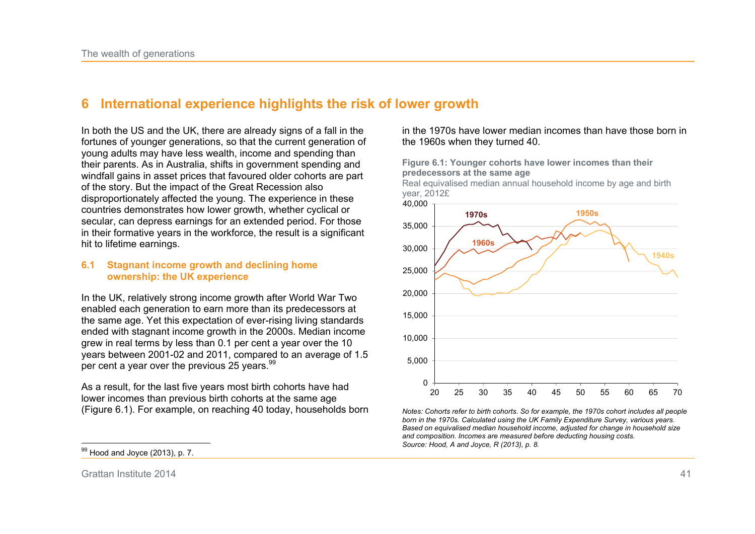# 6 International experience highlights the risk of lower growth

In both the US and the UK, there are already signs of a fall in the fortunes of younger generations, so that the current generation of young adults may have less wealth, income and spending than their parents. As in Australia, shifts in government spending and windfall gains in asset prices that favoured older cohorts are part of the story. But the impact of the Great Recession also disproportionately affected the young. The experience in these countries demonstrates how lower growth, whether cyclical or secular, can depress earnings for an extended period. For those in their formative years in the workforce, the result is a significant hit to lifetime earnings.

## 6.1 Stagnant income growth and declining home ownership: the UK experience

In the UK, relatively strong income growth after World War Two enabled each generation to earn more than its predecessors at the same age. Yet this expectation of ever-rising living standards ended with stagnant income growth in the 2000s. Median income grew in real terms by less than 0.1 per cent a year over the 10 years between 2001-02 and 2011, compared to an average of 1.5 per cent a year over the previous 25 years.[99]

As a result, for the last five years most birth cohorts have had lower incomes than previous birth cohorts at the same age (Figure 6.1). For example, on reaching 40 today, households born in the 1970s have lower median incomes than have those born in the 1960s when they turned 40.

**Figure 6.1: Younger cohorts have lower incomes than their predecessors at the same age**

Real equivalised median annual household income by age and birth year, 2012£

*Notes: Cohorts refer to birth cohorts. So for example, the 1970s cohort includes all people born in the 1970s. Calculated using the UK Family Expenditure Survey, various years. Based on equivalised median household income, adjusted for change in household size and composition. Incomes are measured before deducting housing costs.*
*Source: Hood, A and Joyce, R (2013), p. 8.*

---

[99] Hood and Joyce (2013), p. 7.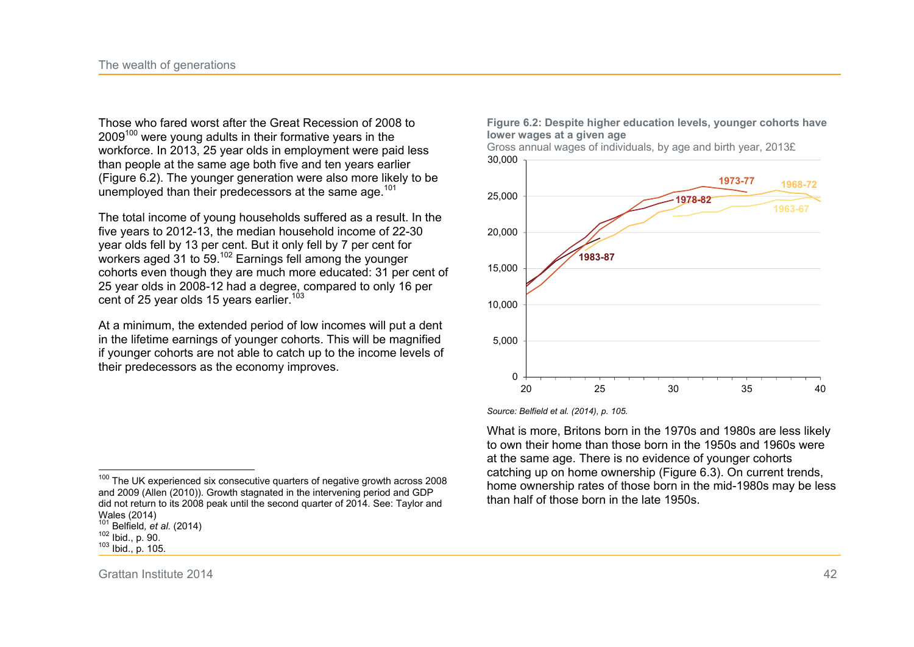Those who fared worst after the Great Recession of 2008 to 2009[100] were young adults in their formative years in the workforce. In 2013, 25 year olds in employment were paid less than people at the same age both five and ten years earlier (Figure 6.2). The younger generation were also more likely to be unemployed than their predecessors at the same age.[101]

The total income of young households suffered as a result. In the five years to 2012-13, the median household income of 22-30 year olds fell by 13 per cent. But it only fell by 7 per cent for workers aged 31 to 59.[102] Earnings fell among the younger cohorts even though they are much more educated: 31 per cent of 25 year olds in 2008-12 had a degree, compared to only 16 per cent of 25 year olds 15 years earlier.[103]

At a minimum, the extended period of low incomes will put a dent in the lifetime earnings of younger cohorts. This will be magnified if younger cohorts are not able to catch up to the income levels of their predecessors as the economy improves.

**Figure 6.2: Despite higher education levels, younger cohorts have lower wages at a given age**

Gross annual wages of individuals, by age and birth year, 2013£

*Source: Belfield et al. (2014), p. 105.*

What is more, Britons born in the 1970s and 1980s are less likely to own their home than those born in the 1950s and 1960s were at the same age. There is no evidence of younger cohorts catching up on home ownership (Figure 6.3). On current trends, home ownership rates of those born in the mid-1980s may be less than half of those born in the late 1950s.

---

[100] The UK experienced six consecutive quarters of negative growth across 2008 and 2009 (Allen (2010)). Growth stagnated in the intervening period and GDP did not return to its 2008 peak until the second quarter of 2014. See: Taylor and Wales (2014)

[101] Belfield, *et al.* (2014)

[102] Ibid., p. 90.

[103] Ibid., p. 105.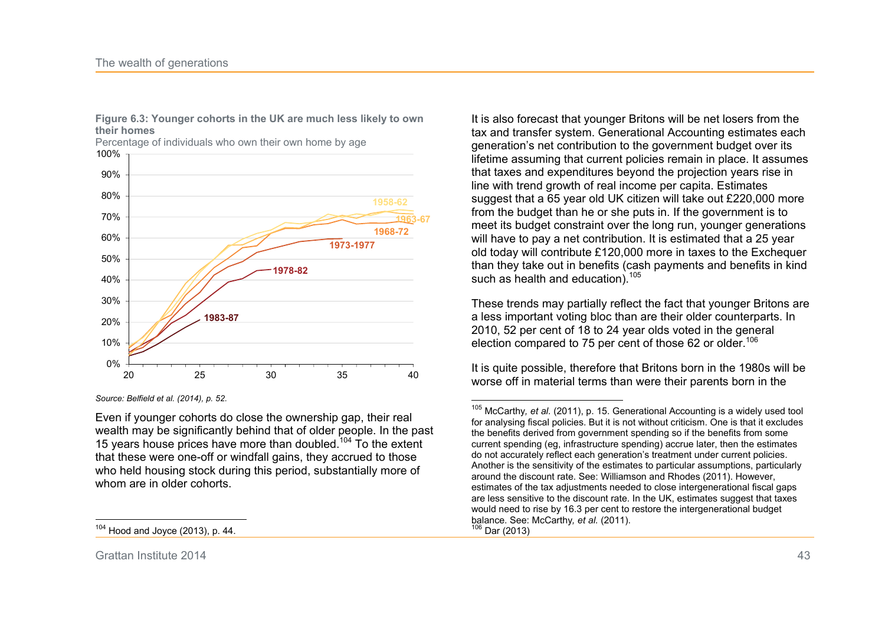**Figure 6.3: Younger cohorts in the UK are much less likely to own their homes**

Percentage of individuals who own their own home by age

*Source: Belfield et al. (2014), p. 52.*

Even if younger cohorts do close the ownership gap, their real wealth may be significantly behind that of older people. In the past 15 years house prices have more than doubled.[104] To the extent that these were one-off or windfall gains, they accrued to those who held housing stock during this period, substantially more of whom are in older cohorts.

It is also forecast that younger Britons will be net losers from the tax and transfer system. Generational Accounting estimates each generation's net contribution to the government budget over its lifetime assuming that current policies remain in place. It assumes that taxes and expenditures beyond the projection years rise in line with trend growth of real income per capita. Estimates suggest that a 65 year old UK citizen will take out £220,000 more from the budget than he or she puts in. If the government is to meet its budget constraint over the long run, younger generations will have to pay a net contribution. It is estimated that a 25 year old today will contribute £120,000 more in taxes to the Exchequer than they take out in benefits (cash payments and benefits in kind such as health and education).[105]

These trends may partially reflect the fact that younger Britons are a less important voting bloc than are their older counterparts. In 2010, 52 per cent of 18 to 24 year olds voted in the general election compared to 75 per cent of those 62 or older.[106]

It is quite possible, therefore that Britons born in the 1980s will be worse off in material terms than were their parents born in the

---

[104] Hood and Joyce (2013), p. 44.

[105] McCarthy, *et al.* (2011), p. 15. Generational Accounting is a widely used tool for analysing fiscal policies. But it is not without criticism. One is that it excludes the benefits derived from government spending so if the benefits from some current spending (eg, infrastructure spending) accrue later, then the estimates do not accurately reflect each generation's treatment under current policies. Another is the sensitivity of the estimates to particular assumptions, particularly around the discount rate. See: Williamson and Rhodes (2011). However, estimates of the tax adjustments needed to close intergenerational fiscal gaps are less sensitive to the discount rate. In the UK, estimates suggest that taxes would need to rise by 16.3 per cent to restore the intergenerational budget balance. See: McCarthy, *et al.* (2011).

[106] Dar (2013)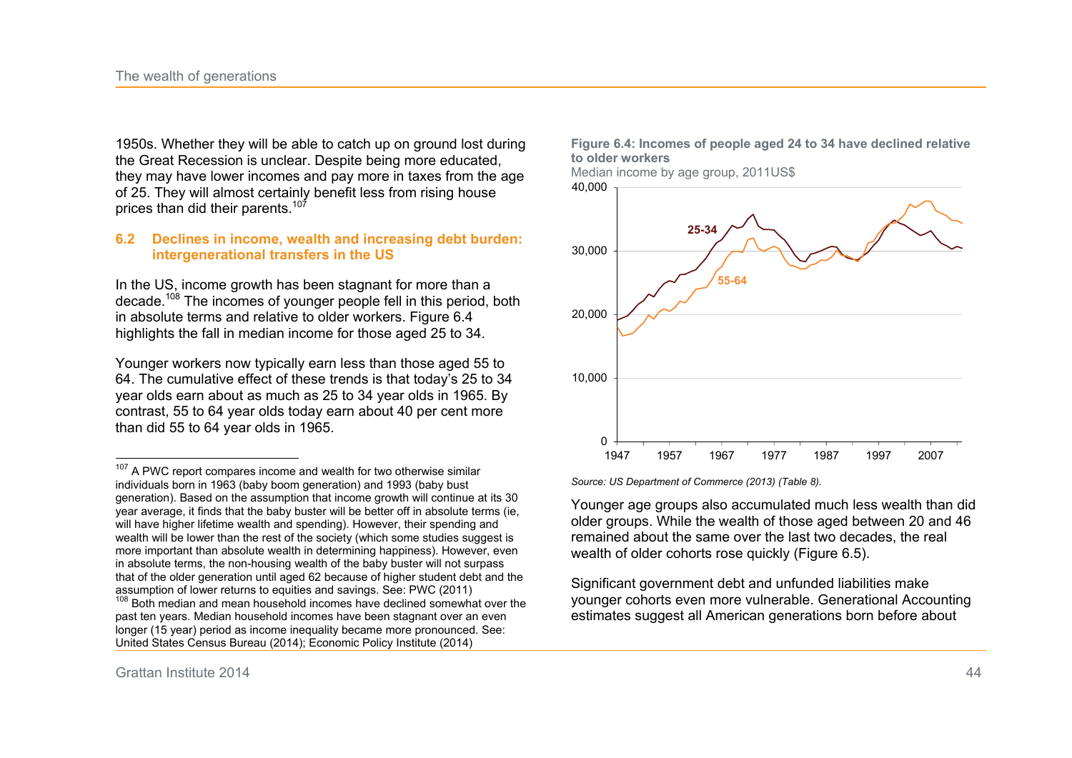1950s. Whether they will be able to catch up on ground lost during the Great Recession is unclear. Despite being more educated, they may have lower incomes and pay more in taxes from the age of 25. They will almost certainly benefit less from rising house prices than did their parents.[107]

## 6.2 Declines in income, wealth and increasing debt burden: intergenerational transfers in the US

In the US, income growth has been stagnant for more than a decade.[108] The incomes of younger people fell in this period, both in absolute terms and relative to older workers. Figure 6.4 highlights the fall in median income for those aged 25 to 34.

Younger workers now typically earn less than those aged 55 to 64. The cumulative effect of these trends is that today's 25 to 34 year olds earn about as much as 25 to 34 year olds in 1965. By contrast, 55 to 64 year olds today earn about 40 per cent more than did 55 to 64 year olds in 1965.

**Figure 6.4: Incomes of people aged 24 to 34 have declined relative to older workers**

Median income by age group, 2011US$

Source: US Department of Commerce (2013) (Table 8).

Younger age groups also accumulated much less wealth than did older groups. While the wealth of those aged between 20 and 46 remained about the same over the last two decades, the real wealth of older cohorts rose quickly (Figure 6.5).

Significant government debt and unfunded liabilities make younger cohorts even more vulnerable. Generational Accounting estimates suggest all American generations born before about

---

[107] A PWC report compares income and wealth for two otherwise similar individuals born in 1963 (baby boom generation) and 1993 (baby bust generation). Based on the assumption that income growth will continue at its 30 year average, it finds that the baby buster will be better off in absolute terms (ie, will have higher lifetime wealth and spending). However, their spending and wealth will be lower than the rest of the society (which some studies suggest is more important than absolute wealth in determining happiness). However, even in absolute terms, the non-housing wealth of the baby buster will not surpass that of the older generation until aged 62 because of higher student debt and the assumption of lower returns to equities and savings. See: PWC (2011)

[108] Both median and mean household incomes have declined somewhat over the past ten years. Median household incomes have been stagnant over an even longer (15 year) period as income inequality became more pronounced. See: United States Census Bureau (2014); Economic Policy Institute (2014)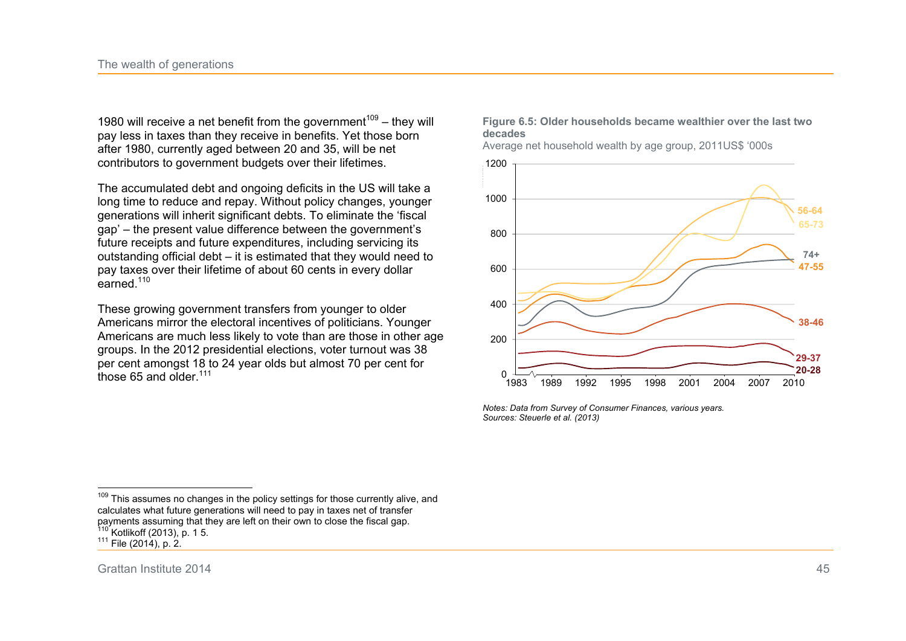1980 will receive a net benefit from the government[109] – they will pay less in taxes than they receive in benefits. Yet those born after 1980, currently aged between 20 and 35, will be net contributors to government budgets over their lifetimes.

The accumulated debt and ongoing deficits in the US will take a long time to reduce and repay. Without policy changes, younger generations will inherit significant debts. To eliminate the 'fiscal gap' – the present value difference between the government's future receipts and future expenditures, including servicing its outstanding official debt – it is estimated that they would need to pay taxes over their lifetime of about 60 cents in every dollar earned.[110]

These growing government transfers from younger to older Americans mirror the electoral incentives of politicians. Younger Americans are much less likely to vote than are those in other age groups. In the 2012 presidential elections, voter turnout was 38 per cent amongst 18 to 24 year olds but almost 70 per cent for those 65 and older.[111]

**Figure 6.5: Older households became wealthier over the last two decades**

Average net household wealth by age group, 2011US$ '000s

*Notes: Data from Survey of Consumer Finances, various years.*
*Sources: Steuerle et al. (2013)*

---

[109] This assumes no changes in the policy settings for those currently alive, and calculates what future generations will need to pay in taxes net of transfer payments assuming that they are left on their own to close the fiscal gap.

[110] Kotlikoff (2013), p. 1 5.

[111] File (2014), p. 2.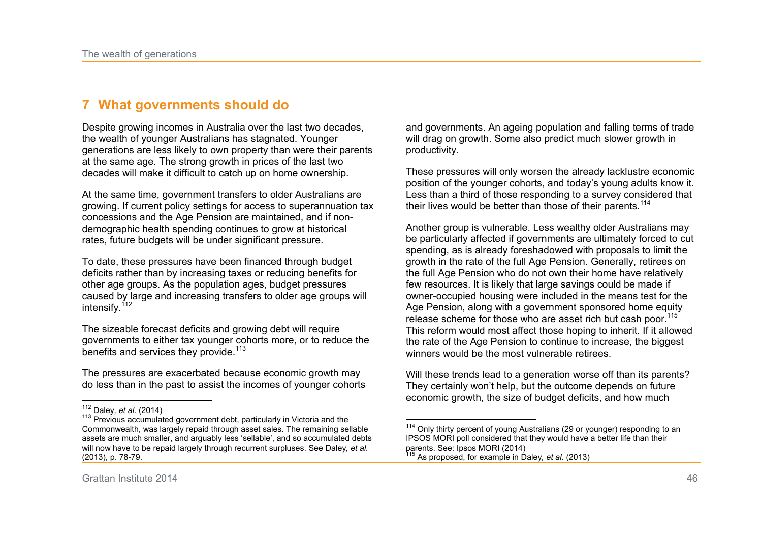# 7 What governments should do

Despite growing incomes in Australia over the last two decades, the wealth of younger Australians has stagnated. Younger generations are less likely to own property than were their parents at the same age. The strong growth in prices of the last two decades will make it difficult to catch up on home ownership.

At the same time, government transfers to older Australians are growing. If current policy settings for access to superannuation tax concessions and the Age Pension are maintained, and if non-demographic health spending continues to grow at historical rates, future budgets will be under significant pressure.

To date, these pressures have been financed through budget deficits rather than by increasing taxes or reducing benefits for other age groups. As the population ages, budget pressures caused by large and increasing transfers to older age groups will intensify.[112]

The sizeable forecast deficits and growing debt will require governments to either tax younger cohorts more, or to reduce the benefits and services they provide.[113]

The pressures are exacerbated because economic growth may do less than in the past to assist the incomes of younger cohorts and governments. An ageing population and falling terms of trade will drag on growth. Some also predict much slower growth in productivity.

These pressures will only worsen the already lacklustre economic position of the younger cohorts, and today's young adults know it. Less than a third of those responding to a survey considered that their lives would be better than those of their parents.[114]

Another group is vulnerable. Less wealthy older Australians may be particularly affected if governments are ultimately forced to cut spending, as is already foreshadowed with proposals to limit the growth in the rate of the full Age Pension. Generally, retirees on the full Age Pension who do not own their home have relatively few resources. It is likely that large savings could be made if owner-occupied housing were included in the means test for the Age Pension, along with a government sponsored home equity release scheme for those who are asset rich but cash poor.[115] This reform would most affect those hoping to inherit. If it allowed the rate of the Age Pension to continue to increase, the biggest winners would be the most vulnerable retirees.

Will these trends lead to a generation worse off than its parents? They certainly won't help, but the outcome depends on future economic growth, the size of budget deficits, and how much

---

[112] Daley, *et al.* (2014)

[113] Previous accumulated government debt, particularly in Victoria and the Commonwealth, was largely repaid through asset sales. The remaining sellable assets are much smaller, and arguably less 'sellable', and so accumulated debts will now have to be repaid largely through recurrent surpluses. See Daley, *et al.* (2013), p. 78-79.

[114] Only thirty percent of young Australians (29 or younger) responding to an IPSOS MORI poll considered that they would have a better life than their parents. See: Ipsos MORI (2014)

[115] As proposed, for example in Daley, *et al.* (2013)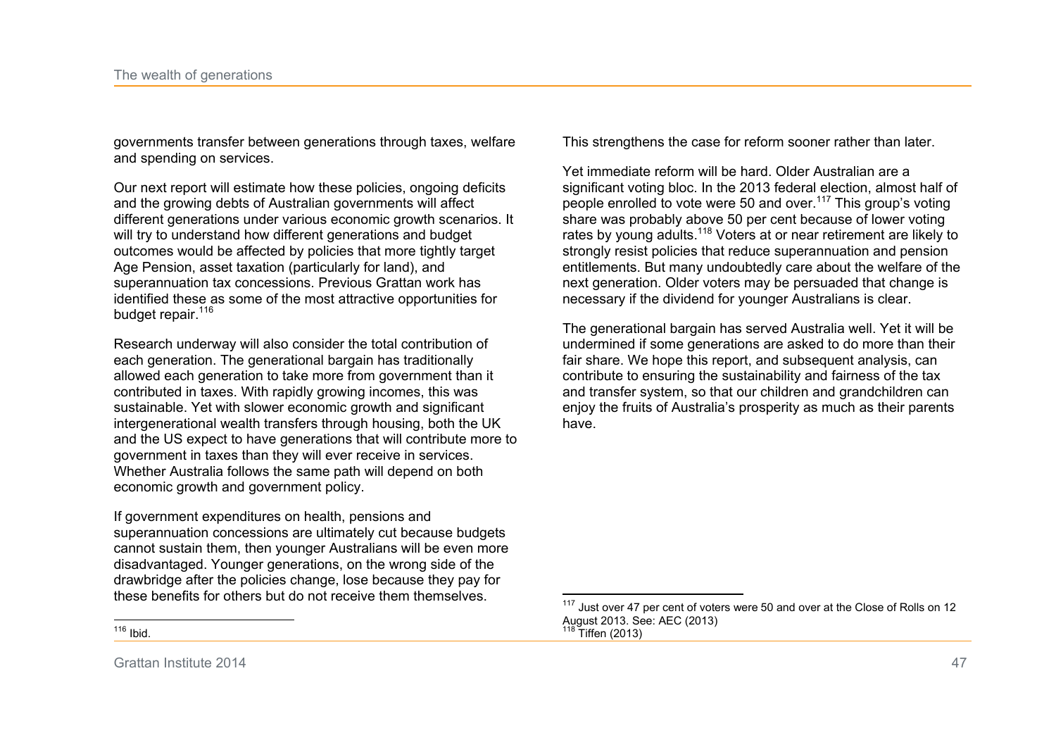governments transfer between generations through taxes, welfare and spending on services.

Our next report will estimate how these policies, ongoing deficits and the growing debts of Australian governments will affect different generations under various economic growth scenarios. It will try to understand how different generations and budget outcomes would be affected by policies that more tightly target Age Pension, asset taxation (particularly for land), and superannuation tax concessions. Previous Grattan work has identified these as some of the most attractive opportunities for budget repair.[116]

Research underway will also consider the total contribution of each generation. The generational bargain has traditionally allowed each generation to take more from government than it contributed in taxes. With rapidly growing incomes, this was sustainable. Yet with slower economic growth and significant intergenerational wealth transfers through housing, both the UK and the US expect to have generations that will contribute more to government in taxes than they will ever receive in services. Whether Australia follows the same path will depend on both economic growth and government policy.

If government expenditures on health, pensions and superannuation concessions are ultimately cut because budgets cannot sustain them, then younger Australians will be even more disadvantaged. Younger generations, on the wrong side of the drawbridge after the policies change, lose because they pay for these benefits for others but do not receive them themselves.

[116] Ibid.

This strengthens the case for reform sooner rather than later.

Yet immediate reform will be hard. Older Australian are a significant voting bloc. In the 2013 federal election, almost half of people enrolled to vote were 50 and over.[117] This group's voting share was probably above 50 per cent because of lower voting rates by young adults.[118] Voters at or near retirement are likely to strongly resist policies that reduce superannuation and pension entitlements. But many undoubtedly care about the welfare of the next generation. Older voters may be persuaded that change is necessary if the dividend for younger Australians is clear.

The generational bargain has served Australia well. Yet it will be undermined if some generations are asked to do more than their fair share. We hope this report, and subsequent analysis, can contribute to ensuring the sustainability and fairness of the tax and transfer system, so that our children and grandchildren can enjoy the fruits of Australia's prosperity as much as their parents have.

[117] Just over 47 per cent of voters were 50 and over at the Close of Rolls on 12 August 2013. See: AEC (2013)

[118] Tiffen (2013)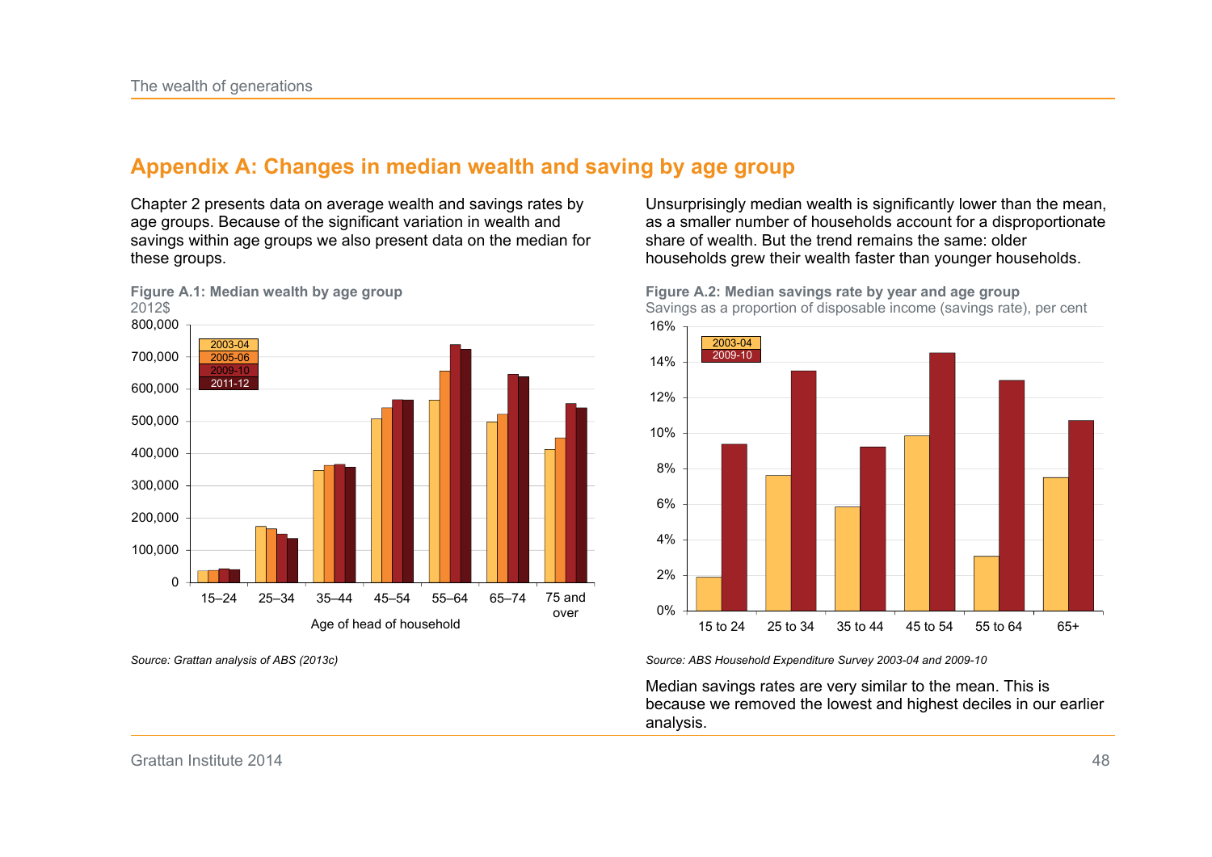## Appendix A: Changes in median wealth and saving by age group

Chapter 2 presents data on average wealth and savings rates by age groups. Because of the significant variation in wealth and savings within age groups we also present data on the median for these groups.

**Figure A.1: Median wealth by age group**
2012$

Source: Grattan analysis of ABS (2013c)

Unsurprisingly median wealth is significantly lower than the mean, as a smaller number of households account for a disproportionate share of wealth. But the trend remains the same: older households grew their wealth faster than younger households.

**Figure A.2: Median savings rate by year and age group**
Savings as a proportion of disposable income (savings rate), per cent

*Source: ABS Household Expenditure Survey 2003-04 and 2009-10*

Median savings rates are very similar to the mean. This is because we removed the lowest and highest deciles in our earlier analysis.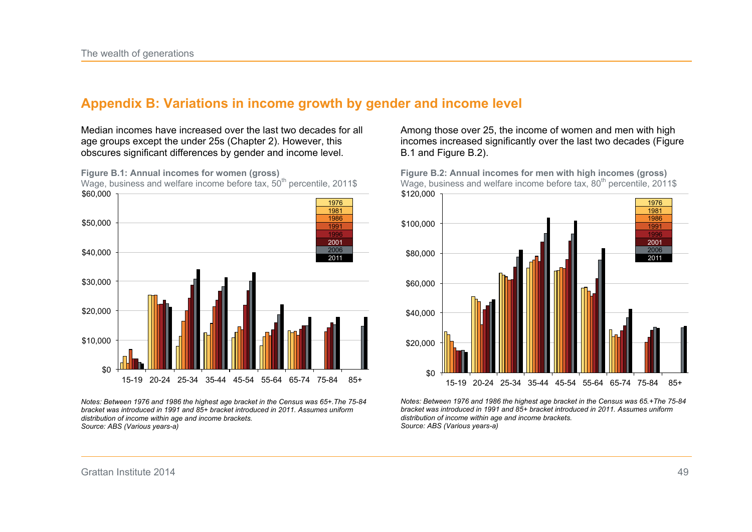## Appendix B: Variations in income growth by gender and income level

Median incomes have increased over the last two decades for all age groups except the under 25s (Chapter 2). However, this obscures significant differences by gender and income level.

**Figure B.1: Annual incomes for women (gross)**
Wage, business and welfare income before tax, 50th percentile, 2011$

*Notes: Between 1976 and 1986 the highest age bracket in the Census was 65+.The 75-84 bracket was introduced in 1991 and 85+ bracket introduced in 2011. Assumes uniform distribution of income within age and income brackets.*
*Source: ABS (Various years-a)*

Among those over 25, the income of women and men with high incomes increased significantly over the last two decades (Figure B.1 and Figure B.2).

**Figure B.2: Annual incomes for men with high incomes (gross)**
Wage, business and welfare income before tax, 80th percentile, 2011$

*Notes: Between 1976 and 1986 the highest age bracket in the Census was 65.+The 75-84 bracket was introduced in 1991 and 85+ bracket introduced in 2011. Assumes uniform distribution of income within age and income brackets.*
*Source: ABS (Various years-a)*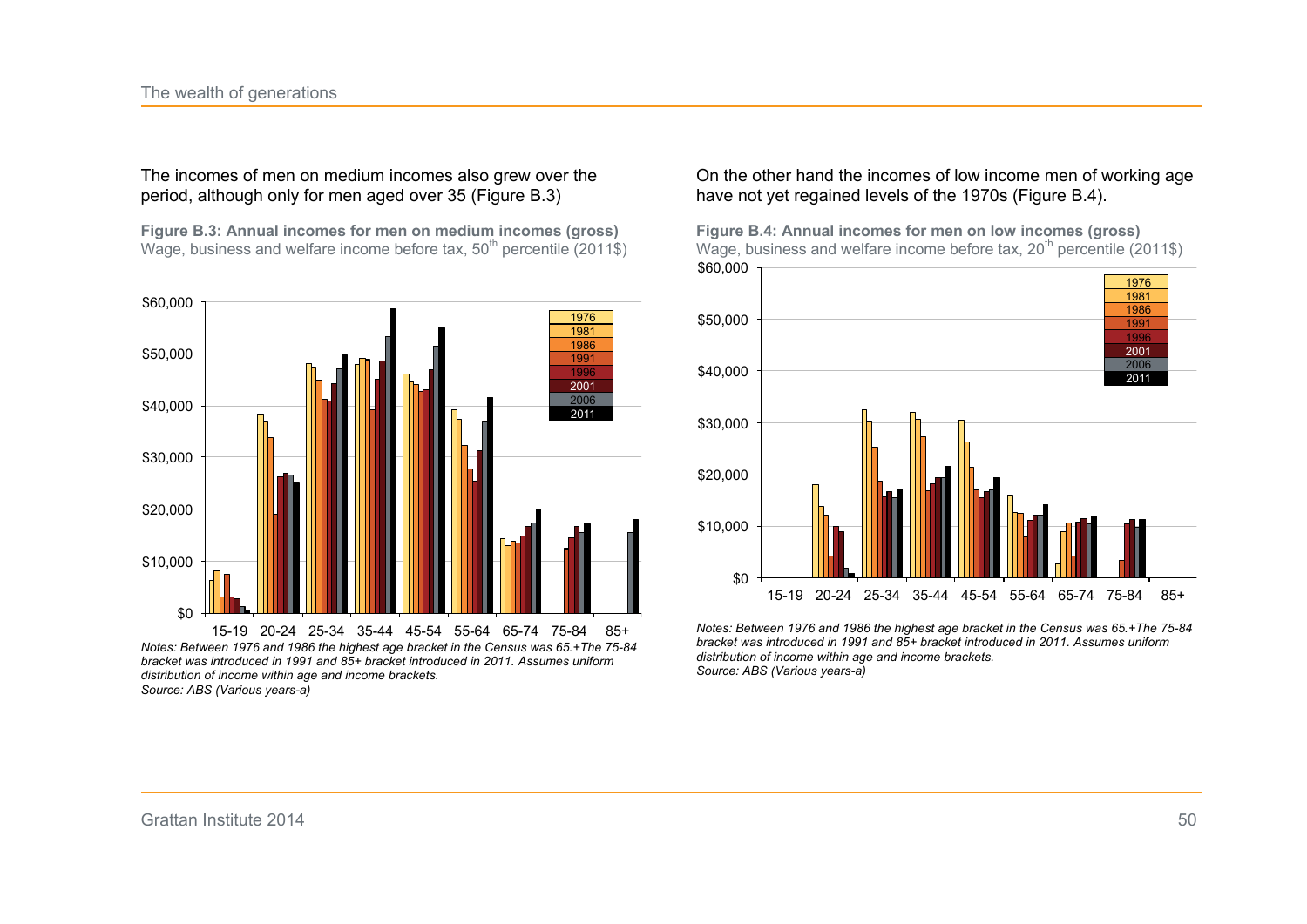The incomes of men on medium incomes also grew over the period, although only for men aged over 35 (Figure B.3)

**Figure B.3: Annual incomes for men on medium incomes (gross)**
Wage, business and welfare income before tax, 50th percentile (2011$)

*Notes: Between 1976 and 1986 the highest age bracket in the Census was 65.+The 75-84 bracket was introduced in 1991 and 85+ bracket introduced in 2011. Assumes uniform distribution of income within age and income brackets.*
*Source: ABS (Various years-a)*

On the other hand the incomes of low income men of working age have not yet regained levels of the 1970s (Figure B.4).

**Figure B.4: Annual incomes for men on low incomes (gross)**
Wage, business and welfare income before tax, 20th percentile (2011$)

*Notes: Between 1976 and 1986 the highest age bracket in the Census was 65.+The 75-84 bracket was introduced in 1991 and 85+ bracket introduced in 2011. Assumes uniform distribution of income within age and income brackets.*
*Source: ABS (Various years-a)*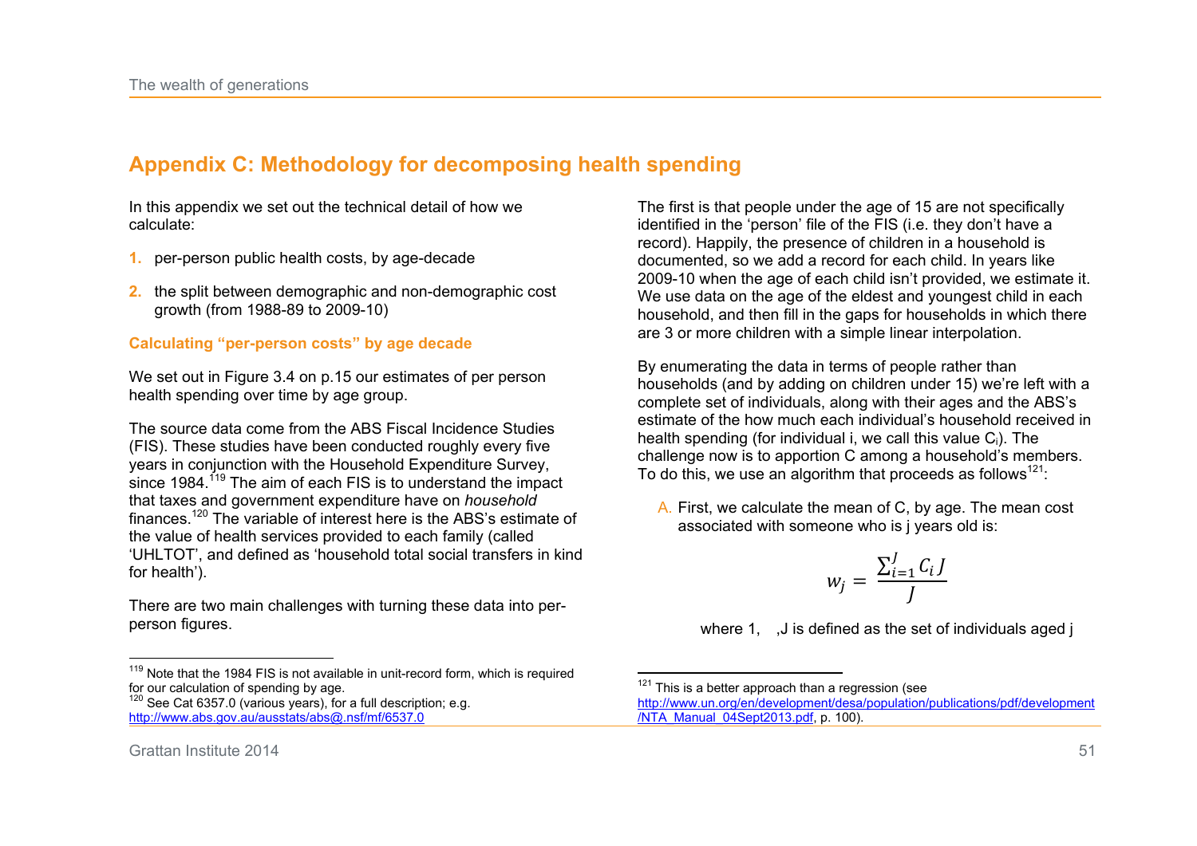## Appendix C: Methodology for decomposing health spending

In this appendix we set out the technical detail of how we calculate:

1. per-person public health costs, by age-decade
2. the split between demographic and non-demographic cost growth (from 1988-89 to 2009-10)

### Calculating "per-person costs" by age decade

We set out in Figure 3.4 on p.15 our estimates of per person health spending over time by age group.

The source data come from the ABS Fiscal Incidence Studies (FIS). These studies have been conducted roughly every five years in conjunction with the Household Expenditure Survey, since 1984.[119] The aim of each FIS is to understand the impact that taxes and government expenditure have on *household* finances.[120] The variable of interest here is the ABS's estimate of the value of health services provided to each family (called 'UHLTOT', and defined as 'household total social transfers in kind for health').

There are two main challenges with turning these data into per-person figures.

The first is that people under the age of 15 are not specifically identified in the 'person' file of the FIS (i.e. they don't have a record). Happily, the presence of children in a household is documented, so we add a record for each child. In years like 2009-10 when the age of each child isn't provided, we estimate it. We use data on the age of the eldest and youngest child in each household, and then fill in the gaps for households in which there are 3 or more children with a simple linear interpolation.

By enumerating the data in terms of people rather than households (and by adding on children under 15) we're left with a complete set of individuals, along with their ages and the ABS's estimate of the how much each individual's household received in health spending (for individual i, we call this value $C_i$). The challenge now is to apportion C among a household's members. To do this, we use an algorithm that proceeds as follows[121]:

A. First, we calculate the mean of C, by age. The mean cost associated with someone who is j years old is:

$$w_j = \frac{\sum_{i=1}^{J} C_i J}{J}$$

where 1, ,J is defined as the set of individuals aged j

---

[119] Note that the 1984 FIS is not available in unit-record form, which is required for our calculation of spending by age.

[120] See Cat 6357.0 (various years), for a full description; e.g. http://www.abs.gov.au/ausstats/abs@.nsf/mf/6537.0

[121] This is a better approach than a regression (see http://www.un.org/en/development/desa/population/publications/pdf/development/NTA_Manual_04Sept2013.pdf, p. 100).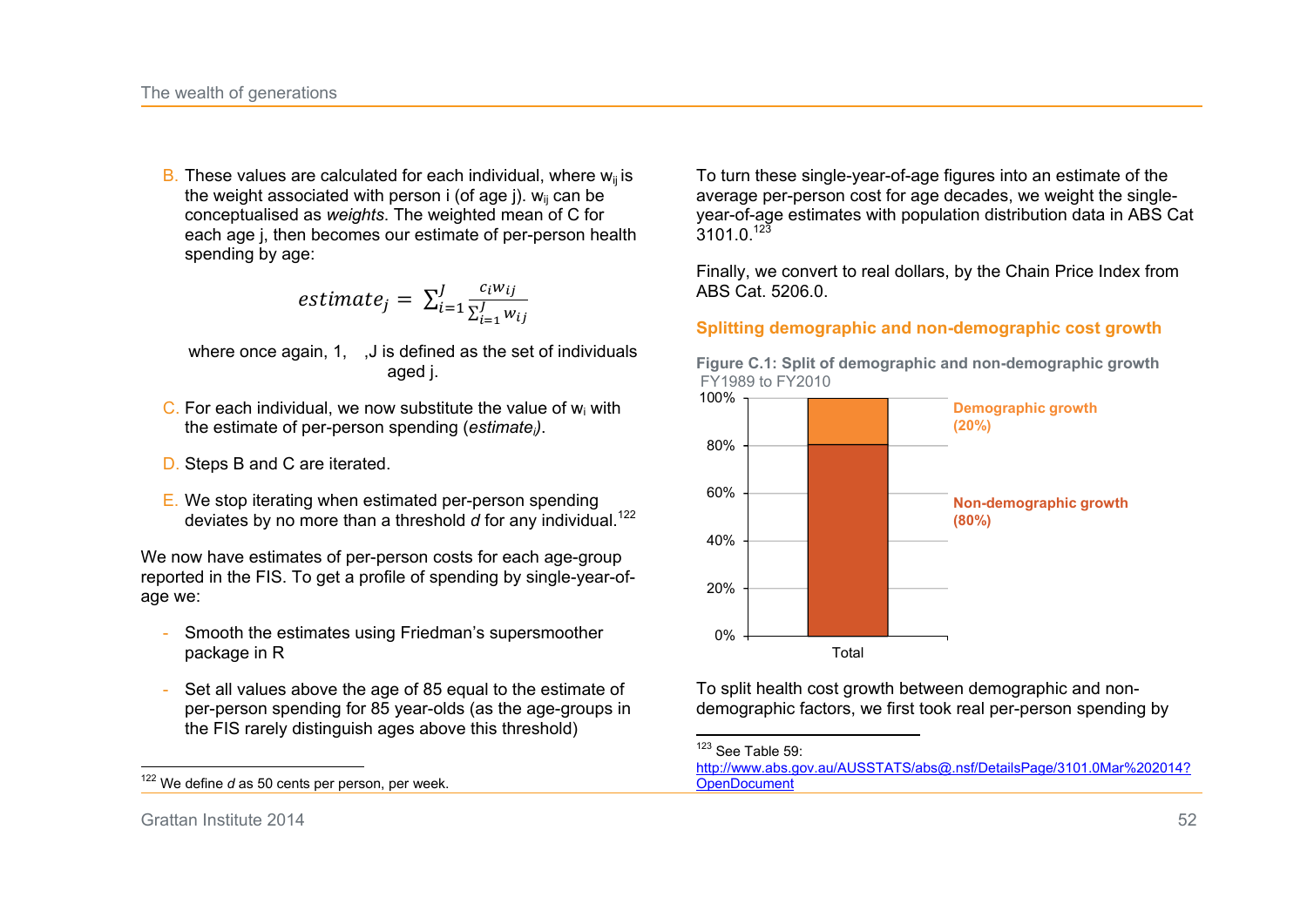B. These values are calculated for each individual, where $w_{ij}$ is the weight associated with person i (of age j). $w_{ij}$ can be conceptualised as *weights*. The weighted mean of C for each age j, then becomes our estimate of per-person health spending by age:

$$estimate_j = \sum_{i=1}^{J} \frac{c_i w_{ij}}{\sum_{i=1}^{J} w_{ij}}$$

where once again, 1, ,J is defined as the set of individuals aged j.

C. For each individual, we now substitute the value of $w_i$ with the estimate of per-person spending (*estimate$_i$*).

D. Steps B and C are iterated.

E. We stop iterating when estimated per-person spending deviates by no more than a threshold *d* for any individual.[122]

We now have estimates of per-person costs for each age-group reported in the FIS. To get a profile of spending by single-year-of-age we:

- Smooth the estimates using Friedman's supersmoother package in R
- Set all values above the age of 85 equal to the estimate of per-person spending for 85 year-olds (as the age-groups in the FIS rarely distinguish ages above this threshold)

[122] We define *d* as 50 cents per person, per week.

To turn these single-year-of-age figures into an estimate of the average per-person cost for age decades, we weight the single-year-of-age estimates with population distribution data in ABS Cat 3101.0.[123]

Finally, we convert to real dollars, by the Chain Price Index from ABS Cat. 5206.0.

## Splitting demographic and non-demographic cost growth

**Figure C.1: Split of demographic and non-demographic growth**
FY1989 to FY2010

| | Total |
|---|---|
| Demographic growth | 20% |
| Non-demographic growth | 80% |

To split health cost growth between demographic and non-demographic factors, we first took real per-person spending by

[123] See Table 59: http://www.abs.gov.au/AUSSTATS/abs@.nsf/DetailsPage/3101.0Mar%202014?OpenDocument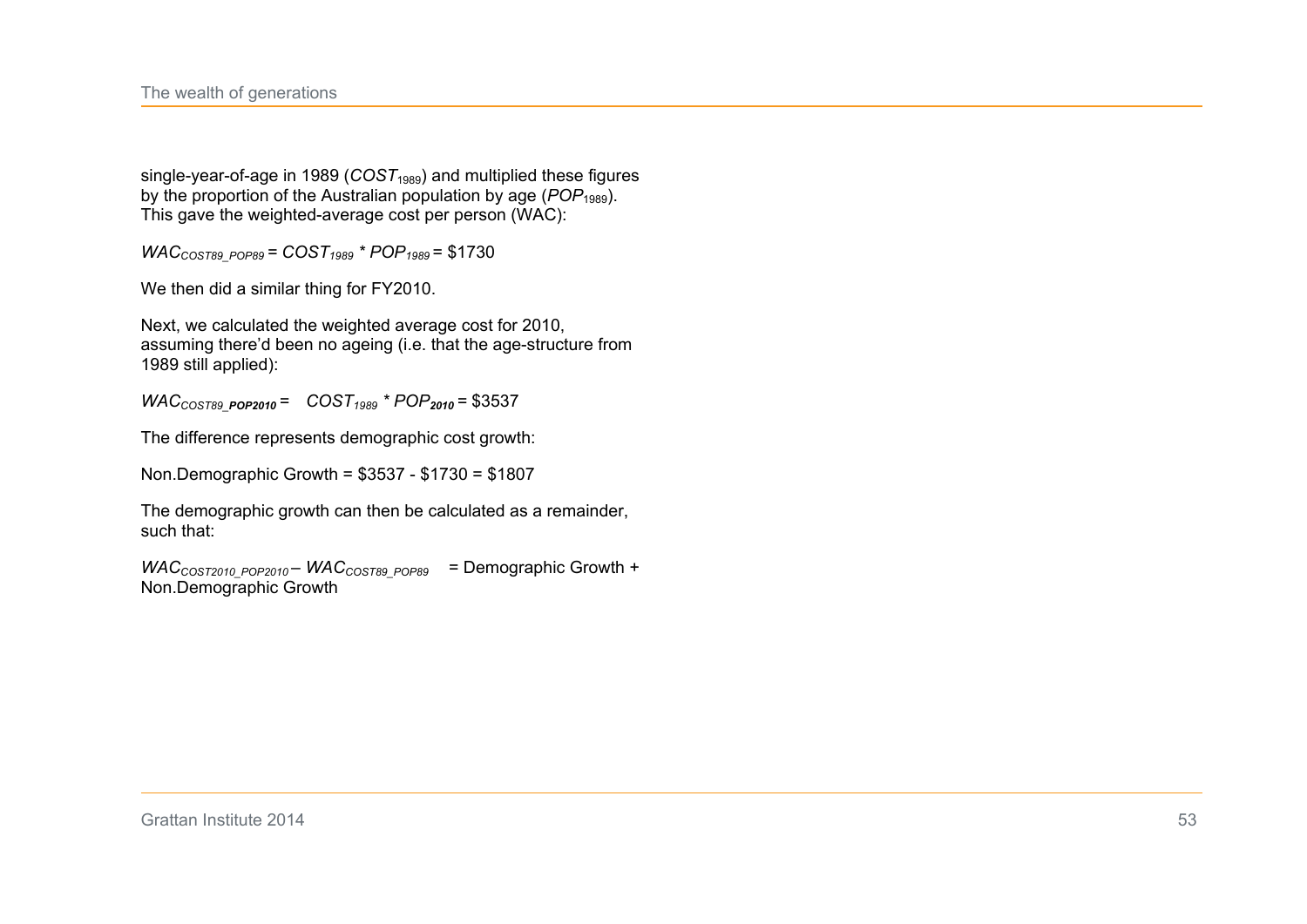single-year-of-age in 1989 ($COST_{1989}$) and multiplied these figures by the proportion of the Australian population by age ($POP_{1989}$). This gave the weighted-average cost per person (WAC):

$WAC_{COST89\_POP89} = COST_{1989} * POP_{1989}$ = $1730

We then did a similar thing for FY2010.

Next, we calculated the weighted average cost for 2010, assuming there'd been no ageing (i.e. that the age-structure from 1989 still applied):

$WAC_{COST89\_\boldsymbol{POP2010}} = COST_{1989} * POP_{\boldsymbol{2010}}$ = $3537

The difference represents demographic cost growth:

Non.Demographic Growth = $3537 - $1730 = $1807

The demographic growth can then be calculated as a remainder, such that:

$WAC_{COST2010\_POP2010} - WAC_{COST89\_POP89}$ = Demographic Growth + Non.Demographic Growth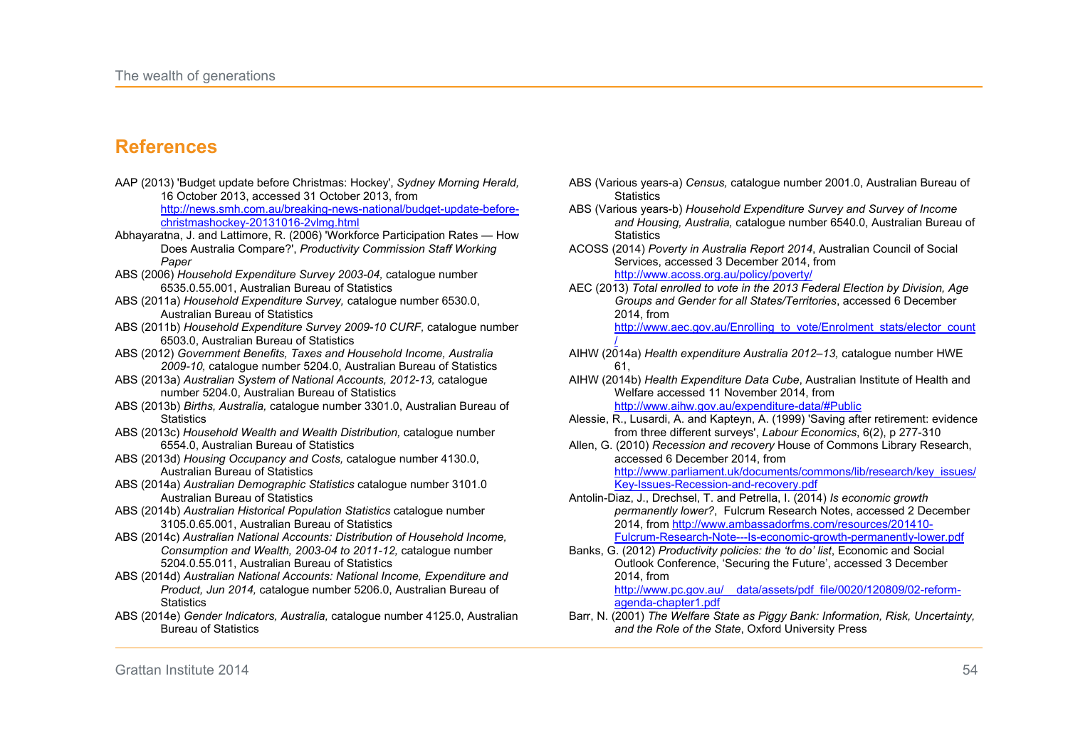## References

AAP (2013) 'Budget update before Christmas: Hockey', *Sydney Morning Herald,* 16 October 2013, accessed 31 October 2013, from http://news.smh.com.au/breaking-news-national/budget-update-before-christmashockey-20131016-2vlmg.html

Abhayaratna, J. and Lattimore, R. (2006) 'Workforce Participation Rates — How Does Australia Compare?', *Productivity Commission Staff Working Paper*

ABS (2006) *Household Expenditure Survey 2003-04,* catalogue number 6535.0.55.001, Australian Bureau of Statistics

ABS (2011a) *Household Expenditure Survey,* catalogue number 6530.0, Australian Bureau of Statistics

ABS (2011b) *Household Expenditure Survey 2009-10 CURF*, catalogue number 6503.0, Australian Bureau of Statistics

ABS (2012) *Government Benefits, Taxes and Household Income, Australia 2009-10,* catalogue number 5204.0, Australian Bureau of Statistics

ABS (2013a) *Australian System of National Accounts, 2012-13,* catalogue number 5204.0, Australian Bureau of Statistics

ABS (2013b) *Births, Australia,* catalogue number 3301.0, Australian Bureau of Statistics

ABS (2013c) *Household Wealth and Wealth Distribution,* catalogue number 6554.0, Australian Bureau of Statistics

ABS (2013d) *Housing Occupancy and Costs,* catalogue number 4130.0, Australian Bureau of Statistics

ABS (2014a) *Australian Demographic Statistics* catalogue number 3101.0 Australian Bureau of Statistics

ABS (2014b) *Australian Historical Population Statistics* catalogue number 3105.0.65.001, Australian Bureau of Statistics

ABS (2014c) *Australian National Accounts: Distribution of Household Income, Consumption and Wealth, 2003-04 to 2011-12,* catalogue number 5204.0.55.011, Australian Bureau of Statistics

ABS (2014d) *Australian National Accounts: National Income, Expenditure and Product, Jun 2014,* catalogue number 5206.0, Australian Bureau of Statistics

ABS (2014e) *Gender Indicators, Australia,* catalogue number 4125.0, Australian Bureau of Statistics

ABS (Various years-a) *Census,* catalogue number 2001.0, Australian Bureau of Statistics

ABS (Various years-b) *Household Expenditure Survey and Survey of Income and Housing, Australia,* catalogue number 6540.0, Australian Bureau of Statistics

ACOSS (2014) *Poverty in Australia Report 2014*, Australian Council of Social Services, accessed 3 December 2014, from http://www.acoss.org.au/policy/poverty/

AEC (2013) *Total enrolled to vote in the 2013 Federal Election by Division, Age Groups and Gender for all States/Territories*, accessed 6 December 2014, from http://www.aec.gov.au/Enrolling_to_vote/Enrolment_stats/elector_count/

AIHW (2014a) *Health expenditure Australia 2012–13,* catalogue number HWE 61,

AIHW (2014b) *Health Expenditure Data Cube*, Australian Institute of Health and Welfare accessed 11 November 2014, from http://www.aihw.gov.au/expenditure-data/#Public

Alessie, R., Lusardi, A. and Kapteyn, A. (1999) 'Saving after retirement: evidence from three different surveys', *Labour Economics*, 6(2), p 277-310

Allen, G. (2010) *Recession and recovery* House of Commons Library Research, accessed 6 December 2014, from http://www.parliament.uk/documents/commons/lib/research/key_issues/Key-Issues-Recession-and-recovery.pdf

Antolin-Diaz, J., Drechsel, T. and Petrella, I. (2014) *Is economic growth permanently lower?*, Fulcrum Research Notes, accessed 2 December 2014, from http://www.ambassadorfms.com/resources/201410-Fulcrum-Research-Note---Is-economic-growth-permanently-lower.pdf

Banks, G. (2012) *Productivity policies: the 'to do' list*, Economic and Social Outlook Conference, 'Securing the Future', accessed 3 December 2014, from http://www.pc.gov.au/__data/assets/pdf_file/0020/120809/02-reform-agenda-chapter1.pdf

Barr, N. (2001) *The Welfare State as Piggy Bank: Information, Risk, Uncertainty, and the Role of the State*, Oxford University Press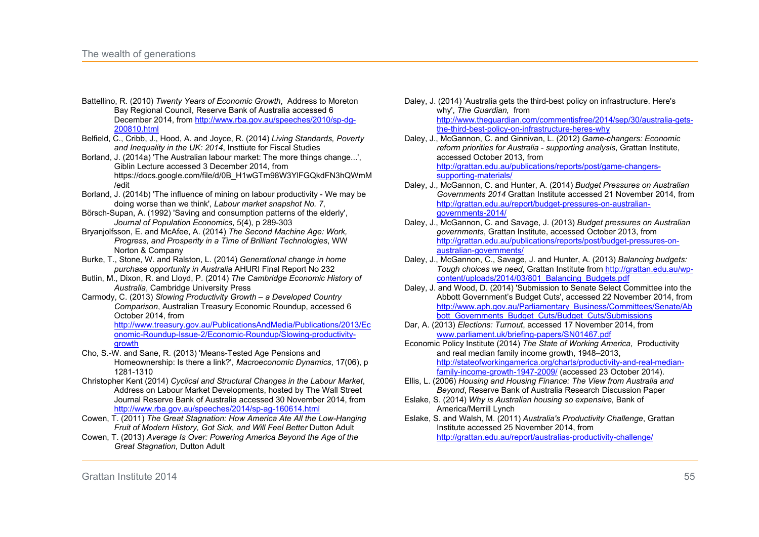Battellino, R. (2010) *Twenty Years of Economic Growth*, Address to Moreton Bay Regional Council, Reserve Bank of Australia accessed 6 December 2014, from http://www.rba.gov.au/speeches/2010/sp-dg-200810.html

Belfield, C., Cribb, J., Hood, A. and Joyce, R. (2014) *Living Standards, Poverty and Inequality in the UK: 2014*, Insttiute for Fiscal Studies

Borland, J. (2014a) 'The Australian labour market: The more things change...', Giblin Lecture accessed 3 December 2014, from https://docs.google.com/file/d/0B_H1wGTm98W3YlFGQkdFN3hQWmM/edit

Borland, J. (2014b) 'The influence of mining on labour productivity - We may be doing worse than we think', *Labour market snapshot No. 7*,

Börsch-Supan, A. (1992) 'Saving and consumption patterns of the elderly', *Journal of Population Economics*, 5(4), p 289-303

Bryanjolfsson, E. and McAfee, A. (2014) *The Second Machine Age: Work, Progress, and Prosperity in a Time of Brilliant Technologies*, WW Norton & Company

Burke, T., Stone, W. and Ralston, L. (2014) *Generational change in home purchase opportunity in Australia* AHURI Final Report No 232

Butlin, M., Dixon, R. and Lloyd, P. (2014) *The Cambridge Economic History of Australia*, Cambridge University Press

Carmody, C. (2013) *Slowing Productivity Growth – a Developed Country Comparison*, Australian Treasury Economic Roundup, accessed 6 October 2014, from http://www.treasury.gov.au/PublicationsAndMedia/Publications/2013/Economic-Roundup-Issue-2/Economic-Roundup/Slowing-productivity-growth

Cho, S.-W. and Sane, R. (2013) 'Means-Tested Age Pensions and Homeownership: Is there a link?', *Macroeconomic Dynamics*, 17(06), p 1281-1310

Christopher Kent (2014) *Cyclical and Structural Changes in the Labour Market*, Address on Labour Market Developments, hosted by The Wall Street Journal Reserve Bank of Australia accessed 30 November 2014, from http://www.rba.gov.au/speeches/2014/sp-ag-160614.html

Cowen, T. (2011) *The Great Stagnation: How America Ate All the Low-Hanging Fruit of Modern History, Got Sick, and Will Feel Better* Dutton Adult

Cowen, T. (2013) *Average Is Over: Powering America Beyond the Age of the Great Stagnation*, Dutton Adult

Daley, J. (2014) 'Australia gets the third-best policy on infrastructure. Here's why', *The Guardian,* from http://www.theguardian.com/commentisfree/2014/sep/30/australia-gets-the-third-best-policy-on-infrastructure-heres-why

Daley, J., McGannon, C. and Ginnivan, L. (2012) *Game-changers: Economic reform priorities for Australia - supporting analysis*, Grattan Institute, accessed October 2013, from http://grattan.edu.au/publications/reports/post/game-changers-supporting-materials/

Daley, J., McGannon, C. and Hunter, A. (2014) *Budget Pressures on Australian Governments 2014* Grattan Institute accessed 21 November 2014, from http://grattan.edu.au/report/budget-pressures-on-australian-governments-2014/

Daley, J., McGannon, C. and Savage, J. (2013) *Budget pressures on Australian governments*, Grattan Institute, accessed October 2013, from http://grattan.edu.au/publications/reports/post/budget-pressures-on-australian-governments/

Daley, J., McGannon, C., Savage, J. and Hunter, A. (2013) *Balancing budgets: Tough choices we need*, Grattan Institute from http://grattan.edu.au/wp-content/uploads/2014/03/801_Balancing_Budgets.pdf

Daley, J. and Wood, D. (2014) 'Submission to Senate Select Committee into the Abbott Government's Budget Cuts', accessed 22 November 2014, from http://www.aph.gov.au/Parliamentary_Business/Committees/Senate/Abbott_Governments_Budget_Cuts/Budget_Cuts/Submissions

Dar, A. (2013) *Elections: Turnout*, accessed 17 November 2014, from www.parliament.uk/briefing-papers/SN01467.pdf

Economic Policy Institute (2014) *The State of Working America*, Productivity and real median family income growth, 1948–2013, http://stateofworkingamerica.org/charts/productivity-and-real-median-family-income-growth-1947-2009/ (accessed 23 October 2014).

Ellis, L. (2006) *Housing and Housing Finance: The View from Australia and Beyond*, Reserve Bank of Australia Research Discussion Paper

Eslake, S. (2014) *Why is Australian housing so expensive,* Bank of America/Merrill Lynch

Eslake, S. and Walsh, M. (2011) *Australia's Productivity Challenge*, Grattan Institute accessed 25 November 2014, from http://grattan.edu.au/report/australias-productivity-challenge/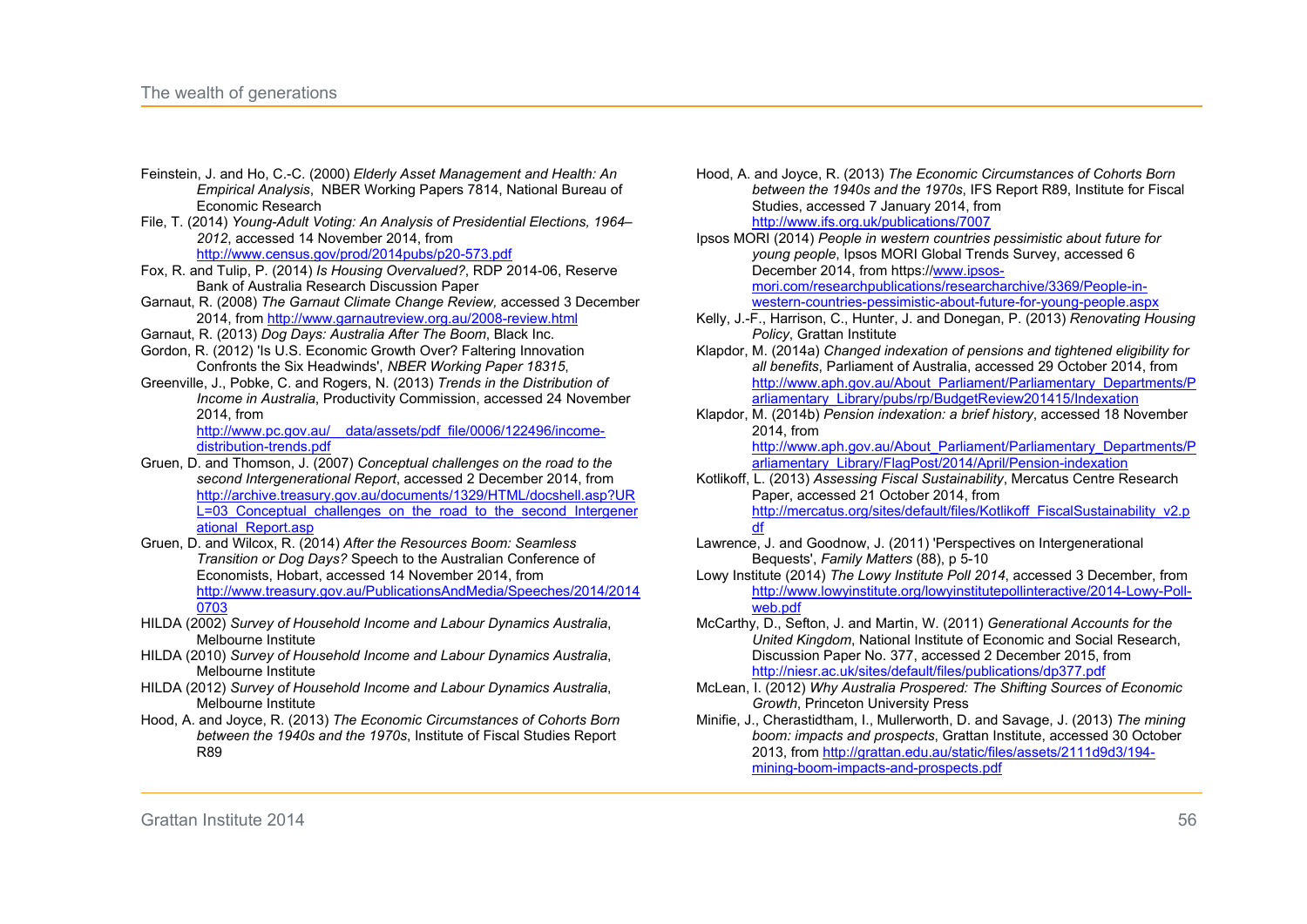Feinstein, J. and Ho, C.-C. (2000) *Elderly Asset Management and Health: An Empirical Analysis*, NBER Working Papers 7814, National Bureau of Economic Research

File, T. (2014) *Young-Adult Voting: An Analysis of Presidential Elections, 1964–2012*, accessed 14 November 2014, from http://www.census.gov/prod/2014pubs/p20-573.pdf

Fox, R. and Tulip, P. (2014) *Is Housing Overvalued?*, RDP 2014-06, Reserve Bank of Australia Research Discussion Paper

Garnaut, R. (2008) *The Garnaut Climate Change Review*, accessed 3 December 2014, from http://www.garnautreview.org.au/2008-review.html

Garnaut, R. (2013) *Dog Days: Australia After The Boom*, Black Inc.

Gordon, R. (2012) 'Is U.S. Economic Growth Over? Faltering Innovation Confronts the Six Headwinds', *NBER Working Paper 18315*,

Greenville, J., Pobke, C. and Rogers, N. (2013) *Trends in the Distribution of Income in Australia*, Productivity Commission, accessed 24 November 2014, from http://www.pc.gov.au/__data/assets/pdf_file/0006/122496/income-distribution-trends.pdf

Gruen, D. and Thomson, J. (2007) *Conceptual challenges on the road to the second Intergenerational Report*, accessed 2 December 2014, from http://archive.treasury.gov.au/documents/1329/HTML/docshell.asp?URL=03_Conceptual_challenges_on_the_road_to_the_second_Intergenerational_Report.asp

Gruen, D. and Wilcox, R. (2014) *After the Resources Boom: Seamless Transition or Dog Days?* Speech to the Australian Conference of Economists, Hobart, accessed 14 November 2014, from http://www.treasury.gov.au/PublicationsAndMedia/Speeches/2014/20140703

HILDA (2002) *Survey of Household Income and Labour Dynamics Australia*, Melbourne Institute

HILDA (2010) *Survey of Household Income and Labour Dynamics Australia*, Melbourne Institute

HILDA (2012) *Survey of Household Income and Labour Dynamics Australia*, Melbourne Institute

Hood, A. and Joyce, R. (2013) *The Economic Circumstances of Cohorts Born between the 1940s and the 1970s*, Institute of Fiscal Studies Report R89

Hood, A. and Joyce, R. (2013) *The Economic Circumstances of Cohorts Born between the 1940s and the 1970s*, IFS Report R89, Institute for Fiscal Studies, accessed 7 January 2014, from http://www.ifs.org.uk/publications/7007

Ipsos MORI (2014) *People in western countries pessimistic about future for young people*, Ipsos MORI Global Trends Survey, accessed 6 December 2014, from https://www.ipsos-mori.com/researchpublications/researcharchive/3369/People-in-western-countries-pessimistic-about-future-for-young-people.aspx

Kelly, J.-F., Harrison, C., Hunter, J. and Donegan, P. (2013) *Renovating Housing Policy*, Grattan Institute

Klapdor, M. (2014a) *Changed indexation of pensions and tightened eligibility for all benefits*, Parliament of Australia, accessed 29 October 2014, from http://www.aph.gov.au/About_Parliament/Parliamentary_Departments/Parliamentary_Library/pubs/rp/BudgetReview201415/Indexation

Klapdor, M. (2014b) *Pension indexation: a brief history*, accessed 18 November 2014, from http://www.aph.gov.au/About_Parliament/Parliamentary_Departments/Parliamentary_Library/FlagPost/2014/April/Pension-indexation

Kotlikoff, L. (2013) *Assessing Fiscal Sustainability*, Mercatus Centre Research Paper, accessed 21 October 2014, from http://mercatus.org/sites/default/files/Kotlikoff_FiscalSustainability_v2.pdf

Lawrence, J. and Goodnow, J. (2011) 'Perspectives on Intergenerational Bequests', *Family Matters* (88), p 5-10

Lowy Institute (2014) *The Lowy Institute Poll 2014*, accessed 3 December, from http://www.lowyinstitute.org/lowyinstitutepollinteractive/2014-Lowy-Poll-web.pdf

McCarthy, D., Sefton, J. and Martin, W. (2011) *Generational Accounts for the United Kingdom*, National Institute of Economic and Social Research, Discussion Paper No. 377, accessed 2 December 2015, from http://niesr.ac.uk/sites/default/files/publications/dp377.pdf

McLean, I. (2012) *Why Australia Prospered: The Shifting Sources of Economic Growth*, Princeton University Press

Minifie, J., Cherastidtham, I., Mullerworth, D. and Savage, J. (2013) *The mining boom: impacts and prospects*, Grattan Institute, accessed 30 October 2013, from http://grattan.edu.au/static/files/assets/2111d9d3/194-mining-boom-impacts-and-prospects.pdf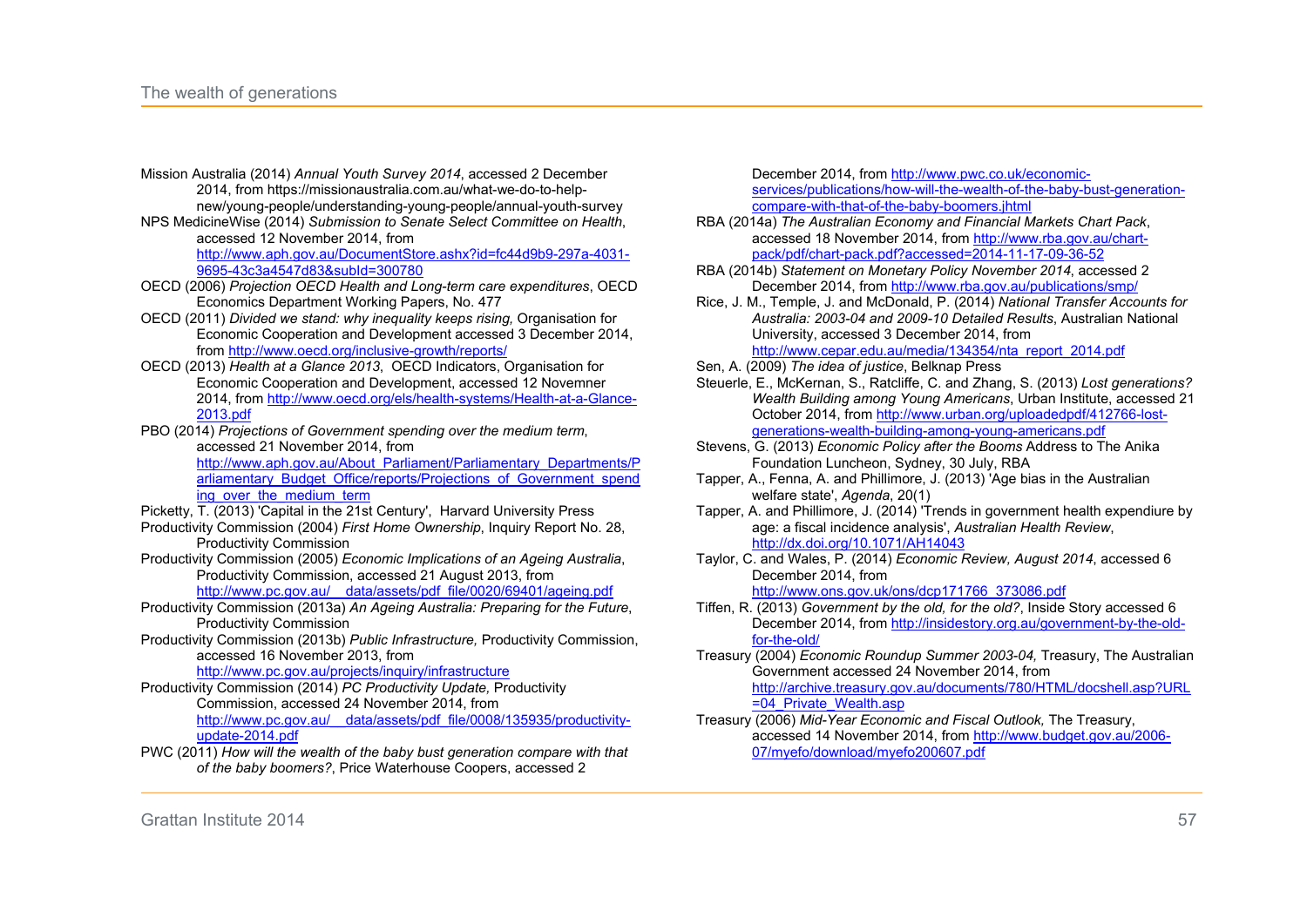Mission Australia (2014) *Annual Youth Survey 2014*, accessed 2 December 2014, from https://missionaustralia.com.au/what-we-do-to-help-new/young-people/understanding-young-people/annual-youth-survey

NPS MedicineWise (2014) *Submission to Senate Select Committee on Health*, accessed 12 November 2014, from http://www.aph.gov.au/DocumentStore.ashx?id=fc44d9b9-297a-4031-9695-43c3a4547d83&subId=300780

OECD (2006) *Projection OECD Health and Long-term care expenditures*, OECD Economics Department Working Papers, No. 477

OECD (2011) *Divided we stand: why inequality keeps rising,* Organisation for Economic Cooperation and Development accessed 3 December 2014, from http://www.oecd.org/inclusive-growth/reports/

OECD (2013) *Health at a Glance 2013*, OECD Indicators, Organisation for Economic Cooperation and Development, accessed 12 Novemner 2014, from http://www.oecd.org/els/health-systems/Health-at-a-Glance-2013.pdf

PBO (2014) *Projections of Government spending over the medium term*, accessed 21 November 2014, from http://www.aph.gov.au/About_Parliament/Parliamentary_Departments/Parliamentary_Budget_Office/reports/Projections_of_Government_spending_over_the_medium_term

Picketty, T. (2013) 'Capital in the 21st Century', Harvard University Press

Productivity Commission (2004) *First Home Ownership*, Inquiry Report No. 28, Productivity Commission

Productivity Commission (2005) *Economic Implications of an Ageing Australia*, Productivity Commission, accessed 21 August 2013, from http://www.pc.gov.au/__data/assets/pdf_file/0020/69401/ageing.pdf

Productivity Commission (2013a) *An Ageing Australia: Preparing for the Future*, Productivity Commission

Productivity Commission (2013b) *Public Infrastructure,* Productivity Commission, accessed 16 November 2013, from http://www.pc.gov.au/projects/inquiry/infrastructure

Productivity Commission (2014) *PC Productivity Update,* Productivity Commission, accessed 24 November 2014, from http://www.pc.gov.au/__data/assets/pdf_file/0008/135935/productivity-update-2014.pdf

PWC (2011) *How will the wealth of the baby bust generation compare with that of the baby boomers?*, Price Waterhouse Coopers, accessed 2 December 2014, from http://www.pwc.co.uk/economic-services/publications/how-will-the-wealth-of-the-baby-bust-generation-compare-with-that-of-the-baby-boomers.jhtml

RBA (2014a) *The Australian Economy and Financial Markets Chart Pack*, accessed 18 November 2014, from http://www.rba.gov.au/chart-pack/pdf/chart-pack.pdf?accessed=2014-11-17-09-36-52

RBA (2014b) *Statement on Monetary Policy November 2014*, accessed 2 December 2014, from http://www.rba.gov.au/publications/smp/

Rice, J. M., Temple, J. and McDonald, P. (2014) *National Transfer Accounts for Australia: 2003-04 and 2009-10 Detailed Results*, Australian National University, accessed 3 December 2014, from http://www.cepar.edu.au/media/134354/nta_report_2014.pdf

Sen, A. (2009) *The idea of justice*, Belknap Press

Steuerle, E., McKernan, S., Ratcliffe, C. and Zhang, S. (2013) *Lost generations? Wealth Building among Young Americans*, Urban Institute, accessed 21 October 2014, from http://www.urban.org/uploadedpdf/412766-lost-generations-wealth-building-among-young-americans.pdf

Stevens, G. (2013) *Economic Policy after the Booms* Address to The Anika Foundation Luncheon, Sydney, 30 July, RBA

Tapper, A., Fenna, A. and Phillimore, J. (2013) 'Age bias in the Australian welfare state', *Agenda*, 20(1)

Tapper, A. and Phillimore, J. (2014) 'Trends in government health expendiure by age: a fiscal incidence analysis', *Australian Health Review*, http://dx.doi.org/10.1071/AH14043

Taylor, C. and Wales, P. (2014) *Economic Review, August 2014*, accessed 6 December 2014, from http://www.ons.gov.uk/ons/dcp171766_373086.pdf

Tiffen, R. (2013) *Government by the old, for the old?*, Inside Story accessed 6 December 2014, from http://insidestory.org.au/government-by-the-old-for-the-old/

Treasury (2004) *Economic Roundup Summer 2003-04,* Treasury, The Australian Government accessed 24 November 2014, from http://archive.treasury.gov.au/documents/780/HTML/docshell.asp?URL=04_Private_Wealth.asp

Treasury (2006) *Mid-Year Economic and Fiscal Outlook,* The Treasury, accessed 14 November 2014, from http://www.budget.gov.au/2006-07/myefo/download/myefo200607.pdf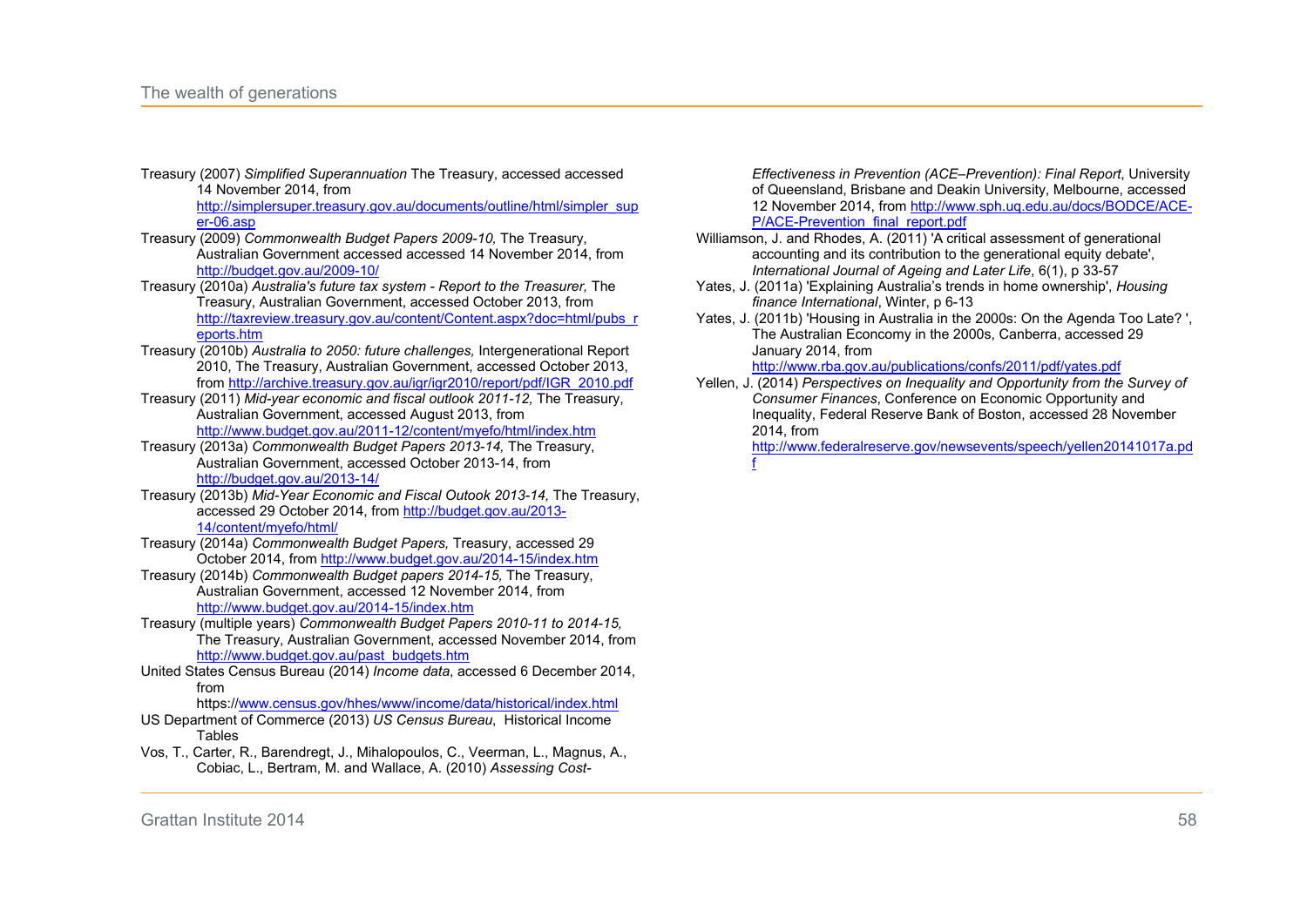Treasury (2007) *Simplified Superannuation* The Treasury, accessed accessed 14 November 2014, from http://simplersuper.treasury.gov.au/documents/outline/html/simpler_super-06.asp

Treasury (2009) *Commonwealth Budget Papers 2009-10,* The Treasury, Australian Government accessed accessed 14 November 2014, from http://budget.gov.au/2009-10/

Treasury (2010a) *Australia's future tax system - Report to the Treasurer,* The Treasury, Australian Government, accessed October 2013, from http://taxreview.treasury.gov.au/content/Content.aspx?doc=html/pubs_reports.htm

Treasury (2010b) *Australia to 2050: future challenges,* Intergenerational Report 2010, The Treasury, Australian Government, accessed October 2013, from http://archive.treasury.gov.au/igr/igr2010/report/pdf/IGR_2010.pdf

Treasury (2011) *Mid-year economic and fiscal outlook 2011-12,* The Treasury, Australian Government, accessed August 2013, from http://www.budget.gov.au/2011-12/content/myefo/html/index.htm

Treasury (2013a) *Commonwealth Budget Papers 2013-14,* The Treasury, Australian Government, accessed October 2013-14, from http://budget.gov.au/2013-14/

Treasury (2013b) *Mid-Year Economic and Fiscal Outook 2013-14,* The Treasury, accessed 29 October 2014, from http://budget.gov.au/2013-14/content/myefo/html/

Treasury (2014a) *Commonwealth Budget Papers,* Treasury, accessed 29 October 2014, from http://www.budget.gov.au/2014-15/index.htm

Treasury (2014b) *Commonwealth Budget papers 2014-15,* The Treasury, Australian Government, accessed 12 November 2014, from http://www.budget.gov.au/2014-15/index.htm

Treasury (multiple years) *Commonwealth Budget Papers 2010-11 to 2014-15,* The Treasury, Australian Government, accessed November 2014, from http://www.budget.gov.au/past_budgets.htm

United States Census Bureau (2014) *Income data*, accessed 6 December 2014, from https://www.census.gov/hhes/www/income/data/historical/index.html

US Department of Commerce (2013) *US Census Bureau*, Historical Income Tables

Vos, T., Carter, R., Barendregt, J., Mihalopoulos, C., Veerman, L., Magnus, A., Cobiac, L., Bertram, M. and Wallace, A. (2010) *Assessing Cost-Effectiveness in Prevention (ACE–Prevention): Final Report*, University of Queensland, Brisbane and Deakin University, Melbourne, accessed 12 November 2014, from http://www.sph.uq.edu.au/docs/BODCE/ACE-P/ACE-Prevention_final_report.pdf

Williamson, J. and Rhodes, A. (2011) 'A critical assessment of generational accounting and its contribution to the generational equity debate', *International Journal of Ageing and Later Life*, 6(1), p 33-57

Yates, J. (2011a) 'Explaining Australia's trends in home ownership', *Housing finance International*, Winter, p 6-13

Yates, J. (2011b) 'Housing in Australia in the 2000s: On the Agenda Too Late? ', The Australian Econcomy in the 2000s, Canberra, accessed 29 January 2014, from http://www.rba.gov.au/publications/confs/2011/pdf/yates.pdf

Yellen, J. (2014) *Perspectives on Inequality and Opportunity from the Survey of Consumer Finances*, Conference on Economic Opportunity and Inequality, Federal Reserve Bank of Boston, accessed 28 November 2014, from http://www.federalreserve.gov/newsevents/speech/yellen20141017a.pdf